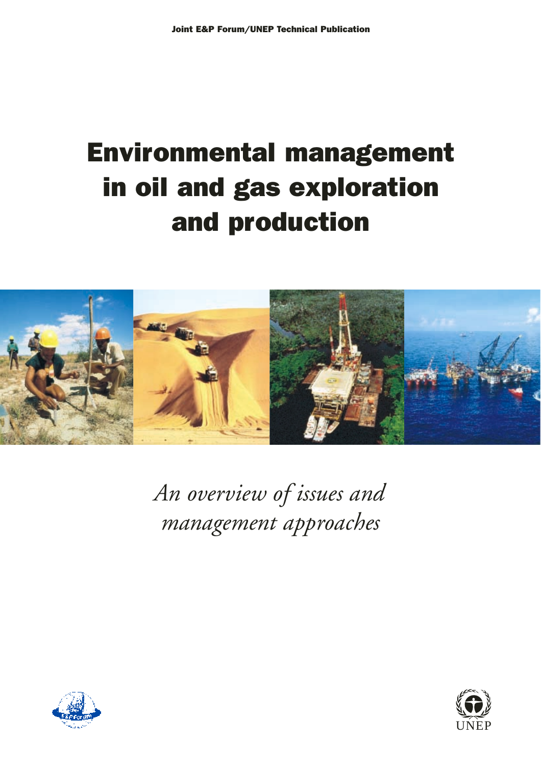Joint E&P Forum/UNEP Technical Publication

# Environmental management in oil and gas exploration and production

*An overview of issues and management approaches*

UNEP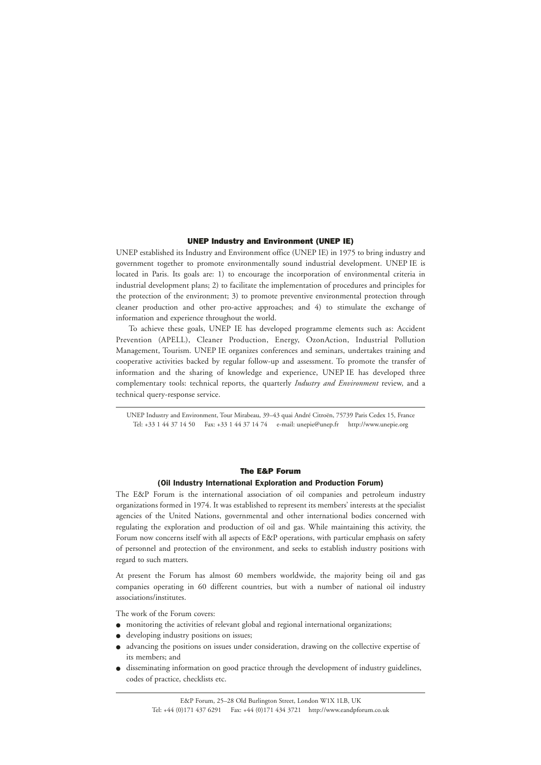## UNEP Industry and Environment (UNEP IE)

UNEP established its Industry and Environment office (UNEP IE) in 1975 to bring industry and government together to promote environmentally sound industrial development. UNEP IE is located in Paris. Its goals are: 1) to encourage the incorporation of environmental criteria in industrial development plans; 2) to facilitate the implementation of procedures and principles for the protection of the environment; 3) to promote preventive environmental protection through cleaner production and other pro-active approaches; and 4) to stimulate the exchange of information and experience throughout the world.

To achieve these goals, UNEP IE has developed programme elements such as: Accident Prevention (APELL), Cleaner Production, Energy, OzonAction, Industrial Pollution Management, Tourism. UNEP IE organizes conferences and seminars, undertakes training and cooperative activities backed by regular follow-up and assessment. To promote the transfer of information and the sharing of knowledge and experience, UNEP IE has developed three complementary tools: technical reports, the quarterly *Industry and Environment* review, and a technical query-response service.

---

UNEP Industry and Environment, Tour Mirabeau, 39–43 quai André Citroën, 75739 Paris Cedex 15, France
Tel: +33 1 44 37 14 50 Fax: +33 1 44 37 14 74 e-mail: unepie@unep.fr http://www.unepie.org

## The E&P Forum

### (Oil Industry International Exploration and Production Forum)

The E&P Forum is the international association of oil companies and petroleum industry organizations formed in 1974. It was established to represent its members' interests at the specialist agencies of the United Nations, governmental and other international bodies concerned with regulating the exploration and production of oil and gas. While maintaining this activity, the Forum now concerns itself with all aspects of E&P operations, with particular emphasis on safety of personnel and protection of the environment, and seeks to establish industry positions with regard to such matters.

At present the Forum has almost 60 members worldwide, the majority being oil and gas companies operating in 60 different countries, but with a number of national oil industry associations/institutes.

The work of the Forum covers:

- monitoring the activities of relevant global and regional international organizations;
- developing industry positions on issues;
- advancing the positions on issues under consideration, drawing on the collective expertise of its members; and
- disseminating information on good practice through the development of industry guidelines, codes of practice, checklists etc.

---

E&P Forum, 25–28 Old Burlington Street, London W1X 1LB, UK
Tel: +44 (0)171 437 6291 Fax: +44 (0)171 434 3721 http://www.eandpforum.co.uk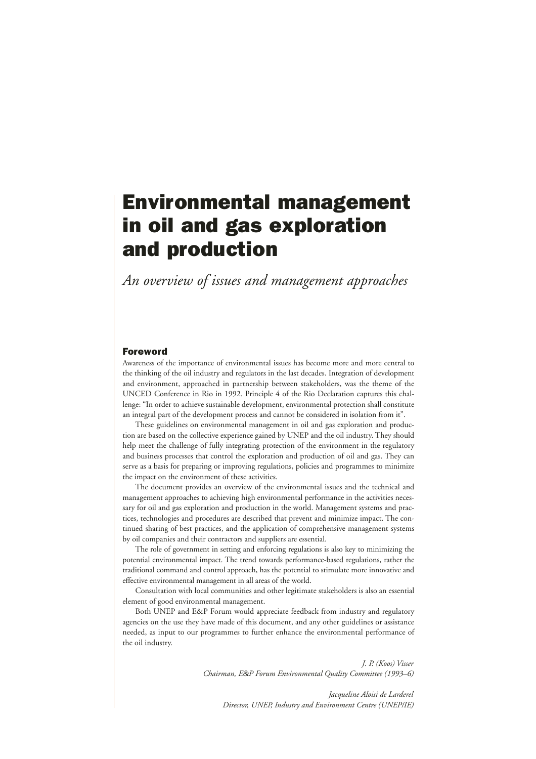# Environmental management in oil and gas exploration and production

*An overview of issues and management approaches*

## Foreword

Awareness of the importance of environmental issues has become more and more central to the thinking of the oil industry and regulators in the last decades. Integration of development and environment, approached in partnership between stakeholders, was the theme of the UNCED Conference in Rio in 1992. Principle 4 of the Rio Declaration captures this challenge: "In order to achieve sustainable development, environmental protection shall constitute an integral part of the development process and cannot be considered in isolation from it".

These guidelines on environmental management in oil and gas exploration and production are based on the collective experience gained by UNEP and the oil industry. They should help meet the challenge of fully integrating protection of the environment in the regulatory and business processes that control the exploration and production of oil and gas. They can serve as a basis for preparing or improving regulations, policies and programmes to minimize the impact on the environment of these activities.

The document provides an overview of the environmental issues and the technical and management approaches to achieving high environmental performance in the activities necessary for oil and gas exploration and production in the world. Management systems and practices, technologies and procedures are described that prevent and minimize impact. The continued sharing of best practices, and the application of comprehensive management systems by oil companies and their contractors and suppliers are essential.

The role of government in setting and enforcing regulations is also key to minimizing the potential environmental impact. The trend towards performance-based regulations, rather the traditional command and control approach, has the potential to stimulate more innovative and effective environmental management in all areas of the world.

Consultation with local communities and other legitimate stakeholders is also an essential element of good environmental management.

Both UNEP and E&P Forum would appreciate feedback from industry and regulatory agencies on the use they have made of this document, and any other guidelines or assistance needed, as input to our programmes to further enhance the environmental performance of the oil industry.

*J. P. (Koos) Visser*
*Chairman, E&P Forum Environmental Quality Committee (1993–6)*

*Jacqueline Aloisi de Larderel*
*Director, UNEP, Industry and Environment Centre (UNEP/IE)*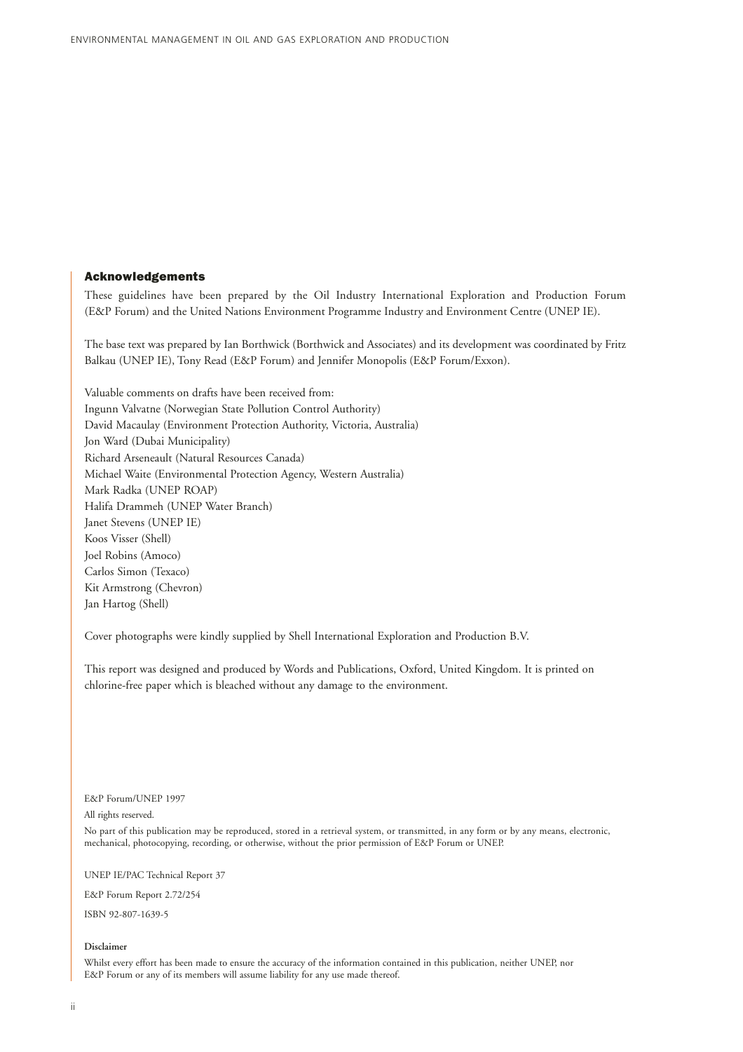## Acknowledgements

These guidelines have been prepared by the Oil Industry International Exploration and Production Forum (E&P Forum) and the United Nations Environment Programme Industry and Environment Centre (UNEP IE).

The base text was prepared by Ian Borthwick (Borthwick and Associates) and its development was coordinated by Fritz Balkau (UNEP IE), Tony Read (E&P Forum) and Jennifer Monopolis (E&P Forum/Exxon).

Valuable comments on drafts have been received from:
Ingunn Valvatne (Norwegian State Pollution Control Authority)
David Macaulay (Environment Protection Authority, Victoria, Australia)
Jon Ward (Dubai Municipality)
Richard Arseneault (Natural Resources Canada)
Michael Waite (Environmental Protection Agency, Western Australia)
Mark Radka (UNEP ROAP)
Halifa Drammeh (UNEP Water Branch)
Janet Stevens (UNEP IE)
Koos Visser (Shell)
Joel Robins (Amoco)
Carlos Simon (Texaco)
Kit Armstrong (Chevron)
Jan Hartog (Shell)

Cover photographs were kindly supplied by Shell International Exploration and Production B.V.

This report was designed and produced by Words and Publications, Oxford, United Kingdom. It is printed on chlorine-free paper which is bleached without any damage to the environment.

E&P Forum/UNEP 1997

All rights reserved.

No part of this publication may be reproduced, stored in a retrieval system, or transmitted, in any form or by any means, electronic, mechanical, photocopying, recording, or otherwise, without the prior permission of E&P Forum or UNEP.

UNEP IE/PAC Technical Report 37

E&P Forum Report 2.72/254

ISBN 92-807-1639-5

**Disclaimer**

Whilst every effort has been made to ensure the accuracy of the information contained in this publication, neither UNEP, nor E&P Forum or any of its members will assume liability for any use made thereof.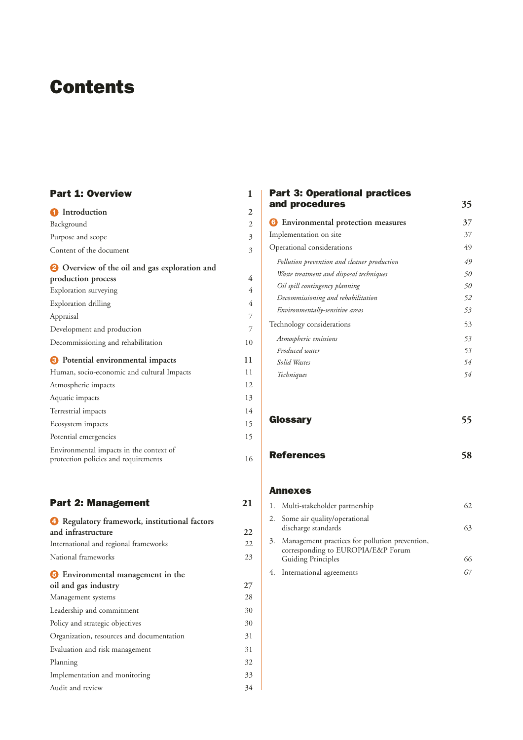# Contents

## Part 1: Overview — 1

**1 Introduction** — 2

- Background — 2
- Purpose and scope — 3
- Content of the document — 3

**2 Overview of the oil and gas exploration and production process** — 4

- Exploration surveying — 4
- Exploration drilling — 4
- Appraisal — 7
- Development and production — 7
- Decommissioning and rehabilitation — 10

**3 Potential environmental impacts** — 11

- Human, socio-economic and cultural Impacts — 11
- Atmospheric impacts — 12
- Aquatic impacts — 13
- Terrestrial impacts — 14
- Ecosystem impacts — 15
- Potential emergencies — 15
- Environmental impacts in the context of protection policies and requirements — 16

## Part 2: Management — 21

**4 Regulatory framework, institutional factors and infrastructure** — 22

- International and regional frameworks — 22
- National frameworks — 23

**5 Environmental management in the oil and gas industry** — 27

- Management systems — 28
- Leadership and commitment — 30
- Policy and strategic objectives — 30
- Organization, resources and documentation — 31
- Evaluation and risk management — 31
- Planning — 32
- Implementation and monitoring — 33
- Audit and review — 34

## Part 3: Operational practices and procedures — 35

**6 Environmental protection measures** — 37

- Implementation on site — 37
- Operational considerations — 49
  - *Pollution prevention and cleaner production* — *49*
  - *Waste treatment and disposal techniques* — *50*
  - *Oil spill contingency planning* — *50*
  - *Decommissioning and rehabilitation* — *52*
  - *Environmentally-sensitive areas* — *53*
- Technology considerations — 53
  - *Atmospheric emissions* — *53*
  - *Produced water* — *53*
  - *Solid Wastes* — *54*
  - *Techniques* — *54*

## Glossary — 55

## References — 58

## Annexes

1. Multi-stakeholder partnership — 62
2. Some air quality/operational discharge standards — 63
3. Management practices for pollution prevention, corresponding to EUROPIA/E&P Forum Guiding Principles — 66
4. International agreements — 67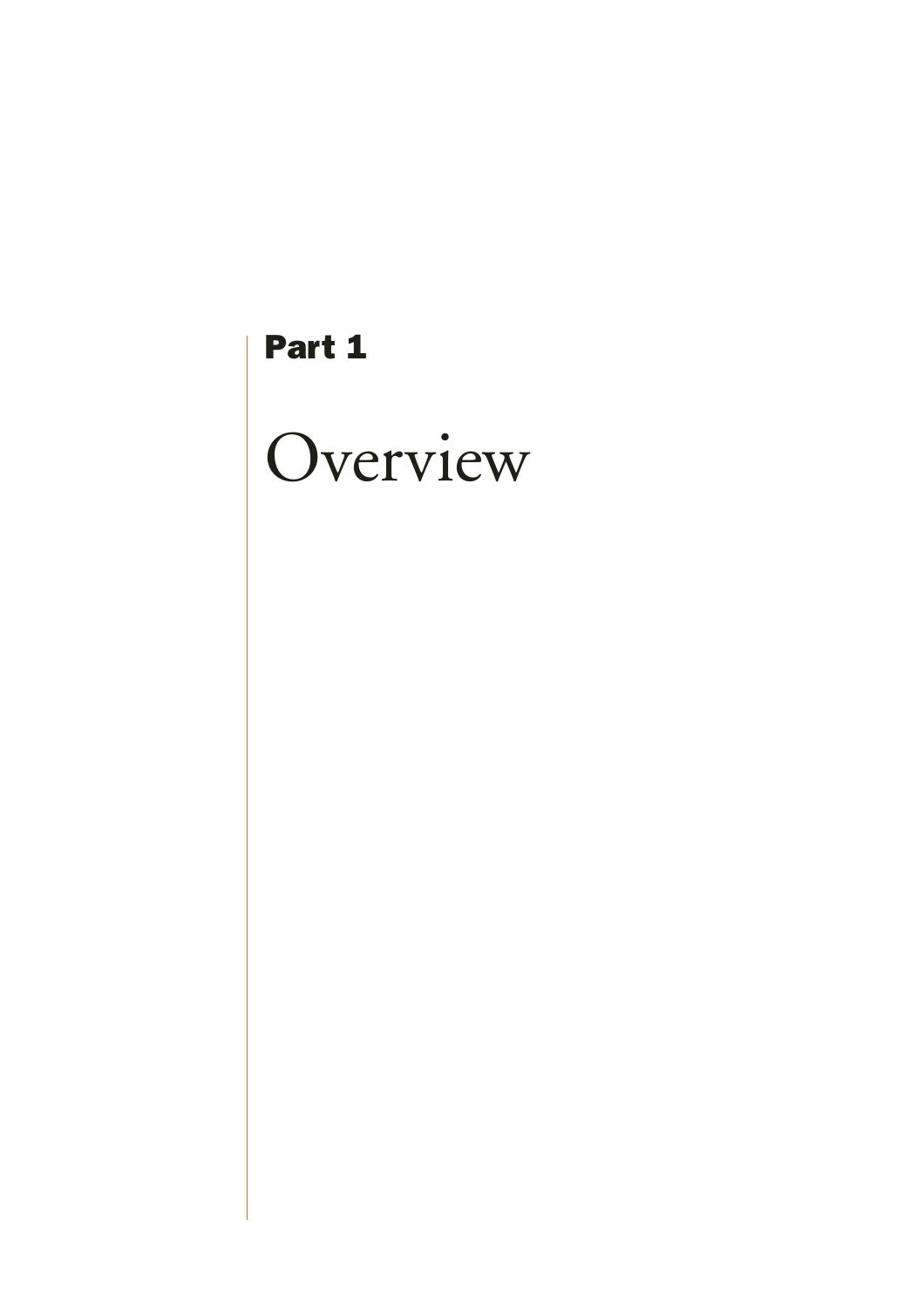# Part 1

# Overview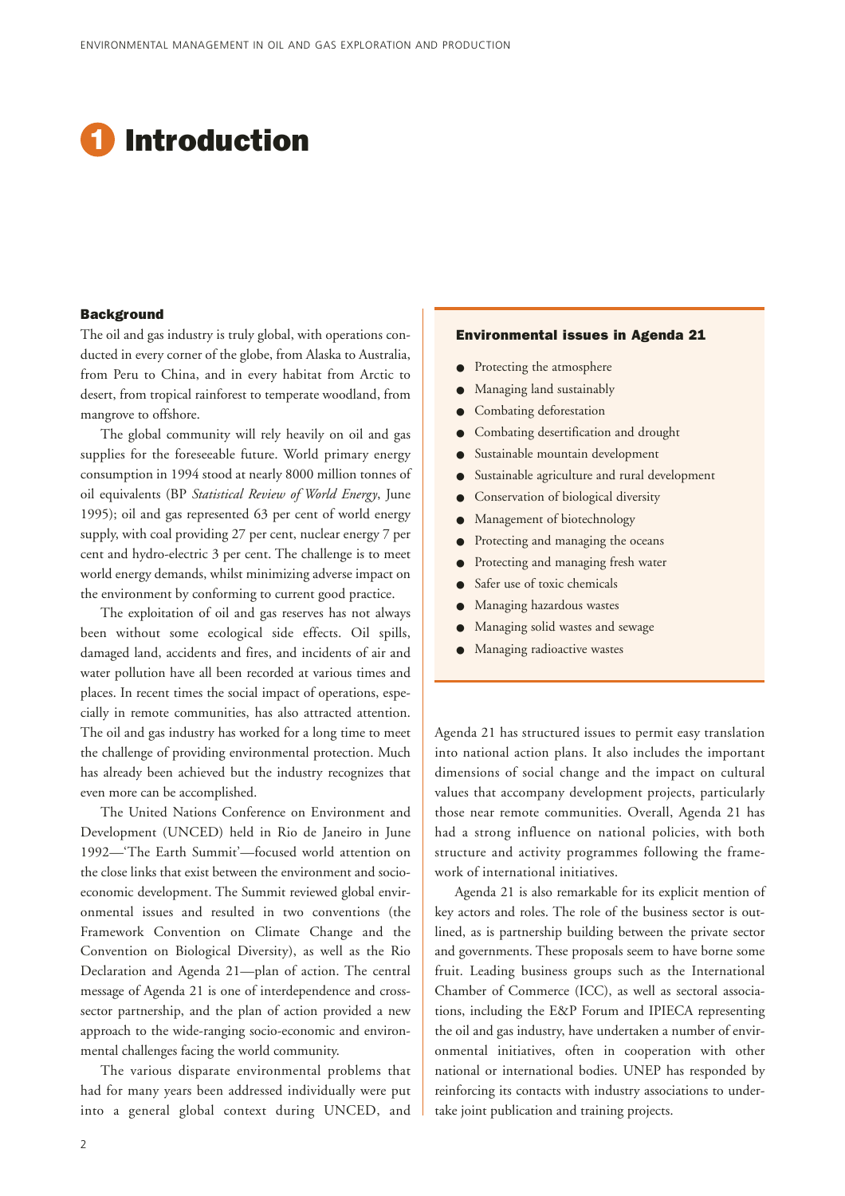# 1 Introduction

## Background

The oil and gas industry is truly global, with operations conducted in every corner of the globe, from Alaska to Australia, from Peru to China, and in every habitat from Arctic to desert, from tropical rainforest to temperate woodland, from mangrove to offshore.

The global community will rely heavily on oil and gas supplies for the foreseeable future. World primary energy consumption in 1994 stood at nearly 8000 million tonnes of oil equivalents (BP *Statistical Review of World Energy*, June 1995); oil and gas represented 63 per cent of world energy supply, with coal providing 27 per cent, nuclear energy 7 per cent and hydro-electric 3 per cent. The challenge is to meet world energy demands, whilst minimizing adverse impact on the environment by conforming to current good practice.

The exploitation of oil and gas reserves has not always been without some ecological side effects. Oil spills, damaged land, accidents and fires, and incidents of air and water pollution have all been recorded at various times and places. In recent times the social impact of operations, especially in remote communities, has also attracted attention. The oil and gas industry has worked for a long time to meet the challenge of providing environmental protection. Much has already been achieved but the industry recognizes that even more can be accomplished.

The United Nations Conference on Environment and Development (UNCED) held in Rio de Janeiro in June 1992—'The Earth Summit'—focused world attention on the close links that exist between the environment and socio-economic development. The Summit reviewed global environmental issues and resulted in two conventions (the Framework Convention on Climate Change and the Convention on Biological Diversity), as well as the Rio Declaration and Agenda 21—plan of action. The central message of Agenda 21 is one of interdependence and cross-sector partnership, and the plan of action provided a new approach to the wide-ranging socio-economic and environmental challenges facing the world community.

The various disparate environmental problems that had for many years been addressed individually were put into a general global context during UNCED, and Agenda 21 has structured issues to permit easy translation into national action plans. It also includes the important dimensions of social change and the impact on cultural values that accompany development projects, particularly those near remote communities. Overall, Agenda 21 has had a strong influence on national policies, with both structure and activity programmes following the framework of international initiatives.

Agenda 21 is also remarkable for its explicit mention of key actors and roles. The role of the business sector is outlined, as is partnership building between the private sector and governments. These proposals seem to have borne some fruit. Leading business groups such as the International Chamber of Commerce (ICC), as well as sectoral associations, including the E&P Forum and IPIECA representing the oil and gas industry, have undertaken a number of environmental initiatives, often in cooperation with other national or international bodies. UNEP has responded by reinforcing its contacts with industry associations to undertake joint publication and training projects.

**Environmental issues in Agenda 21**

- Protecting the atmosphere
- Managing land sustainably
- Combating deforestation
- Combating desertification and drought
- Sustainable mountain development
- Sustainable agriculture and rural development
- Conservation of biological diversity
- Management of biotechnology
- Protecting and managing the oceans
- Protecting and managing fresh water
- Safer use of toxic chemicals
- Managing hazardous wastes
- Managing solid wastes and sewage
- Managing radioactive wastes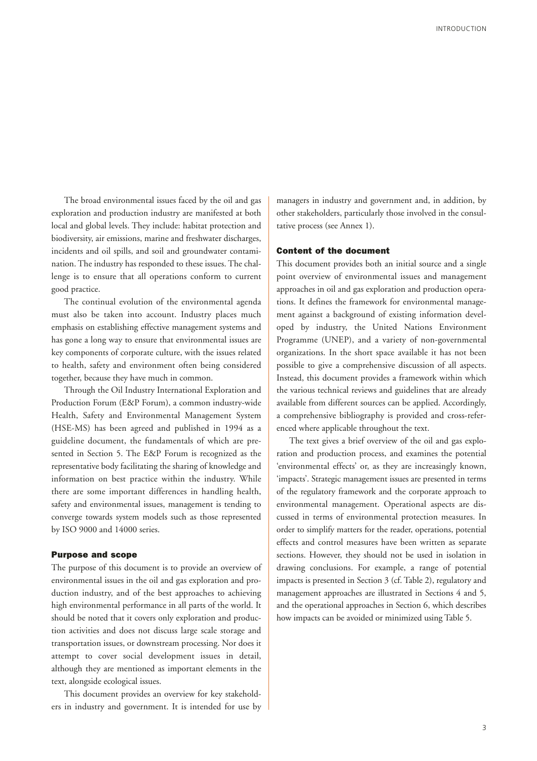The broad environmental issues faced by the oil and gas exploration and production industry are manifested at both local and global levels. They include: habitat protection and biodiversity, air emissions, marine and freshwater discharges, incidents and oil spills, and soil and groundwater contamination. The industry has responded to these issues. The challenge is to ensure that all operations conform to current good practice.

The continual evolution of the environmental agenda must also be taken into account. Industry places much emphasis on establishing effective management systems and has gone a long way to ensure that environmental issues are key components of corporate culture, with the issues related to health, safety and environment often being considered together, because they have much in common.

Through the Oil Industry International Exploration and Production Forum (E&P Forum), a common industry-wide Health, Safety and Environmental Management System (HSE-MS) has been agreed and published in 1994 as a guideline document, the fundamentals of which are presented in Section 5. The E&P Forum is recognized as the representative body facilitating the sharing of knowledge and information on best practice within the industry. While there are some important differences in handling health, safety and environmental issues, management is tending to converge towards system models such as those represented by ISO 9000 and 14000 series.

## Purpose and scope

The purpose of this document is to provide an overview of environmental issues in the oil and gas exploration and production industry, and of the best approaches to achieving high environmental performance in all parts of the world. It should be noted that it covers only exploration and production activities and does not discuss large scale storage and transportation issues, or downstream processing. Nor does it attempt to cover social development issues in detail, although they are mentioned as important elements in the text, alongside ecological issues.

This document provides an overview for key stakeholders in industry and government. It is intended for use by managers in industry and government and, in addition, by other stakeholders, particularly those involved in the consultative process (see Annex 1).

## Content of the document

This document provides both an initial source and a single point overview of environmental issues and management approaches in oil and gas exploration and production operations. It defines the framework for environmental management against a background of existing information developed by industry, the United Nations Environment Programme (UNEP), and a variety of non-governmental organizations. In the short space available it has not been possible to give a comprehensive discussion of all aspects. Instead, this document provides a framework within which the various technical reviews and guidelines that are already available from different sources can be applied. Accordingly, a comprehensive bibliography is provided and cross-referenced where applicable throughout the text.

The text gives a brief overview of the oil and gas exploration and production process, and examines the potential 'environmental effects' or, as they are increasingly known, 'impacts'. Strategic management issues are presented in terms of the regulatory framework and the corporate approach to environmental management. Operational aspects are discussed in terms of environmental protection measures. In order to simplify matters for the reader, operations, potential effects and control measures have been written as separate sections. However, they should not be used in isolation in drawing conclusions. For example, a range of potential impacts is presented in Section 3 (cf. Table 2), regulatory and management approaches are illustrated in Sections 4 and 5, and the operational approaches in Section 6, which describes how impacts can be avoided or minimized using Table 5.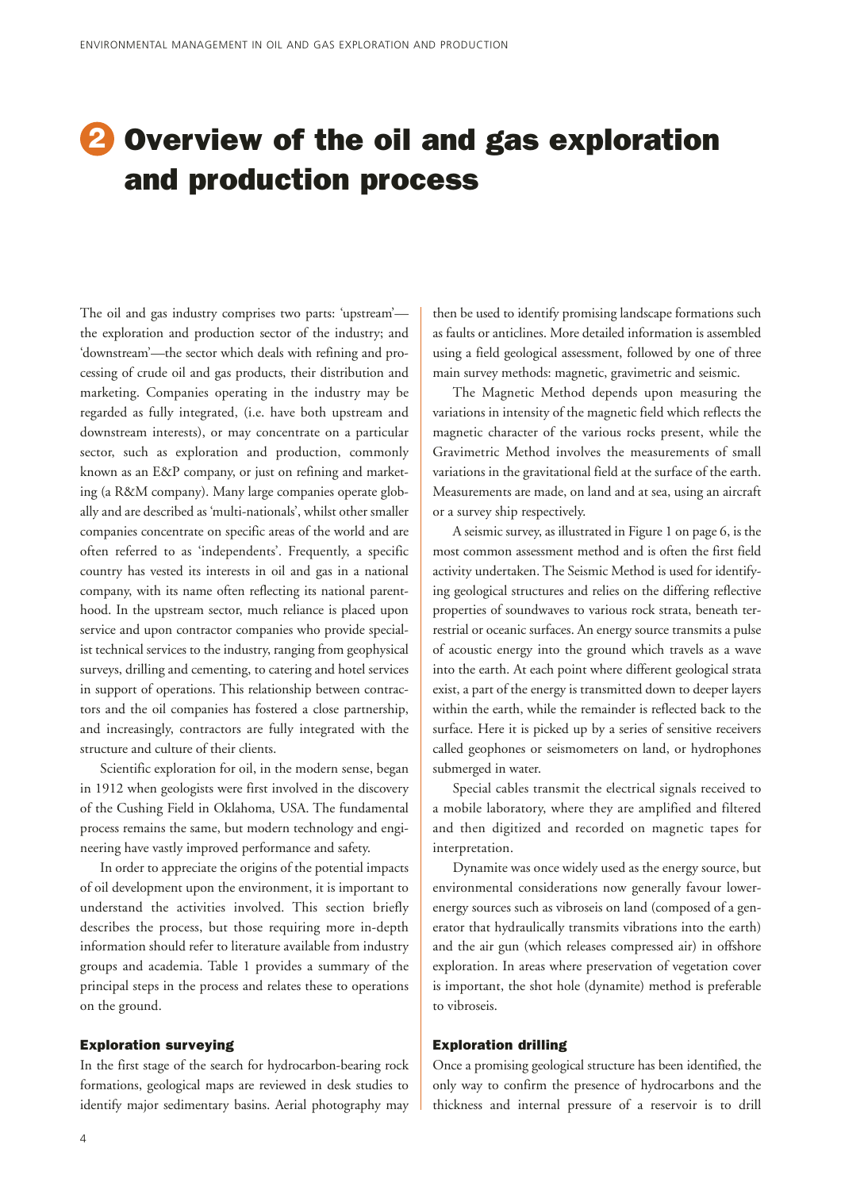# 2 Overview of the oil and gas exploration and production process

The oil and gas industry comprises two parts: 'upstream'—the exploration and production sector of the industry; and 'downstream'—the sector which deals with refining and processing of crude oil and gas products, their distribution and marketing. Companies operating in the industry may be regarded as fully integrated, (i.e. have both upstream and downstream interests), or may concentrate on a particular sector, such as exploration and production, commonly known as an E&P company, or just on refining and marketing (a R&M company). Many large companies operate globally and are described as 'multi-nationals', whilst other smaller companies concentrate on specific areas of the world and are often referred to as 'independents'. Frequently, a specific country has vested its interests in oil and gas in a national company, with its name often reflecting its national parenthood. In the upstream sector, much reliance is placed upon service and upon contractor companies who provide specialist technical services to the industry, ranging from geophysical surveys, drilling and cementing, to catering and hotel services in support of operations. This relationship between contractors and the oil companies has fostered a close partnership, and increasingly, contractors are fully integrated with the structure and culture of their clients.

Scientific exploration for oil, in the modern sense, began in 1912 when geologists were first involved in the discovery of the Cushing Field in Oklahoma, USA. The fundamental process remains the same, but modern technology and engineering have vastly improved performance and safety.

In order to appreciate the origins of the potential impacts of oil development upon the environment, it is important to understand the activities involved. This section briefly describes the process, but those requiring more in-depth information should refer to literature available from industry groups and academia. Table 1 provides a summary of the principal steps in the process and relates these to operations on the ground.

### Exploration surveying

In the first stage of the search for hydrocarbon-bearing rock formations, geological maps are reviewed in desk studies to identify major sedimentary basins. Aerial photography may then be used to identify promising landscape formations such as faults or anticlines. More detailed information is assembled using a field geological assessment, followed by one of three main survey methods: magnetic, gravimetric and seismic.

The Magnetic Method depends upon measuring the variations in intensity of the magnetic field which reflects the magnetic character of the various rocks present, while the Gravimetric Method involves the measurements of small variations in the gravitational field at the surface of the earth. Measurements are made, on land and at sea, using an aircraft or a survey ship respectively.

A seismic survey, as illustrated in Figure 1 on page 6, is the most common assessment method and is often the first field activity undertaken. The Seismic Method is used for identifying geological structures and relies on the differing reflective properties of soundwaves to various rock strata, beneath terrestrial or oceanic surfaces. An energy source transmits a pulse of acoustic energy into the ground which travels as a wave into the earth. At each point where different geological strata exist, a part of the energy is transmitted down to deeper layers within the earth, while the remainder is reflected back to the surface. Here it is picked up by a series of sensitive receivers called geophones or seismometers on land, or hydrophones submerged in water.

Special cables transmit the electrical signals received to a mobile laboratory, where they are amplified and filtered and then digitized and recorded on magnetic tapes for interpretation.

Dynamite was once widely used as the energy source, but environmental considerations now generally favour lower-energy sources such as vibroseis on land (composed of a generator that hydraulically transmits vibrations into the earth) and the air gun (which releases compressed air) in offshore exploration. In areas where preservation of vegetation cover is important, the shot hole (dynamite) method is preferable to vibroseis.

### Exploration drilling

Once a promising geological structure has been identified, the only way to confirm the presence of hydrocarbons and the thickness and internal pressure of a reservoir is to drill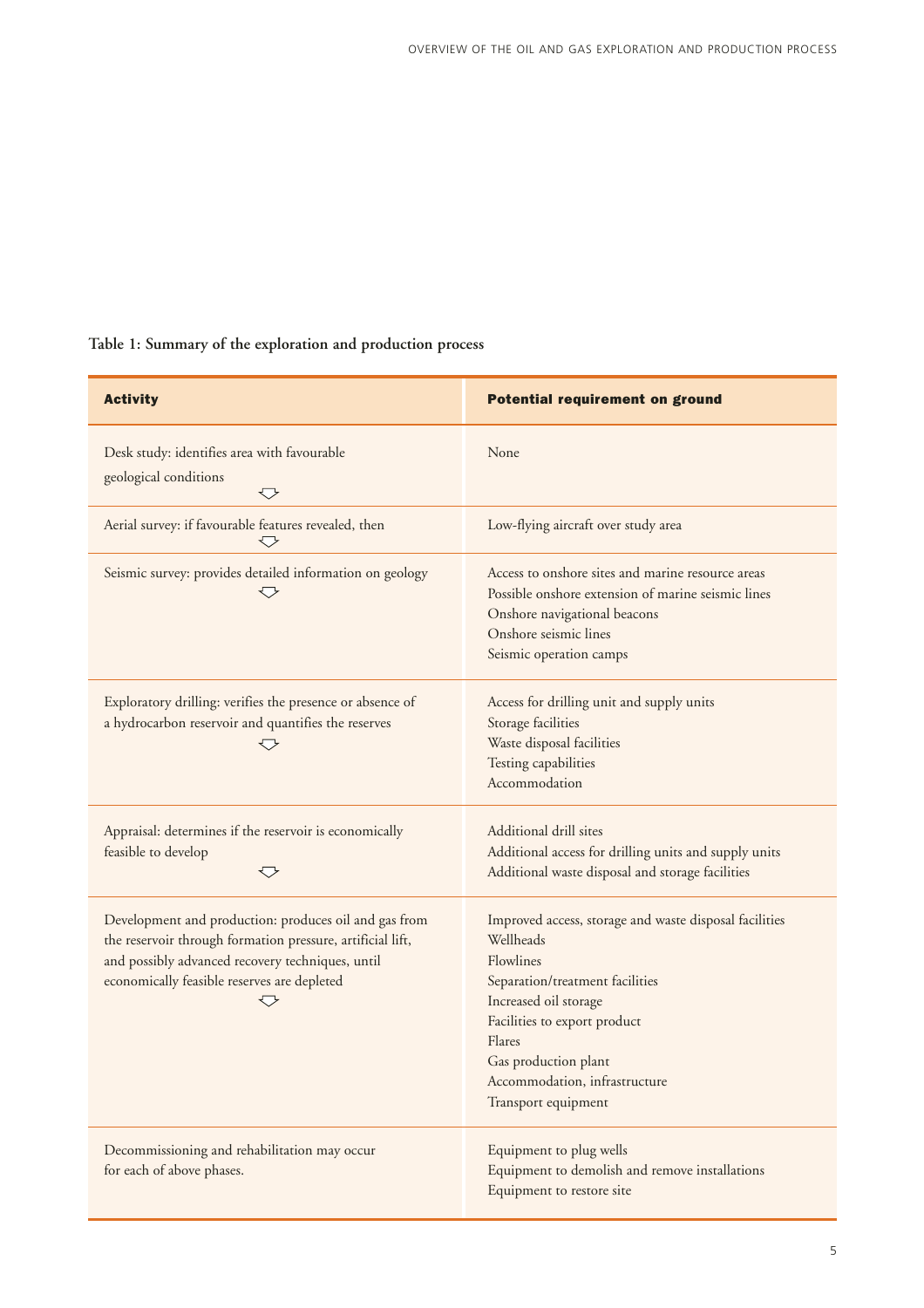**Table 1: Summary of the exploration and production process**

| Activity | Potential requirement on ground |
| --- | --- |
| Desk study: identifies area with favourable geological conditions ⇩ | None |
| Aerial survey: if favourable features revealed, then ⇩ | Low-flying aircraft over study area |
| Seismic survey: provides detailed information on geology ⇩ | Access to onshore sites and marine resource areas<br>Possible onshore extension of marine seismic lines<br>Onshore navigational beacons<br>Onshore seismic lines<br>Seismic operation camps |
| Exploratory drilling: verifies the presence or absence of a hydrocarbon reservoir and quantifies the reserves ⇩ | Access for drilling unit and supply units<br>Storage facilities<br>Waste disposal facilities<br>Testing capabilities<br>Accommodation |
| Appraisal: determines if the reservoir is economically feasible to develop ⇩ | Additional drill sites<br>Additional access for drilling units and supply units<br>Additional waste disposal and storage facilities |
| Development and production: produces oil and gas from the reservoir through formation pressure, artificial lift, and possibly advanced recovery techniques, until economically feasible reserves are depleted ⇩ | Improved access, storage and waste disposal facilities<br>Wellheads<br>Flowlines<br>Separation/treatment facilities<br>Increased oil storage<br>Facilities to export product<br>Flares<br>Gas production plant<br>Accommodation, infrastructure<br>Transport equipment |
| Decommissioning and rehabilitation may occur for each of above phases. | Equipment to plug wells<br>Equipment to demolish and remove installations<br>Equipment to restore site |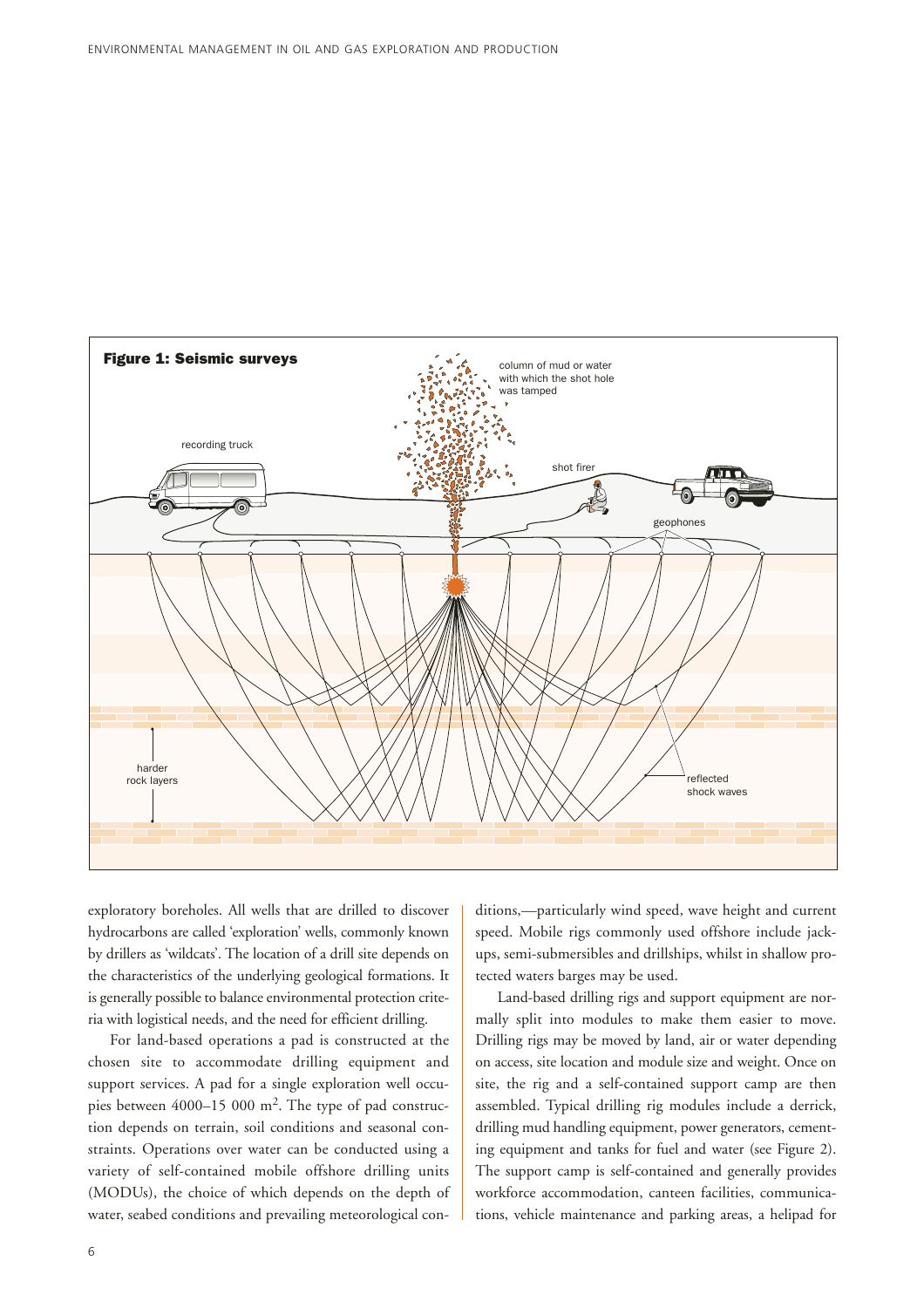**Figure 1: Seismic surveys**

exploratory boreholes. All wells that are drilled to discover hydrocarbons are called 'exploration' wells, commonly known by drillers as 'wildcats'. The location of a drill site depends on the characteristics of the underlying geological formations. It is generally possible to balance environmental protection criteria with logistical needs, and the need for efficient drilling.

For land-based operations a pad is constructed at the chosen site to accommodate drilling equipment and support services. A pad for a single exploration well occupies between 4000–15 000 m$^2$. The type of pad construction depends on terrain, soil conditions and seasonal constraints. Operations over water can be conducted using a variety of self-contained mobile offshore drilling units (MODUs), the choice of which depends on the depth of water, seabed conditions and prevailing meteorological conditions,—particularly wind speed, wave height and current speed. Mobile rigs commonly used offshore include jack-ups, semi-submersibles and drillships, whilst in shallow protected waters barges may be used.

Land-based drilling rigs and support equipment are normally split into modules to make them easier to move. Drilling rigs may be moved by land, air or water depending on access, site location and module size and weight. Once on site, the rig and a self-contained support camp are then assembled. Typical drilling rig modules include a derrick, drilling mud handling equipment, power generators, cementing equipment and tanks for fuel and water (see Figure 2). The support camp is self-contained and generally provides workforce accommodation, canteen facilities, communications, vehicle maintenance and parking areas, a helipad for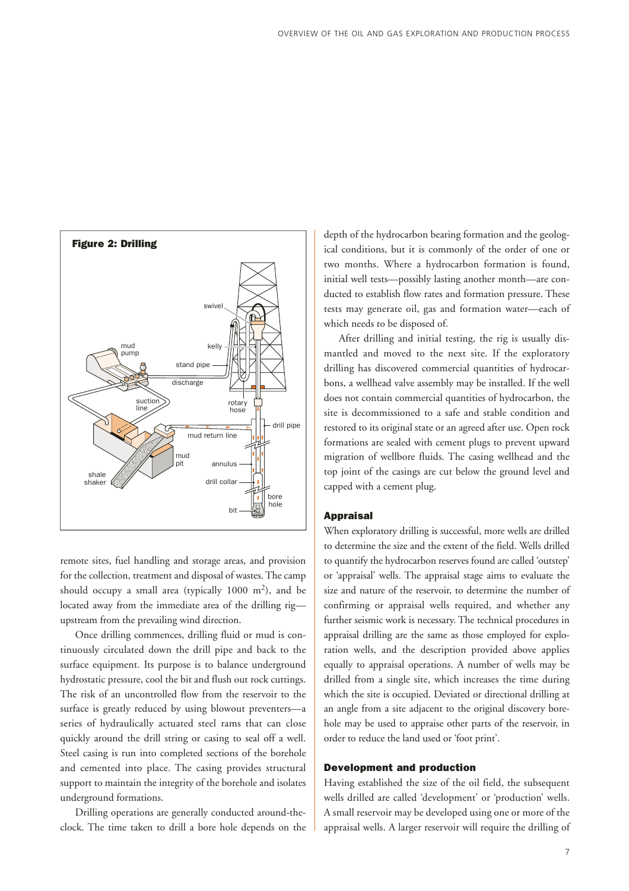**Figure 2: Drilling**

remote sites, fuel handling and storage areas, and provision for the collection, treatment and disposal of wastes. The camp should occupy a small area (typically 1000 $m^2$), and be located away from the immediate area of the drilling rig—upstream from the prevailing wind direction.

Once drilling commences, drilling fluid or mud is continuously circulated down the drill pipe and back to the surface equipment. Its purpose is to balance underground hydrostatic pressure, cool the bit and flush out rock cuttings. The risk of an uncontrolled flow from the reservoir to the surface is greatly reduced by using blowout preventers—a series of hydraulically actuated steel rams that can close quickly around the drill string or casing to seal off a well. Steel casing is run into completed sections of the borehole and cemented into place. The casing provides structural support to maintain the integrity of the borehole and isolates underground formations.

Drilling operations are generally conducted around-the-clock. The time taken to drill a bore hole depends on the depth of the hydrocarbon bearing formation and the geological conditions, but it is commonly of the order of one or two months. Where a hydrocarbon formation is found, initial well tests—possibly lasting another month—are conducted to establish flow rates and formation pressure. These tests may generate oil, gas and formation water—each of which needs to be disposed of.

After drilling and initial testing, the rig is usually dismantled and moved to the next site. If the exploratory drilling has discovered commercial quantities of hydrocarbons, a wellhead valve assembly may be installed. If the well does not contain commercial quantities of hydrocarbon, the site is decommissioned to a safe and stable condition and restored to its original state or an agreed after use. Open rock formations are sealed with cement plugs to prevent upward migration of wellbore fluids. The casing wellhead and the top joint of the casings are cut below the ground level and capped with a cement plug.

### Appraisal

When exploratory drilling is successful, more wells are drilled to determine the size and the extent of the field. Wells drilled to quantify the hydrocarbon reserves found are called 'outstep' or 'appraisal' wells. The appraisal stage aims to evaluate the size and nature of the reservoir, to determine the number of confirming or appraisal wells required, and whether any further seismic work is necessary. The technical procedures in appraisal drilling are the same as those employed for exploration wells, and the description provided above applies equally to appraisal operations. A number of wells may be drilled from a single site, which increases the time during which the site is occupied. Deviated or directional drilling at an angle from a site adjacent to the original discovery borehole may be used to appraise other parts of the reservoir, in order to reduce the land used or 'foot print'.

### Development and production

Having established the size of the oil field, the subsequent wells drilled are called 'development' or 'production' wells. A small reservoir may be developed using one or more of the appraisal wells. A larger reservoir will require the drilling of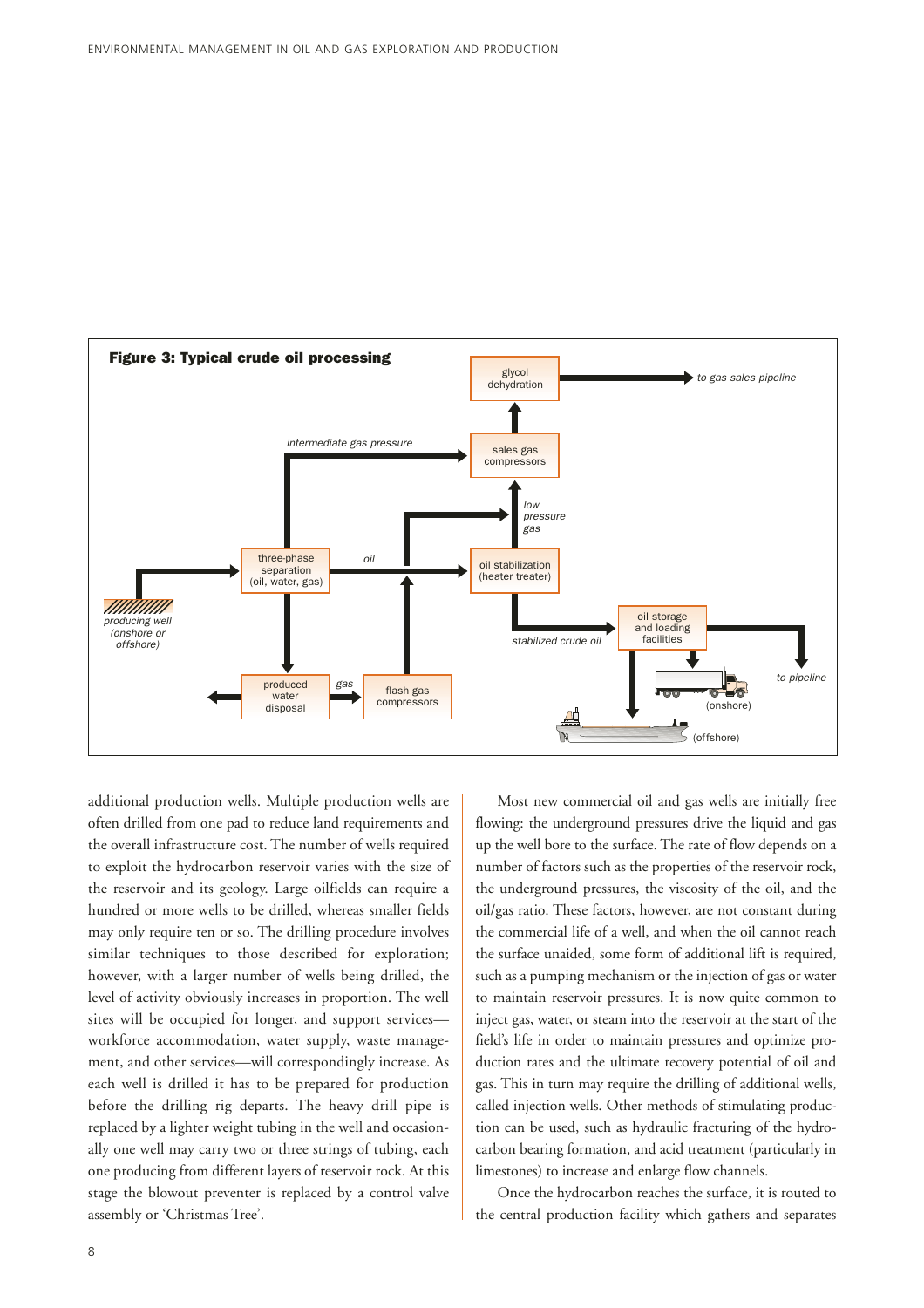**Figure 3: Typical crude oil processing**

additional production wells. Multiple production wells are often drilled from one pad to reduce land requirements and the overall infrastructure cost. The number of wells required to exploit the hydrocarbon reservoir varies with the size of the reservoir and its geology. Large oilfields can require a hundred or more wells to be drilled, whereas smaller fields may only require ten or so. The drilling procedure involves similar techniques to those described for exploration; however, with a larger number of wells being drilled, the level of activity obviously increases in proportion. The well sites will be occupied for longer, and support services—workforce accommodation, water supply, waste management, and other services—will correspondingly increase. As each well is drilled it has to be prepared for production before the drilling rig departs. The heavy drill pipe is replaced by a lighter weight tubing in the well and occasionally one well may carry two or three strings of tubing, each one producing from different layers of reservoir rock. At this stage the blowout preventer is replaced by a control valve assembly or 'Christmas Tree'.

Most new commercial oil and gas wells are initially free flowing: the underground pressures drive the liquid and gas up the well bore to the surface. The rate of flow depends on a number of factors such as the properties of the reservoir rock, the underground pressures, the viscosity of the oil, and the oil/gas ratio. These factors, however, are not constant during the commercial life of a well, and when the oil cannot reach the surface unaided, some form of additional lift is required, such as a pumping mechanism or the injection of gas or water to maintain reservoir pressures. It is now quite common to inject gas, water, or steam into the reservoir at the start of the field's life in order to maintain pressures and optimize production rates and the ultimate recovery potential of oil and gas. This in turn may require the drilling of additional wells, called injection wells. Other methods of stimulating production can be used, such as hydraulic fracturing of the hydrocarbon bearing formation, and acid treatment (particularly in limestones) to increase and enlarge flow channels.

Once the hydrocarbon reaches the surface, it is routed to the central production facility which gathers and separates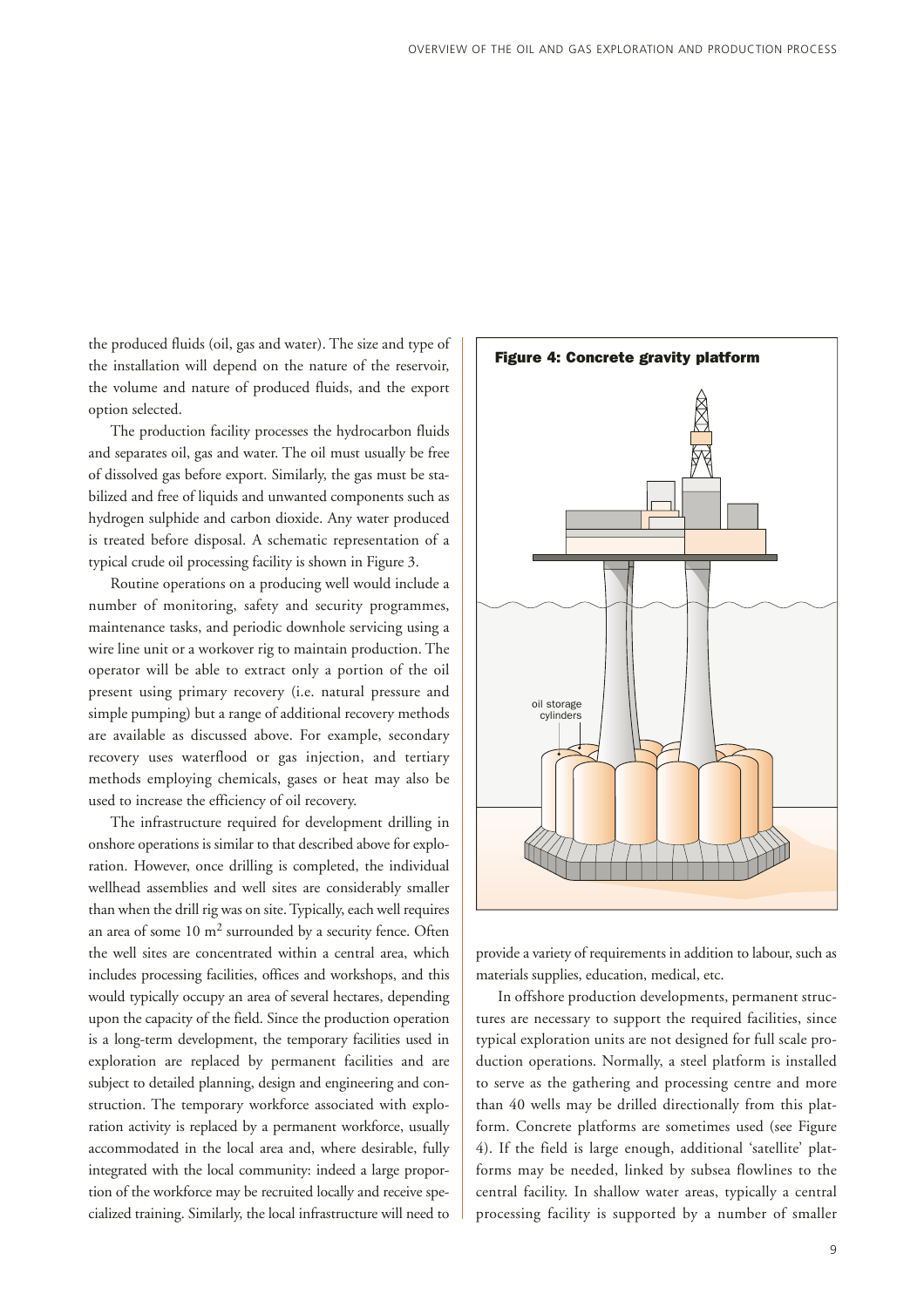the produced fluids (oil, gas and water). The size and type of the installation will depend on the nature of the reservoir, the volume and nature of produced fluids, and the export option selected.

The production facility processes the hydrocarbon fluids and separates oil, gas and water. The oil must usually be free of dissolved gas before export. Similarly, the gas must be stabilized and free of liquids and unwanted components such as hydrogen sulphide and carbon dioxide. Any water produced is treated before disposal. A schematic representation of a typical crude oil processing facility is shown in Figure 3.

Routine operations on a producing well would include a number of monitoring, safety and security programmes, maintenance tasks, and periodic downhole servicing using a wire line unit or a workover rig to maintain production. The operator will be able to extract only a portion of the oil present using primary recovery (i.e. natural pressure and simple pumping) but a range of additional recovery methods are available as discussed above. For example, secondary recovery uses waterflood or gas injection, and tertiary methods employing chemicals, gases or heat may also be used to increase the efficiency of oil recovery.

The infrastructure required for development drilling in onshore operations is similar to that described above for exploration. However, once drilling is completed, the individual wellhead assemblies and well sites are considerably smaller than when the drill rig was on site. Typically, each well requires an area of some 10 $m^2$ surrounded by a security fence. Often the well sites are concentrated within a central area, which includes processing facilities, offices and workshops, and this would typically occupy an area of several hectares, depending upon the capacity of the field. Since the production operation is a long-term development, the temporary facilities used in exploration are replaced by permanent facilities and are subject to detailed planning, design and engineering and construction. The temporary workforce associated with exploration activity is replaced by a permanent workforce, usually accommodated in the local area and, where desirable, fully integrated with the local community: indeed a large proportion of the workforce may be recruited locally and receive specialized training. Similarly, the local infrastructure will need to provide a variety of requirements in addition to labour, such as materials supplies, education, medical, etc.

**Figure 4: Concrete gravity platform**

oil storage cylinders

In offshore production developments, permanent structures are necessary to support the required facilities, since typical exploration units are not designed for full scale production operations. Normally, a steel platform is installed to serve as the gathering and processing centre and more than 40 wells may be drilled directionally from this platform. Concrete platforms are sometimes used (see Figure 4). If the field is large enough, additional 'satellite' platforms may be needed, linked by subsea flowlines to the central facility. In shallow water areas, typically a central processing facility is supported by a number of smaller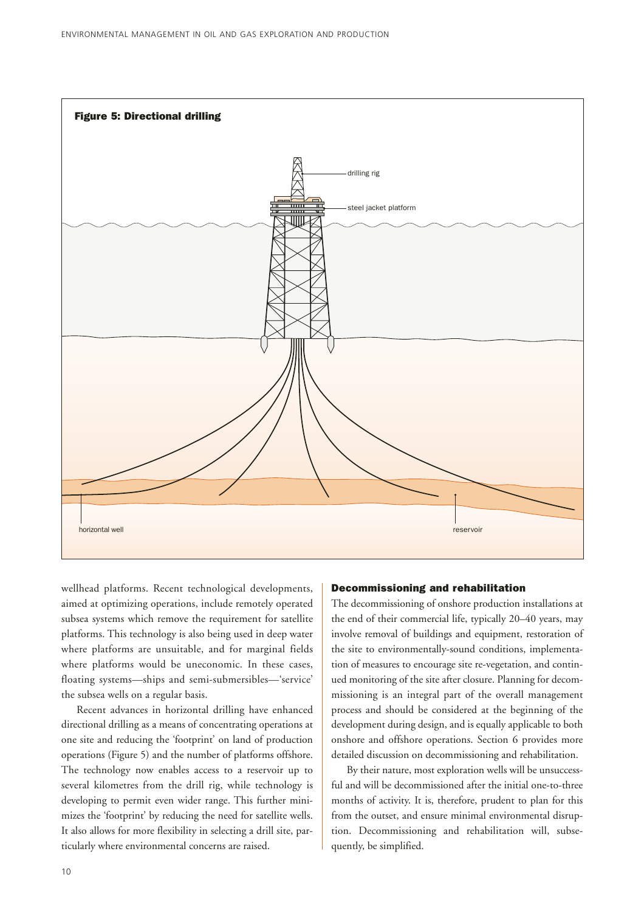**Figure 5: Directional drilling**

wellhead platforms. Recent technological developments, aimed at optimizing operations, include remotely operated subsea systems which remove the requirement for satellite platforms. This technology is also being used in deep water where platforms are unsuitable, and for marginal fields where platforms would be uneconomic. In these cases, floating systems—ships and semi-submersibles—'service' the subsea wells on a regular basis.

Recent advances in horizontal drilling have enhanced directional drilling as a means of concentrating operations at one site and reducing the 'footprint' on land of production operations (Figure 5) and the number of platforms offshore. The technology now enables access to a reservoir up to several kilometres from the drill rig, while technology is developing to permit even wider range. This further minimizes the 'footprint' by reducing the need for satellite wells. It also allows for more flexibility in selecting a drill site, particularly where environmental concerns are raised.

#### Decommissioning and rehabilitation

The decommissioning of onshore production installations at the end of their commercial life, typically 20–40 years, may involve removal of buildings and equipment, restoration of the site to environmentally-sound conditions, implementation of measures to encourage site re-vegetation, and continued monitoring of the site after closure. Planning for decommissioning is an integral part of the overall management process and should be considered at the beginning of the development during design, and is equally applicable to both onshore and offshore operations. Section 6 provides more detailed discussion on decommissioning and rehabilitation.

By their nature, most exploration wells will be unsuccessful and will be decommissioned after the initial one-to-three months of activity. It is, therefore, prudent to plan for this from the outset, and ensure minimal environmental disruption. Decommissioning and rehabilitation will, subsequently, be simplified.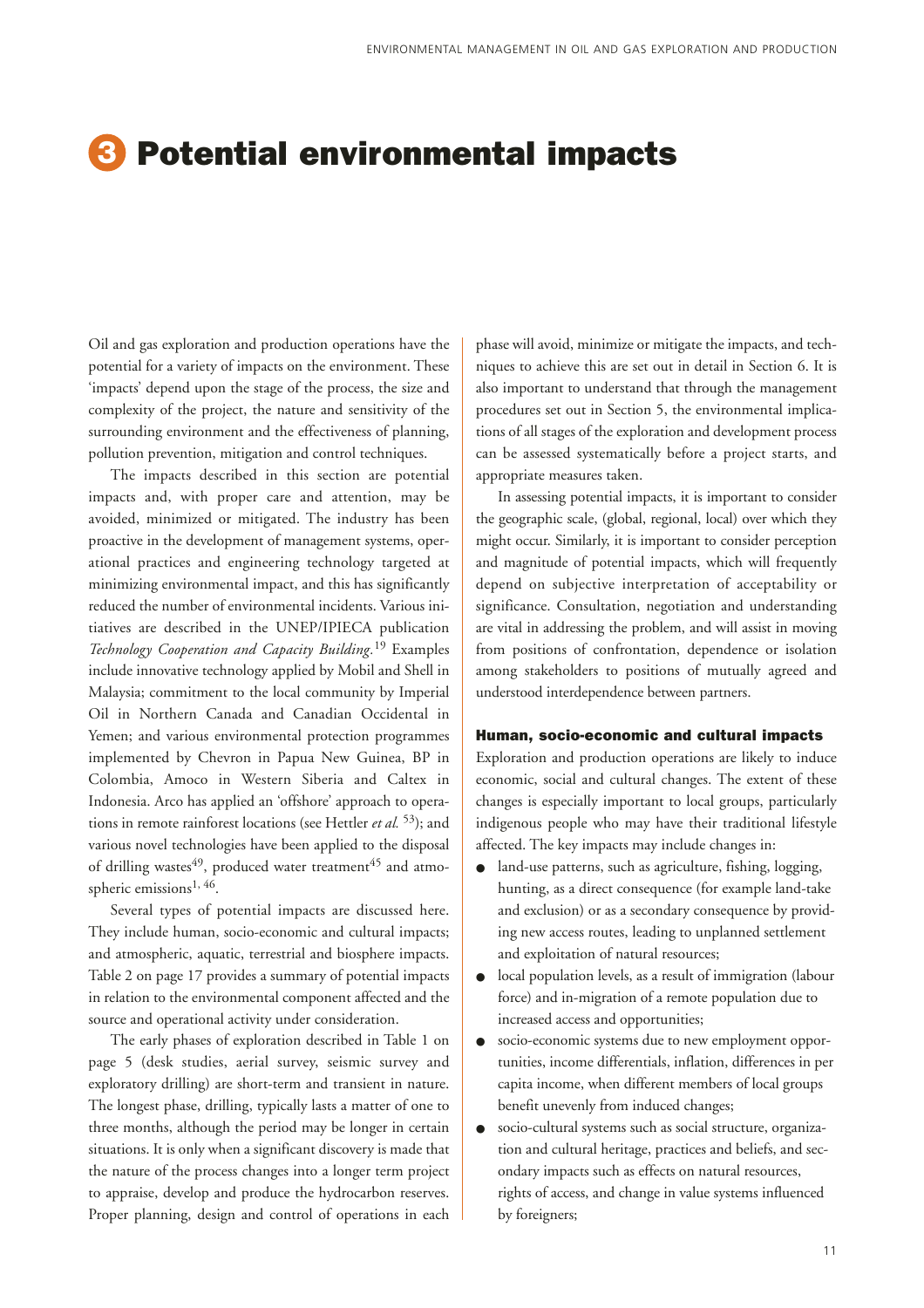# 3 Potential environmental impacts

Oil and gas exploration and production operations have the potential for a variety of impacts on the environment. These 'impacts' depend upon the stage of the process, the size and complexity of the project, the nature and sensitivity of the surrounding environment and the effectiveness of planning, pollution prevention, mitigation and control techniques.

The impacts described in this section are potential impacts and, with proper care and attention, may be avoided, minimized or mitigated. The industry has been proactive in the development of management systems, operational practices and engineering technology targeted at minimizing environmental impact, and this has significantly reduced the number of environmental incidents. Various initiatives are described in the UNEP/IPIECA publication *Technology Cooperation and Capacity Building.*[19] Examples include innovative technology applied by Mobil and Shell in Malaysia; commitment to the local community by Imperial Oil in Northern Canada and Canadian Occidental in Yemen; and various environmental protection programmes implemented by Chevron in Papua New Guinea, BP in Colombia, Amoco in Western Siberia and Caltex in Indonesia. Arco has applied an 'offshore' approach to operations in remote rainforest locations (see Hettler *et al.* [53]); and various novel technologies have been applied to the disposal of drilling wastes[49], produced water treatment[45] and atmospheric emissions[1, 46].

Several types of potential impacts are discussed here. They include human, socio-economic and cultural impacts; and atmospheric, aquatic, terrestrial and biosphere impacts. Table 2 on page 17 provides a summary of potential impacts in relation to the environmental component affected and the source and operational activity under consideration.

The early phases of exploration described in Table 1 on page 5 (desk studies, aerial survey, seismic survey and exploratory drilling) are short-term and transient in nature. The longest phase, drilling, typically lasts a matter of one to three months, although the period may be longer in certain situations. It is only when a significant discovery is made that the nature of the process changes into a longer term project to appraise, develop and produce the hydrocarbon reserves. Proper planning, design and control of operations in each phase will avoid, minimize or mitigate the impacts, and techniques to achieve this are set out in detail in Section 6. It is also important to understand that through the management procedures set out in Section 5, the environmental implications of all stages of the exploration and development process can be assessed systematically before a project starts, and appropriate measures taken.

In assessing potential impacts, it is important to consider the geographic scale, (global, regional, local) over which they might occur. Similarly, it is important to consider perception and magnitude of potential impacts, which will frequently depend on subjective interpretation of acceptability or significance. Consultation, negotiation and understanding are vital in addressing the problem, and will assist in moving from positions of confrontation, dependence or isolation among stakeholders to positions of mutually agreed and understood interdependence between partners.

### Human, socio-economic and cultural impacts

Exploration and production operations are likely to induce economic, social and cultural changes. The extent of these changes is especially important to local groups, particularly indigenous people who may have their traditional lifestyle affected. The key impacts may include changes in:

- land-use patterns, such as agriculture, fishing, logging, hunting, as a direct consequence (for example land-take and exclusion) or as a secondary consequence by providing new access routes, leading to unplanned settlement and exploitation of natural resources;
- local population levels, as a result of immigration (labour force) and in-migration of a remote population due to increased access and opportunities;
- socio-economic systems due to new employment opportunities, income differentials, inflation, differences in per capita income, when different members of local groups benefit unevenly from induced changes;
- socio-cultural systems such as social structure, organization and cultural heritage, practices and beliefs, and secondary impacts such as effects on natural resources, rights of access, and change in value systems influenced by foreigners;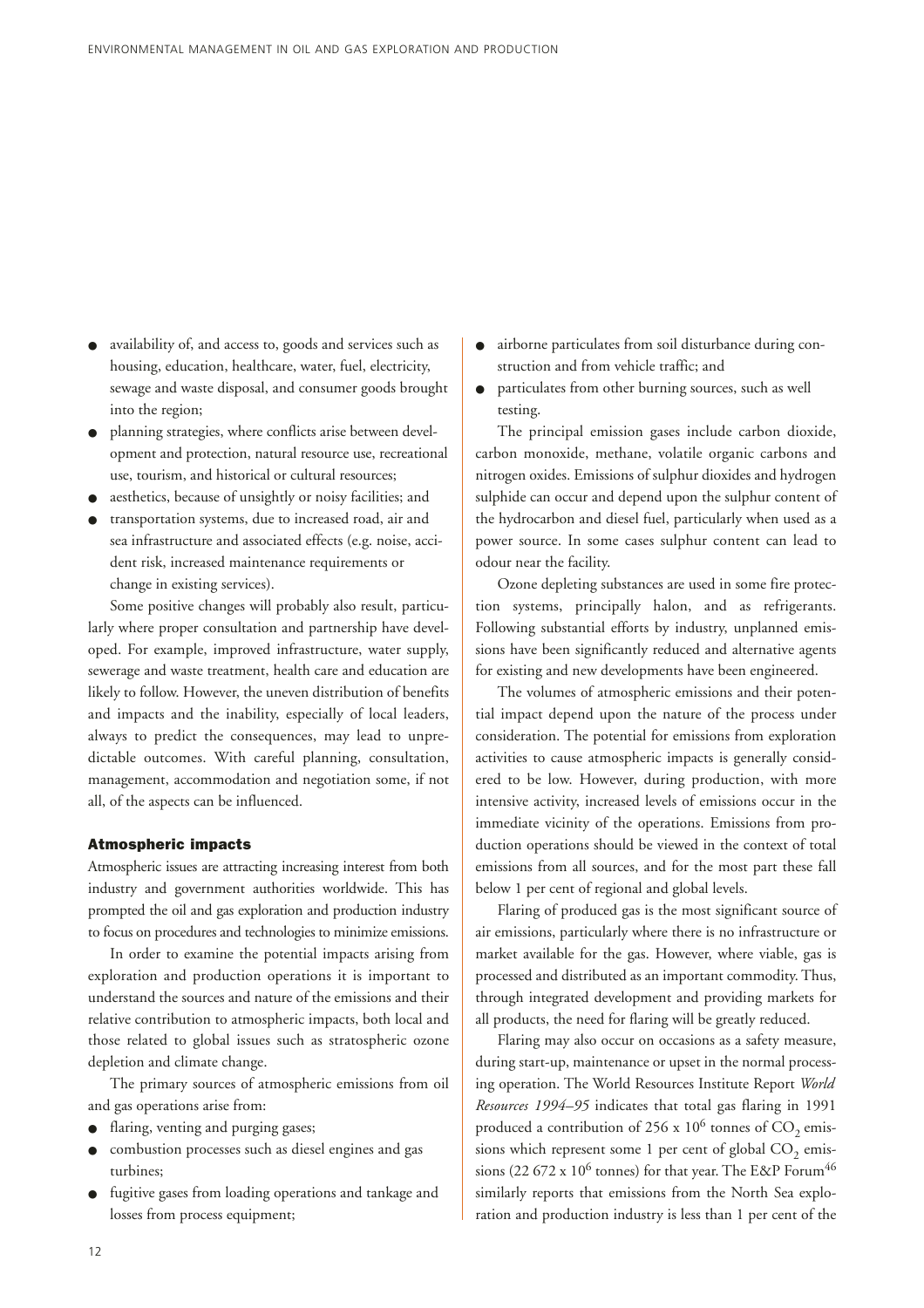- availability of, and access to, goods and services such as housing, education, healthcare, water, fuel, electricity, sewage and waste disposal, and consumer goods brought into the region;
- planning strategies, where conflicts arise between development and protection, natural resource use, recreational use, tourism, and historical or cultural resources;
- aesthetics, because of unsightly or noisy facilities; and
- transportation systems, due to increased road, air and sea infrastructure and associated effects (e.g. noise, accident risk, increased maintenance requirements or change in existing services).

Some positive changes will probably also result, particularly where proper consultation and partnership have developed. For example, improved infrastructure, water supply, sewerage and waste treatment, health care and education are likely to follow. However, the uneven distribution of benefits and impacts and the inability, especially of local leaders, always to predict the consequences, may lead to unpredictable outcomes. With careful planning, consultation, management, accommodation and negotiation some, if not all, of the aspects can be influenced.

### Atmospheric impacts

Atmospheric issues are attracting increasing interest from both industry and government authorities worldwide. This has prompted the oil and gas exploration and production industry to focus on procedures and technologies to minimize emissions.

In order to examine the potential impacts arising from exploration and production operations it is important to understand the sources and nature of the emissions and their relative contribution to atmospheric impacts, both local and those related to global issues such as stratospheric ozone depletion and climate change.

The primary sources of atmospheric emissions from oil and gas operations arise from:

- flaring, venting and purging gases;
- combustion processes such as diesel engines and gas turbines;
- fugitive gases from loading operations and tankage and losses from process equipment;
- airborne particulates from soil disturbance during construction and from vehicle traffic; and
- particulates from other burning sources, such as well testing.

The principal emission gases include carbon dioxide, carbon monoxide, methane, volatile organic carbons and nitrogen oxides. Emissions of sulphur dioxides and hydrogen sulphide can occur and depend upon the sulphur content of the hydrocarbon and diesel fuel, particularly when used as a power source. In some cases sulphur content can lead to odour near the facility.

Ozone depleting substances are used in some fire protection systems, principally halon, and as refrigerants. Following substantial efforts by industry, unplanned emissions have been significantly reduced and alternative agents for existing and new developments have been engineered.

The volumes of atmospheric emissions and their potential impact depend upon the nature of the process under consideration. The potential for emissions from exploration activities to cause atmospheric impacts is generally considered to be low. However, during production, with more intensive activity, increased levels of emissions occur in the immediate vicinity of the operations. Emissions from production operations should be viewed in the context of total emissions from all sources, and for the most part these fall below 1 per cent of regional and global levels.

Flaring of produced gas is the most significant source of air emissions, particularly where there is no infrastructure or market available for the gas. However, where viable, gas is processed and distributed as an important commodity. Thus, through integrated development and providing markets for all products, the need for flaring will be greatly reduced.

Flaring may also occur on occasions as a safety measure, during start-up, maintenance or upset in the normal processing operation. The World Resources Institute Report *World Resources 1994–95* indicates that total gas flaring in 1991 produced a contribution of 256 x $10^6$ tonnes of $CO_2$ emissions which represent some 1 per cent of global $CO_2$ emissions (22 672 x $10^6$ tonnes) for that year. The E&P Forum[46] similarly reports that emissions from the North Sea exploration and production industry is less than 1 per cent of the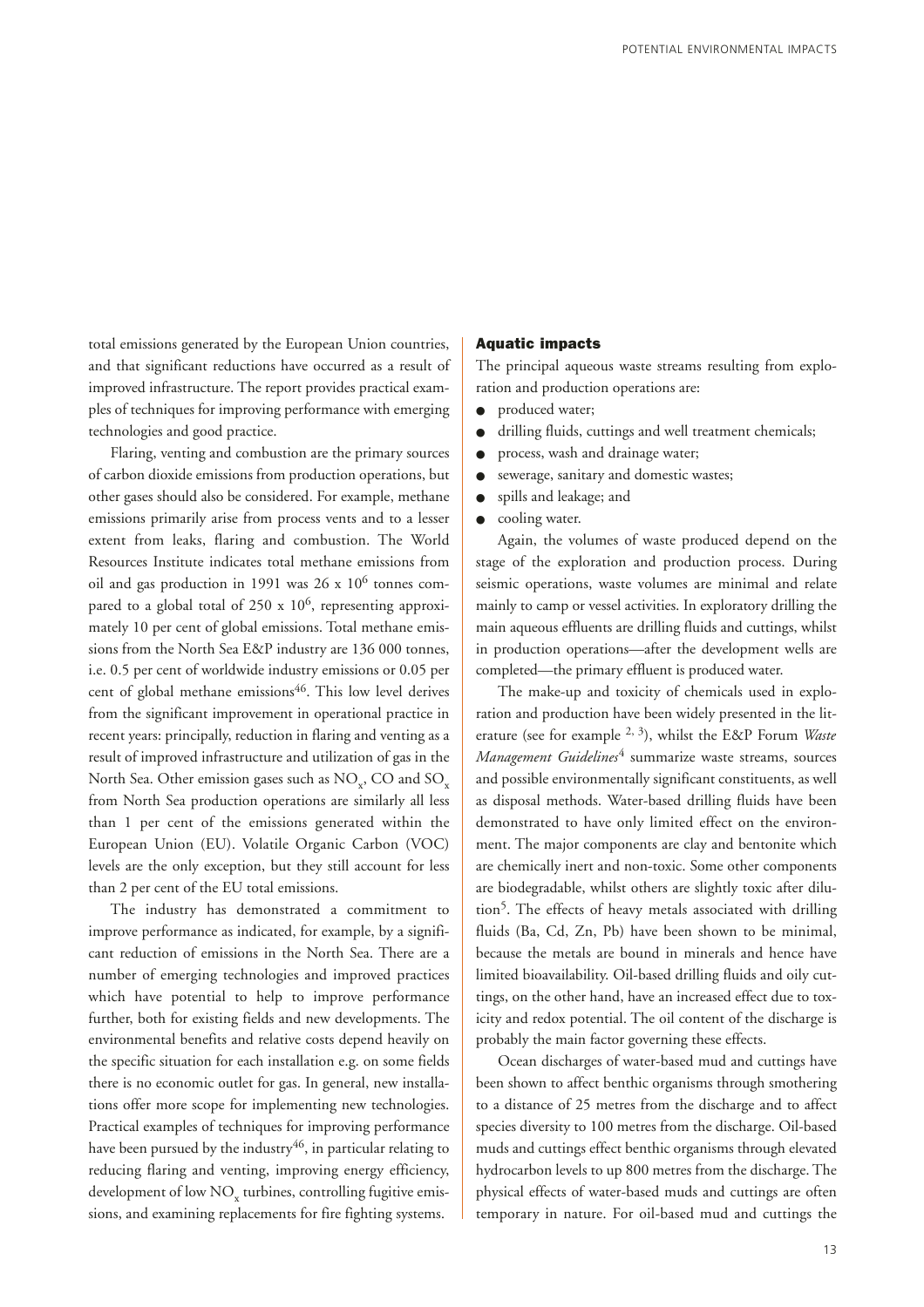total emissions generated by the European Union countries, and that significant reductions have occurred as a result of improved infrastructure. The report provides practical examples of techniques for improving performance with emerging technologies and good practice.

Flaring, venting and combustion are the primary sources of carbon dioxide emissions from production operations, but other gases should also be considered. For example, methane emissions primarily arise from process vents and to a lesser extent from leaks, flaring and combustion. The World Resources Institute indicates total methane emissions from oil and gas production in 1991 was $26 \times 10^6$ tonnes compared to a global total of $250 \times 10^6$, representing approximately 10 per cent of global emissions. Total methane emissions from the North Sea E&P industry are 136 000 tonnes, i.e. 0.5 per cent of worldwide industry emissions or 0.05 per cent of global methane emissions[46]. This low level derives from the significant improvement in operational practice in recent years: principally, reduction in flaring and venting as a result of improved infrastructure and utilization of gas in the North Sea. Other emission gases such as $NO_x$, CO and $SO_x$ from North Sea production operations are similarly all less than 1 per cent of the emissions generated within the European Union (EU). Volatile Organic Carbon (VOC) levels are the only exception, but they still account for less than 2 per cent of the EU total emissions.

The industry has demonstrated a commitment to improve performance as indicated, for example, by a significant reduction of emissions in the North Sea. There are a number of emerging technologies and improved practices which have potential to help to improve performance further, both for existing fields and new developments. The environmental benefits and relative costs depend heavily on the specific situation for each installation e.g. on some fields there is no economic outlet for gas. In general, new installations offer more scope for implementing new technologies. Practical examples of techniques for improving performance have been pursued by the industry[46], in particular relating to reducing flaring and venting, improving energy efficiency, development of low $NO_x$ turbines, controlling fugitive emissions, and examining replacements for fire fighting systems.

## Aquatic impacts

The principal aqueous waste streams resulting from exploration and production operations are:

- produced water;
- drilling fluids, cuttings and well treatment chemicals;
- process, wash and drainage water;
- sewerage, sanitary and domestic wastes;
- spills and leakage; and
- cooling water.

Again, the volumes of waste produced depend on the stage of the exploration and production process. During seismic operations, waste volumes are minimal and relate mainly to camp or vessel activities. In exploratory drilling the main aqueous effluents are drilling fluids and cuttings, whilst in production operations—after the development wells are completed—the primary effluent is produced water.

The make-up and toxicity of chemicals used in exploration and production have been widely presented in the literature (see for example [2, 3]), whilst the E&P Forum *Waste Management Guidelines*[4] summarize waste streams, sources and possible environmentally significant constituents, as well as disposal methods. Water-based drilling fluids have been demonstrated to have only limited effect on the environment. The major components are clay and bentonite which are chemically inert and non-toxic. Some other components are biodegradable, whilst others are slightly toxic after dilution[5]. The effects of heavy metals associated with drilling fluids (Ba, Cd, Zn, Pb) have been shown to be minimal, because the metals are bound in minerals and hence have limited bioavailability. Oil-based drilling fluids and oily cuttings, on the other hand, have an increased effect due to toxicity and redox potential. The oil content of the discharge is probably the main factor governing these effects.

Ocean discharges of water-based mud and cuttings have been shown to affect benthic organisms through smothering to a distance of 25 metres from the discharge and to affect species diversity to 100 metres from the discharge. Oil-based muds and cuttings effect benthic organisms through elevated hydrocarbon levels to up 800 metres from the discharge. The physical effects of water-based muds and cuttings are often temporary in nature. For oil-based mud and cuttings the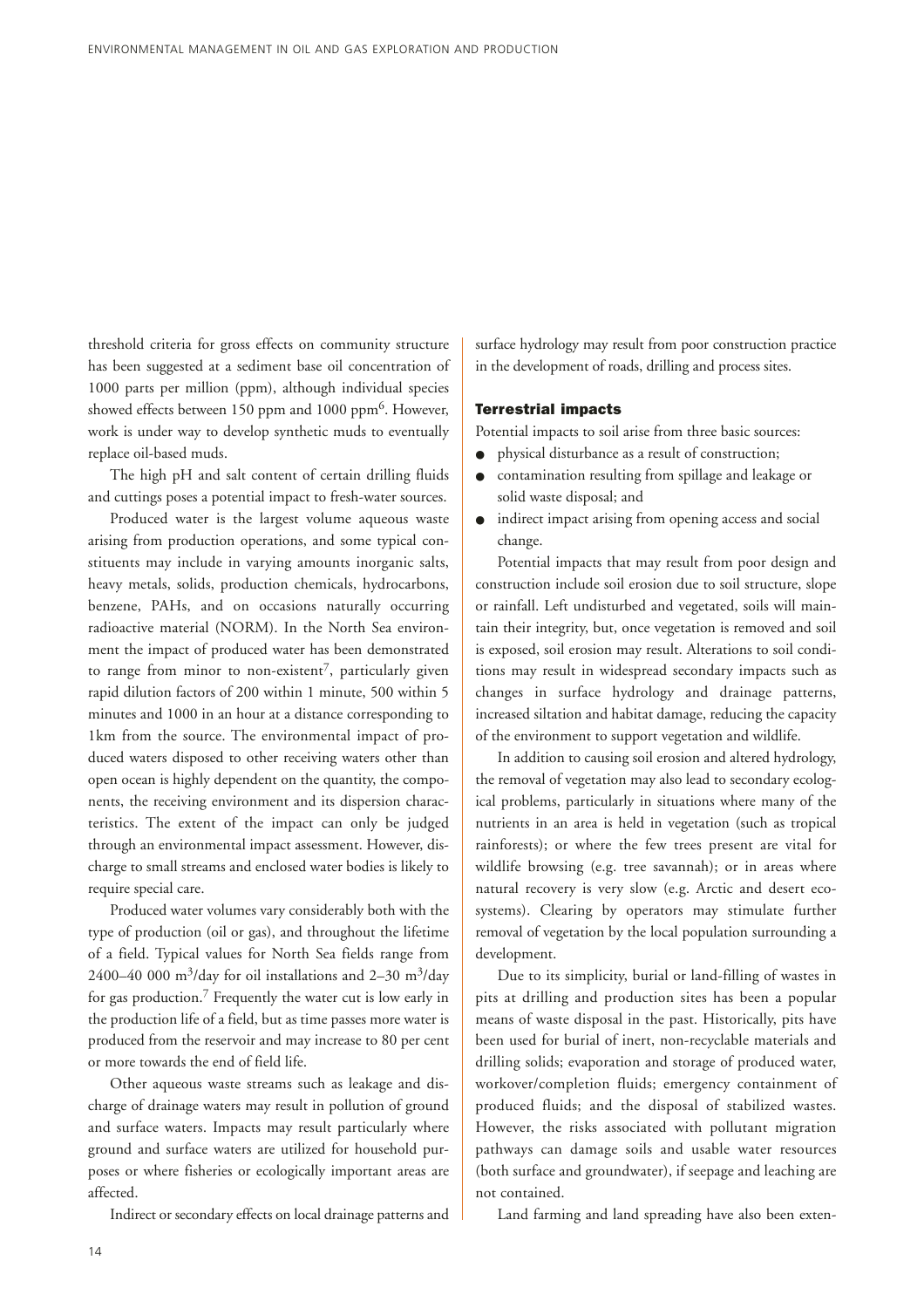threshold criteria for gross effects on community structure has been suggested at a sediment base oil concentration of 1000 parts per million (ppm), although individual species showed effects between 150 ppm and 1000 ppm[6]. However, work is under way to develop synthetic muds to eventually replace oil-based muds.

The high pH and salt content of certain drilling fluids and cuttings poses a potential impact to fresh-water sources.

Produced water is the largest volume aqueous waste arising from production operations, and some typical constituents may include in varying amounts inorganic salts, heavy metals, solids, production chemicals, hydrocarbons, benzene, PAHs, and on occasions naturally occurring radioactive material (NORM). In the North Sea environment the impact of produced water has been demonstrated to range from minor to non-existent[7], particularly given rapid dilution factors of 200 within 1 minute, 500 within 5 minutes and 1000 in an hour at a distance corresponding to 1km from the source. The environmental impact of produced waters disposed to other receiving waters other than open ocean is highly dependent on the quantity, the components, the receiving environment and its dispersion characteristics. The extent of the impact can only be judged through an environmental impact assessment. However, discharge to small streams and enclosed water bodies is likely to require special care.

Produced water volumes vary considerably both with the type of production (oil or gas), and throughout the lifetime of a field. Typical values for North Sea fields range from 2400–40 000 $m^3$/day for oil installations and 2–30 $m^3$/day for gas production.[7] Frequently the water cut is low early in the production life of a field, but as time passes more water is produced from the reservoir and may increase to 80 per cent or more towards the end of field life.

Other aqueous waste streams such as leakage and discharge of drainage waters may result in pollution of ground and surface waters. Impacts may result particularly where ground and surface waters are utilized for household purposes or where fisheries or ecologically important areas are affected.

Indirect or secondary effects on local drainage patterns and surface hydrology may result from poor construction practice in the development of roads, drilling and process sites.

#### Terrestrial impacts

Potential impacts to soil arise from three basic sources:

- physical disturbance as a result of construction;
- contamination resulting from spillage and leakage or solid waste disposal; and
- indirect impact arising from opening access and social change.

Potential impacts that may result from poor design and construction include soil erosion due to soil structure, slope or rainfall. Left undisturbed and vegetated, soils will maintain their integrity, but, once vegetation is removed and soil is exposed, soil erosion may result. Alterations to soil conditions may result in widespread secondary impacts such as changes in surface hydrology and drainage patterns, increased siltation and habitat damage, reducing the capacity of the environment to support vegetation and wildlife.

In addition to causing soil erosion and altered hydrology, the removal of vegetation may also lead to secondary ecological problems, particularly in situations where many of the nutrients in an area is held in vegetation (such as tropical rainforests); or where the few trees present are vital for wildlife browsing (e.g. tree savannah); or in areas where natural recovery is very slow (e.g. Arctic and desert ecosystems). Clearing by operators may stimulate further removal of vegetation by the local population surrounding a development.

Due to its simplicity, burial or land-filling of wastes in pits at drilling and production sites has been a popular means of waste disposal in the past. Historically, pits have been used for burial of inert, non-recyclable materials and drilling solids; evaporation and storage of produced water, workover/completion fluids; emergency containment of produced fluids; and the disposal of stabilized wastes. However, the risks associated with pollutant migration pathways can damage soils and usable water resources (both surface and groundwater), if seepage and leaching are not contained.

Land farming and land spreading have also been exten-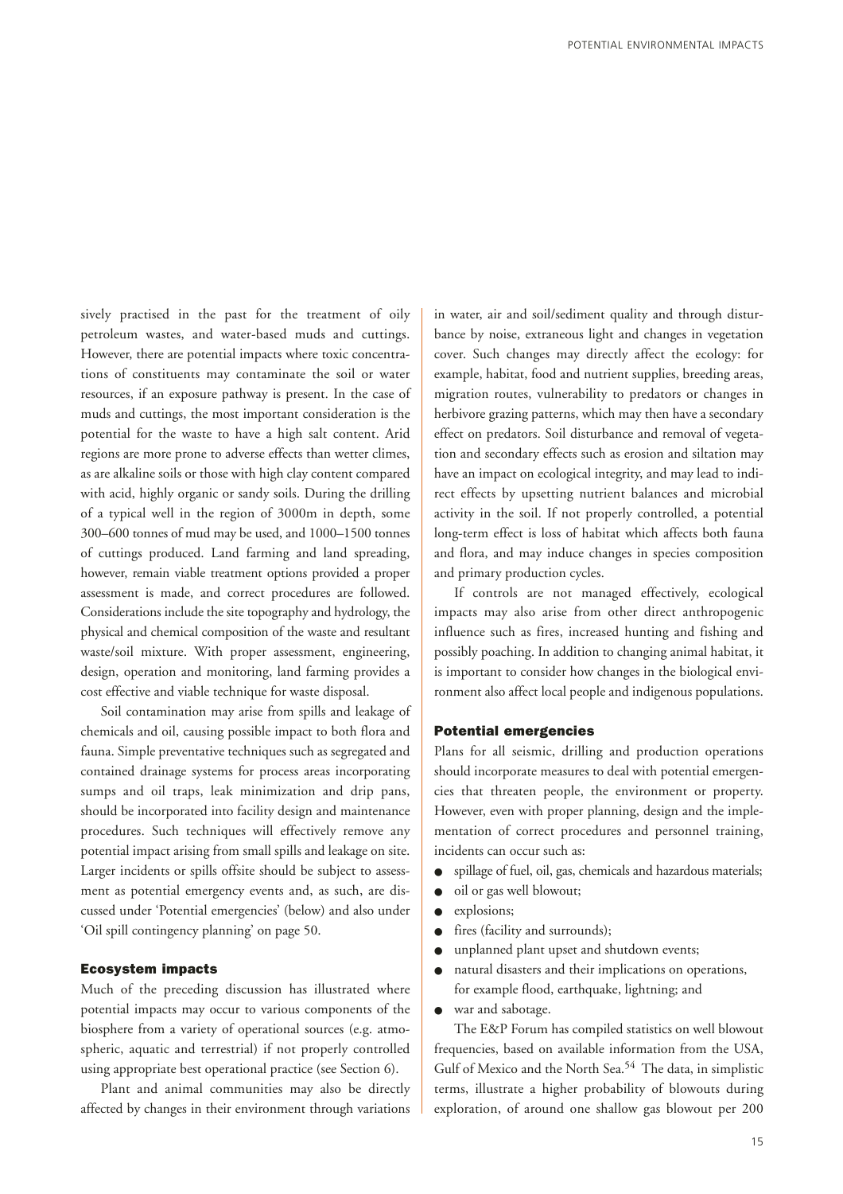sively practised in the past for the treatment of oily petroleum wastes, and water-based muds and cuttings. However, there are potential impacts where toxic concentrations of constituents may contaminate the soil or water resources, if an exposure pathway is present. In the case of muds and cuttings, the most important consideration is the potential for the waste to have a high salt content. Arid regions are more prone to adverse effects than wetter climes, as are alkaline soils or those with high clay content compared with acid, highly organic or sandy soils. During the drilling of a typical well in the region of 3000m in depth, some 300–600 tonnes of mud may be used, and 1000–1500 tonnes of cuttings produced. Land farming and land spreading, however, remain viable treatment options provided a proper assessment is made, and correct procedures are followed. Considerations include the site topography and hydrology, the physical and chemical composition of the waste and resultant waste/soil mixture. With proper assessment, engineering, design, operation and monitoring, land farming provides a cost effective and viable technique for waste disposal.

Soil contamination may arise from spills and leakage of chemicals and oil, causing possible impact to both flora and fauna. Simple preventative techniques such as segregated and contained drainage systems for process areas incorporating sumps and oil traps, leak minimization and drip pans, should be incorporated into facility design and maintenance procedures. Such techniques will effectively remove any potential impact arising from small spills and leakage on site. Larger incidents or spills offsite should be subject to assessment as potential emergency events and, as such, are discussed under 'Potential emergencies' (below) and also under 'Oil spill contingency planning' on page 50.

### Ecosystem impacts

Much of the preceding discussion has illustrated where potential impacts may occur to various components of the biosphere from a variety of operational sources (e.g. atmospheric, aquatic and terrestrial) if not properly controlled using appropriate best operational practice (see Section 6).

Plant and animal communities may also be directly affected by changes in their environment through variations in water, air and soil/sediment quality and through disturbance by noise, extraneous light and changes in vegetation cover. Such changes may directly affect the ecology: for example, habitat, food and nutrient supplies, breeding areas, migration routes, vulnerability to predators or changes in herbivore grazing patterns, which may then have a secondary effect on predators. Soil disturbance and removal of vegetation and secondary effects such as erosion and siltation may have an impact on ecological integrity, and may lead to indirect effects by upsetting nutrient balances and microbial activity in the soil. If not properly controlled, a potential long-term effect is loss of habitat which affects both fauna and flora, and may induce changes in species composition and primary production cycles.

If controls are not managed effectively, ecological impacts may also arise from other direct anthropogenic influence such as fires, increased hunting and fishing and possibly poaching. In addition to changing animal habitat, it is important to consider how changes in the biological environment also affect local people and indigenous populations.

### Potential emergencies

Plans for all seismic, drilling and production operations should incorporate measures to deal with potential emergencies that threaten people, the environment or property. However, even with proper planning, design and the implementation of correct procedures and personnel training, incidents can occur such as:

- spillage of fuel, oil, gas, chemicals and hazardous materials;
- oil or gas well blowout;
- explosions;
- fires (facility and surrounds);
- unplanned plant upset and shutdown events;
- natural disasters and their implications on operations, for example flood, earthquake, lightning; and
- war and sabotage.

The E&P Forum has compiled statistics on well blowout frequencies, based on available information from the USA, Gulf of Mexico and the North Sea.[54] The data, in simplistic terms, illustrate a higher probability of blowouts during exploration, of around one shallow gas blowout per 200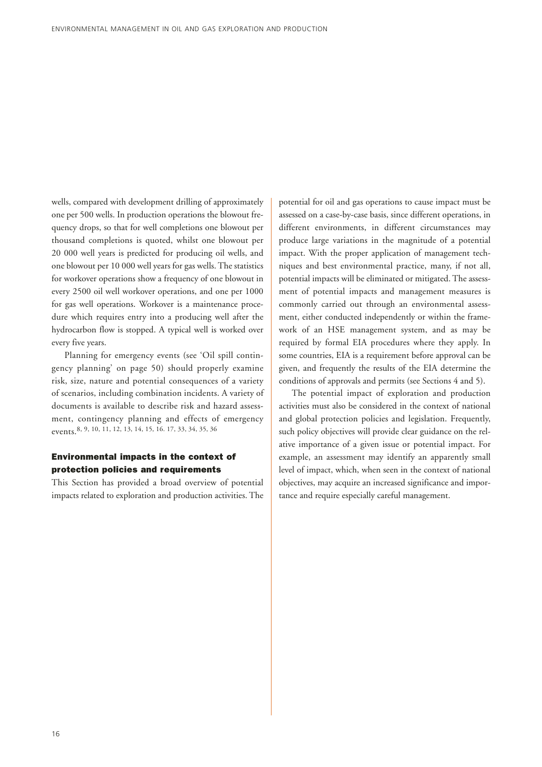wells, compared with development drilling of approximately one per 500 wells. In production operations the blowout frequency drops, so that for well completions one blowout per thousand completions is quoted, whilst one blowout per 20 000 well years is predicted for producing oil wells, and one blowout per 10 000 well years for gas wells. The statistics for workover operations show a frequency of one blowout in every 2500 oil well workover operations, and one per 1000 for gas well operations. Workover is a maintenance procedure which requires entry into a producing well after the hydrocarbon flow is stopped. A typical well is worked over every five years.

Planning for emergency events (see 'Oil spill contingency planning' on page 50) should properly examine risk, size, nature and potential consequences of a variety of scenarios, including combination incidents. A variety of documents is available to describe risk and hazard assessment, contingency planning and effects of emergency events.[8, 9, 10, 11, 12, 13, 14, 15, 16. 17, 33, 34, 35, 36]

### Environmental impacts in the context of protection policies and requirements

This Section has provided a broad overview of potential impacts related to exploration and production activities. The potential for oil and gas operations to cause impact must be assessed on a case-by-case basis, since different operations, in different environments, in different circumstances may produce large variations in the magnitude of a potential impact. With the proper application of management techniques and best environmental practice, many, if not all, potential impacts will be eliminated or mitigated. The assessment of potential impacts and management measures is commonly carried out through an environmental assessment, either conducted independently or within the framework of an HSE management system, and as may be required by formal EIA procedures where they apply. In some countries, EIA is a requirement before approval can be given, and frequently the results of the EIA determine the conditions of approvals and permits (see Sections 4 and 5).

The potential impact of exploration and production activities must also be considered in the context of national and global protection policies and legislation. Frequently, such policy objectives will provide clear guidance on the relative importance of a given issue or potential impact. For example, an assessment may identify an apparently small level of impact, which, when seen in the context of national objectives, may acquire an increased significance and importance and require especially careful management.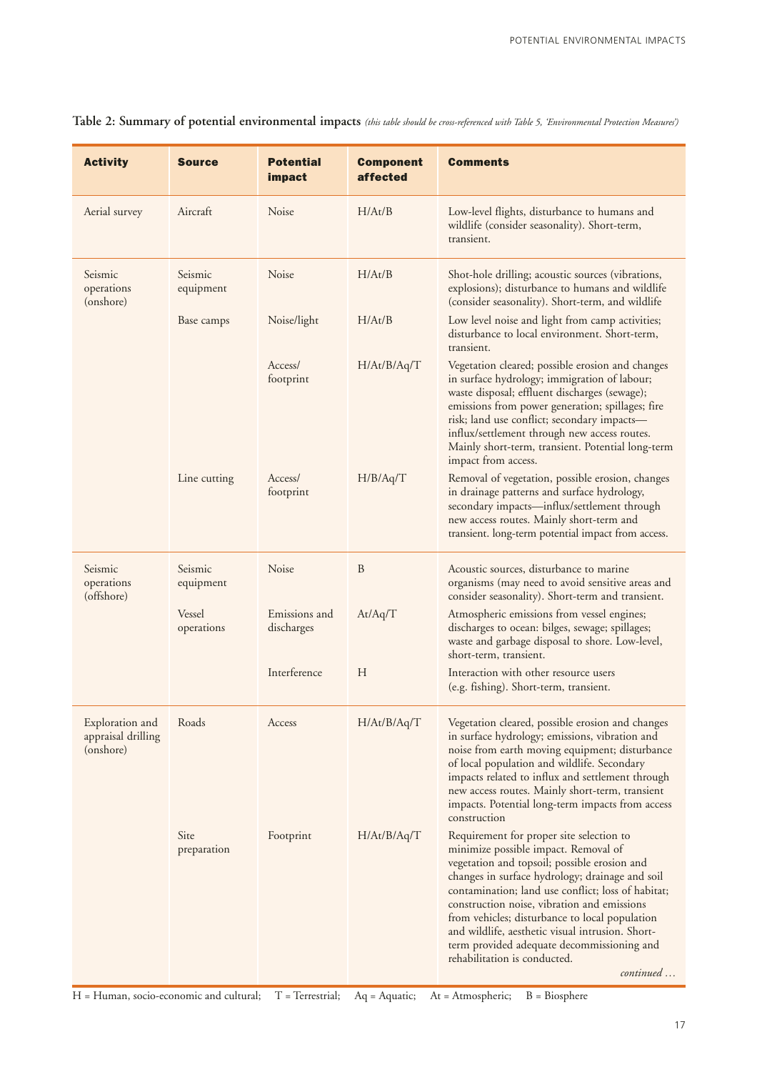**Table 2: Summary of potential environmental impacts** *(this table should be cross-referenced with Table 5, 'Environmental Protection Measures')*

| Activity | Source | Potential impact | Component affected | Comments |
|---|---|---|---|---|
| Aerial survey | Aircraft | Noise | H/At/B | Low-level flights, disturbance to humans and wildlife (consider seasonality). Short-term, transient. |
| Seismic operations (onshore) | Seismic equipment | Noise | H/At/B | Shot-hole drilling; acoustic sources (vibrations, explosions); disturbance to humans and wildlife (consider seasonality). Short-term, and wildlife |
| | Base camps | Noise/light | H/At/B | Low level noise and light from camp activities; disturbance to local environment. Short-term, transient. |
| | | Access/ footprint | H/At/B/Aq/T | Vegetation cleared; possible erosion and changes in surface hydrology; immigration of labour; waste disposal; effluent discharges (sewage); emissions from power generation; spillages; fire risk; land use conflict; secondary impacts—influx/settlement through new access routes. Mainly short-term, transient. Potential long-term impact from access. |
| | Line cutting | Access/ footprint | H/B/Aq/T | Removal of vegetation, possible erosion, changes in drainage patterns and surface hydrology, secondary impacts—influx/settlement through new access routes. Mainly short-term and transient. long-term potential impact from access. |
| Seismic operations (offshore) | Seismic equipment | Noise | B | Acoustic sources, disturbance to marine organisms (may need to avoid sensitive areas and consider seasonality). Short-term and transient. |
| | Vessel operations | Emissions and discharges | At/Aq/T | Atmospheric emissions from vessel engines; discharges to ocean: bilges, sewage; spillages; waste and garbage disposal to shore. Low-level, short-term, transient. |
| | | Interference | H | Interaction with other resource users (e.g. fishing). Short-term, transient. |
| Exploration and appraisal drilling (onshore) | Roads | Access | H/At/B/Aq/T | Vegetation cleared, possible erosion and changes in surface hydrology; emissions, vibration and noise from earth moving equipment; disturbance of local population and wildlife. Secondary impacts related to influx and settlement through new access routes. Mainly short-term, transient impacts. Potential long-term impacts from access construction |
| | Site preparation | Footprint | H/At/B/Aq/T | Requirement for proper site selection to minimize possible impact. Removal of vegetation and topsoil; possible erosion and changes in surface hydrology; drainage and soil contamination; land use conflict; loss of habitat; construction noise, vibration and emissions from vehicles; disturbance to local population and wildlife, aesthetic visual intrusion. Short-term provided adequate decommissioning and rehabilitation is conducted. |

*continued …*

H = Human, socio-economic and cultural; T = Terrestrial; Aq = Aquatic; At = Atmospheric; B = Biosphere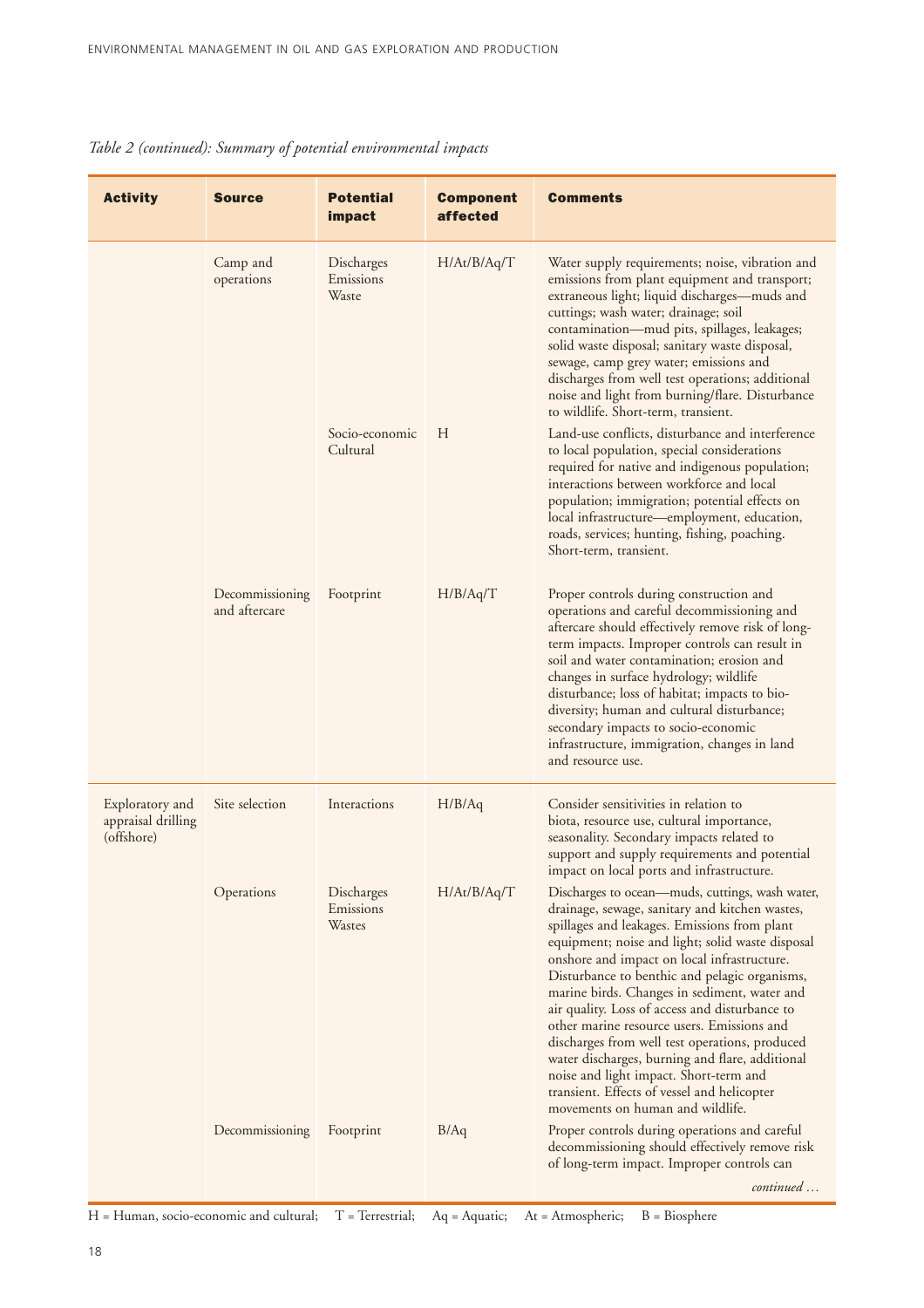*Table 2 (continued): Summary of potential environmental impacts*

| Activity | Source | Potential impact | Component affected | Comments |
|---|---|---|---|---|
| | Camp and operations | Discharges Emissions Waste | H/At/B/Aq/T | Water supply requirements; noise, vibration and emissions from plant equipment and transport; extraneous light; liquid discharges—muds and cuttings; wash water; drainage; soil contamination—mud pits, spillages, leakages; solid waste disposal; sanitary waste disposal, sewage, camp grey water; emissions and discharges from well test operations; additional noise and light from burning/flare. Disturbance to wildlife. Short-term, transient. |
| | | Socio-economic Cultural | H | Land-use conflicts, disturbance and interference to local population, special considerations required for native and indigenous population; interactions between workforce and local population; immigration; potential effects on local infrastructure—employment, education, roads, services; hunting, fishing, poaching. Short-term, transient. |
| | Decommissioning and aftercare | Footprint | H/B/Aq/T | Proper controls during construction and operations and careful decommissioning and aftercare should effectively remove risk of long-term impacts. Improper controls can result in soil and water contamination; erosion and changes in surface hydrology; wildlife disturbance; loss of habitat; impacts to bio-diversity; human and cultural disturbance; secondary impacts to socio-economic infrastructure, immigration, changes in land and resource use. |
| Exploratory and appraisal drilling (offshore) | Site selection | Interactions | H/B/Aq | Consider sensitivities in relation to biota, resource use, cultural importance, seasonality. Secondary impacts related to support and supply requirements and potential impact on local ports and infrastructure. |
| | Operations | Discharges Emissions Wastes | H/At/B/Aq/T | Discharges to ocean—muds, cuttings, wash water, drainage, sewage, sanitary and kitchen wastes, spillages and leakages. Emissions from plant equipment; noise and light; solid waste disposal onshore and impact on local infrastructure. Disturbance to benthic and pelagic organisms, marine birds. Changes in sediment, water and air quality. Loss of access and disturbance to other marine resource users. Emissions and discharges from well test operations, produced water discharges, burning and flare, additional noise and light impact. Short-term and transient. Effects of vessel and helicopter movements on human and wildlife. |
| | Decommissioning | Footprint | B/Aq | Proper controls during operations and careful decommissioning should effectively remove risk of long-term impact. Improper controls can *continued …* |

H = Human, socio-economic and cultural; T = Terrestrial; Aq = Aquatic; At = Atmospheric; B = Biosphere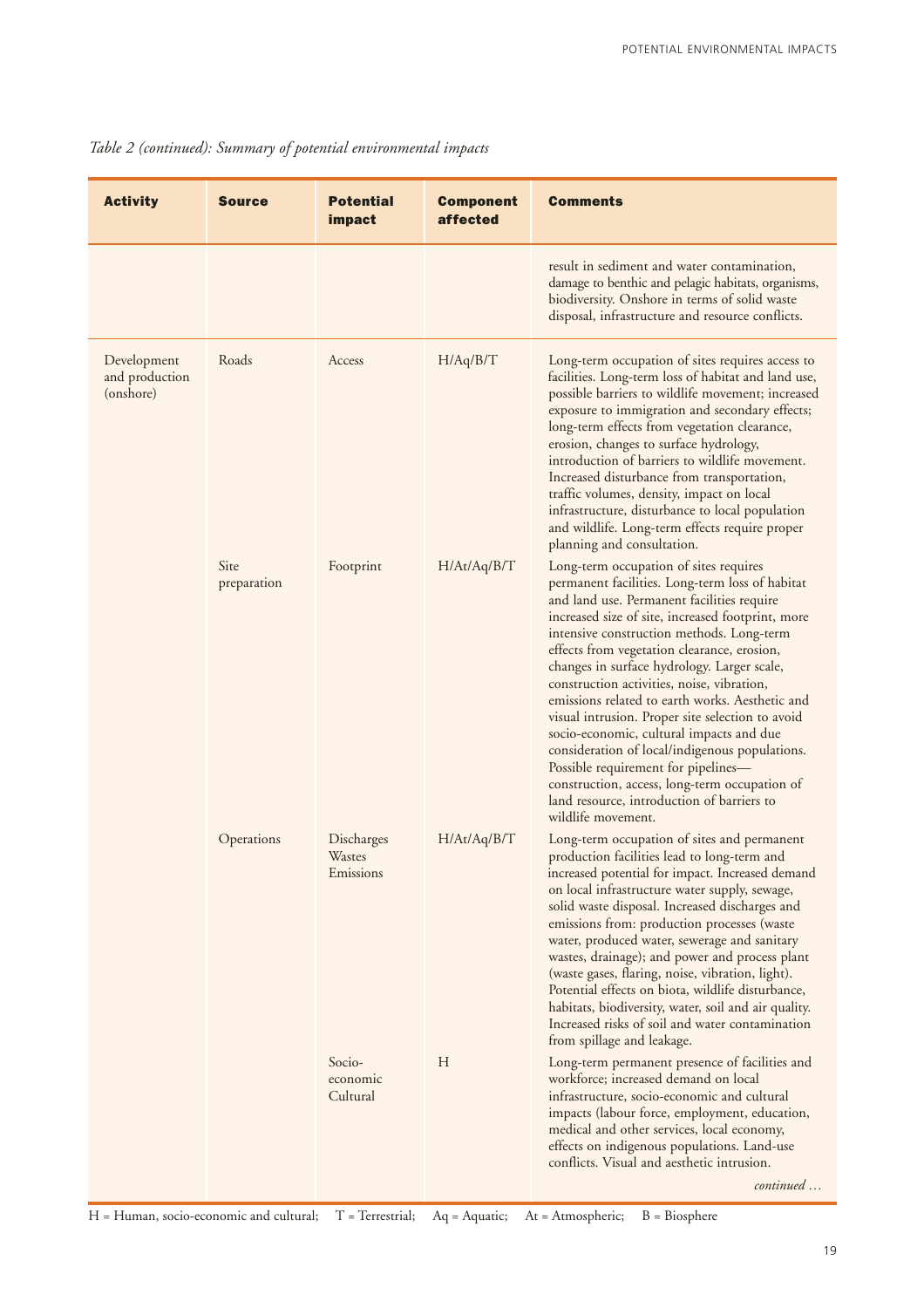*Table 2 (continued): Summary of potential environmental impacts*

| Activity | Source | Potential impact | Component affected | Comments |
|---|---|---|---|---|
| | | | | result in sediment and water contamination, damage to benthic and pelagic habitats, organisms, biodiversity. Onshore in terms of solid waste disposal, infrastructure and resource conflicts. |
| Development and production (onshore) | Roads | Access | H/Aq/B/T | Long-term occupation of sites requires access to facilities. Long-term loss of habitat and land use, possible barriers to wildlife movement; increased exposure to immigration and secondary effects; long-term effects from vegetation clearance, erosion, changes to surface hydrology, introduction of barriers to wildlife movement. Increased disturbance from transportation, traffic volumes, density, impact on local infrastructure, disturbance to local population and wildlife. Long-term effects require proper planning and consultation. |
| | Site preparation | Footprint | H/At/Aq/B/T | Long-term occupation of sites requires permanent facilities. Long-term loss of habitat and land use. Permanent facilities require increased size of site, increased footprint, more intensive construction methods. Long-term effects from vegetation clearance, erosion, changes in surface hydrology. Larger scale, construction activities, noise, vibration, emissions related to earth works. Aesthetic and visual intrusion. Proper site selection to avoid socio-economic, cultural impacts and due consideration of local/indigenous populations. Possible requirement for pipelines—construction, access, long-term occupation of land resource, introduction of barriers to wildlife movement. |
| | Operations | Discharges Wastes Emissions | H/At/Aq/B/T | Long-term occupation of sites and permanent production facilities lead to long-term and increased potential for impact. Increased demand on local infrastructure water supply, sewage, solid waste disposal. Increased discharges and emissions from: production processes (waste water, produced water, sewerage and sanitary wastes, drainage); and power and process plant (waste gases, flaring, noise, vibration, light). Potential effects on biota, wildlife disturbance, habitats, biodiversity, water, soil and air quality. Increased risks of soil and water contamination from spillage and leakage. |
| | | Socio-economic Cultural | H | Long-term permanent presence of facilities and workforce; increased demand on local infrastructure, socio-economic and cultural impacts (labour force, employment, education, medical and other services, local economy, effects on indigenous populations. Land-use conflicts. Visual and aesthetic intrusion. |

*continued …*

H = Human, socio-economic and cultural; T = Terrestrial; Aq = Aquatic; At = Atmospheric; B = Biosphere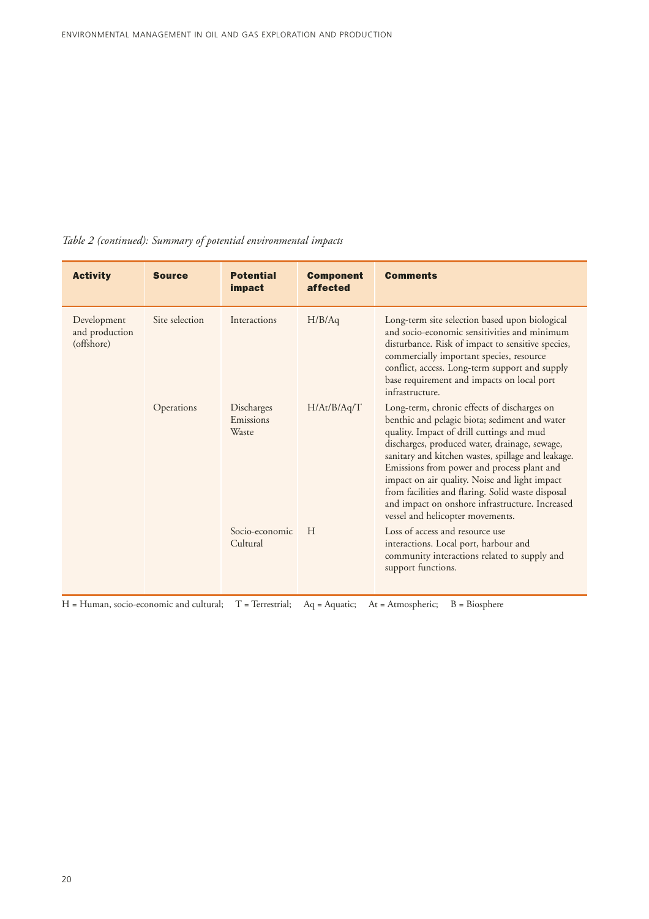*Table 2 (continued): Summary of potential environmental impacts*

| Activity | Source | Potential impact | Component affected | Comments |
|---|---|---|---|---|
| Development and production (offshore) | Site selection | Interactions | H/B/Aq | Long-term site selection based upon biological and socio-economic sensitivities and minimum disturbance. Risk of impact to sensitive species, commercially important species, resource conflict, access. Long-term support and supply base requirement and impacts on local port infrastructure. |
| | Operations | Discharges Emissions Waste | H/At/B/Aq/T | Long-term, chronic effects of discharges on benthic and pelagic biota; sediment and water quality. Impact of drill cuttings and mud discharges, produced water, drainage, sewage, sanitary and kitchen wastes, spillage and leakage. Emissions from power and process plant and impact on air quality. Noise and light impact from facilities and flaring. Solid waste disposal and impact on onshore infrastructure. Increased vessel and helicopter movements. |
| | | Socio-economic Cultural | H | Loss of access and resource use interactions. Local port, harbour and community interactions related to supply and support functions. |

H = Human, socio-economic and cultural; T = Terrestrial; Aq = Aquatic; At = Atmospheric; B = Biosphere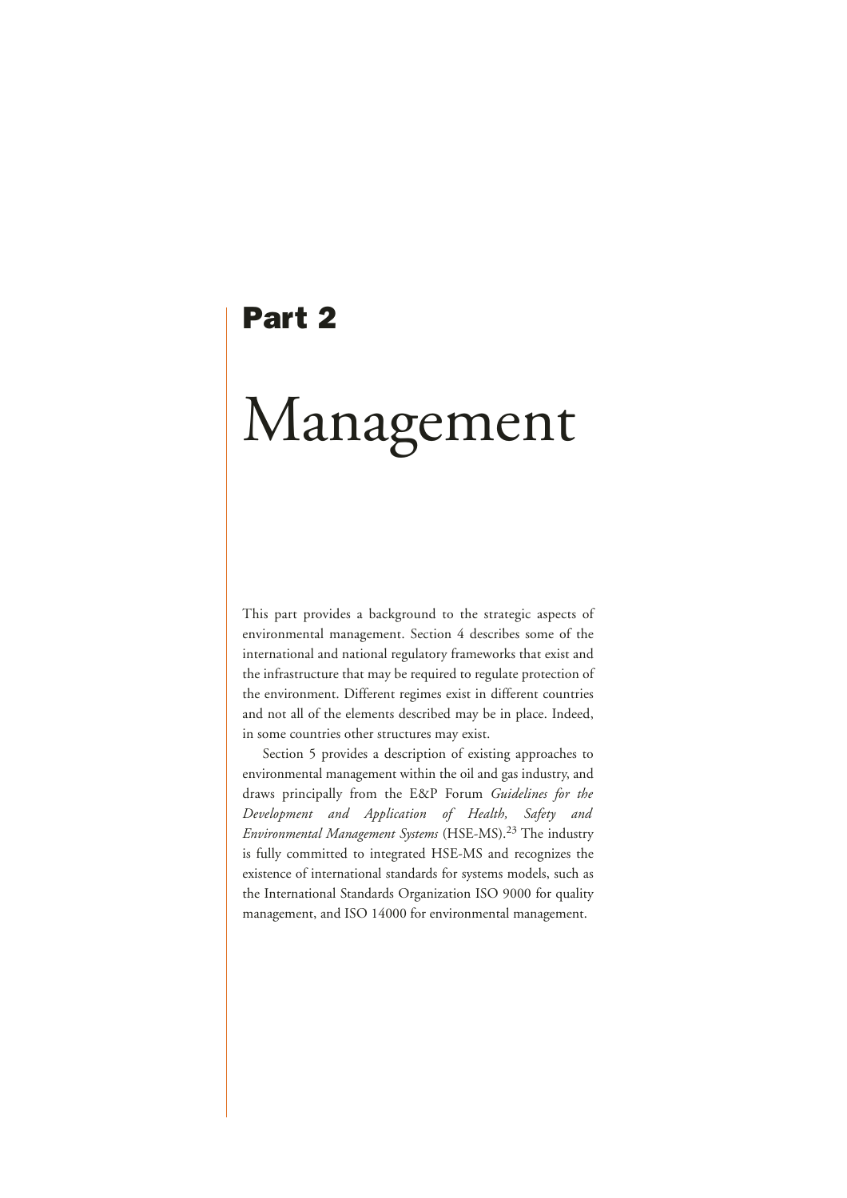# Part 2

# Management

This part provides a background to the strategic aspects of environmental management. Section 4 describes some of the international and national regulatory frameworks that exist and the infrastructure that may be required to regulate protection of the environment. Different regimes exist in different countries and not all of the elements described may be in place. Indeed, in some countries other structures may exist.

Section 5 provides a description of existing approaches to environmental management within the oil and gas industry, and draws principally from the E&P Forum *Guidelines for the Development and Application of Health, Safety and Environmental Management Systems* (HSE-MS).[23] The industry is fully committed to integrated HSE-MS and recognizes the existence of international standards for systems models, such as the International Standards Organization ISO 9000 for quality management, and ISO 14000 for environmental management.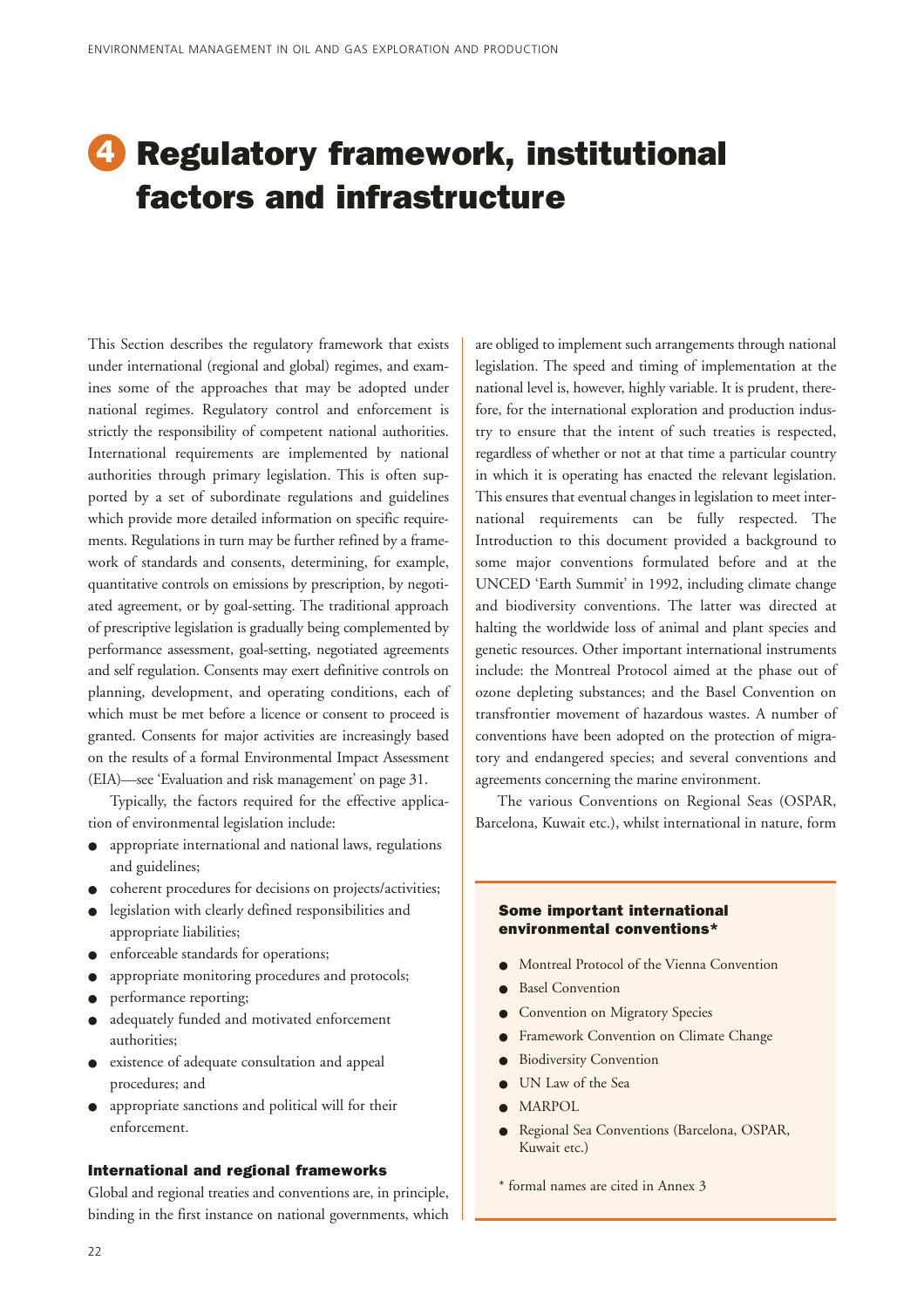# 4 Regulatory framework, institutional factors and infrastructure

This Section describes the regulatory framework that exists under international (regional and global) regimes, and examines some of the approaches that may be adopted under national regimes. Regulatory control and enforcement is strictly the responsibility of competent national authorities. International requirements are implemented by national authorities through primary legislation. This is often supported by a set of subordinate regulations and guidelines which provide more detailed information on specific requirements. Regulations in turn may be further refined by a framework of standards and consents, determining, for example, quantitative controls on emissions by prescription, by negotiated agreement, or by goal-setting. The traditional approach of prescriptive legislation is gradually being complemented by performance assessment, goal-setting, negotiated agreements and self regulation. Consents may exert definitive controls on planning, development, and operating conditions, each of which must be met before a licence or consent to proceed is granted. Consents for major activities are increasingly based on the results of a formal Environmental Impact Assessment (EIA)—see 'Evaluation and risk management' on page 31.

Typically, the factors required for the effective application of environmental legislation include:

- appropriate international and national laws, regulations and guidelines;
- coherent procedures for decisions on projects/activities;
- legislation with clearly defined responsibilities and appropriate liabilities;
- enforceable standards for operations;
- appropriate monitoring procedures and protocols;
- performance reporting;
- adequately funded and motivated enforcement authorities;
- existence of adequate consultation and appeal procedures; and
- appropriate sanctions and political will for their enforcement.

## International and regional frameworks

Global and regional treaties and conventions are, in principle, binding in the first instance on national governments, which are obliged to implement such arrangements through national legislation. The speed and timing of implementation at the national level is, however, highly variable. It is prudent, therefore, for the international exploration and production industry to ensure that the intent of such treaties is respected, regardless of whether or not at that time a particular country in which it is operating has enacted the relevant legislation. This ensures that eventual changes in legislation to meet international requirements can be fully respected. The Introduction to this document provided a background to some major conventions formulated before and at the UNCED 'Earth Summit' in 1992, including climate change and biodiversity conventions. The latter was directed at halting the worldwide loss of animal and plant species and genetic resources. Other important international instruments include: the Montreal Protocol aimed at the phase out of ozone depleting substances; and the Basel Convention on transfrontier movement of hazardous wastes. A number of conventions have been adopted on the protection of migratory and endangered species; and several conventions and agreements concerning the marine environment.

The various Conventions on Regional Seas (OSPAR, Barcelona, Kuwait etc.), whilst international in nature, form

> **Some important international environmental conventions***
>
> - Montreal Protocol of the Vienna Convention
> - Basel Convention
> - Convention on Migratory Species
> - Framework Convention on Climate Change
> - Biodiversity Convention
> - UN Law of the Sea
> - MARPOL
> - Regional Sea Conventions (Barcelona, OSPAR, Kuwait etc.)
>
> \* formal names are cited in Annex 3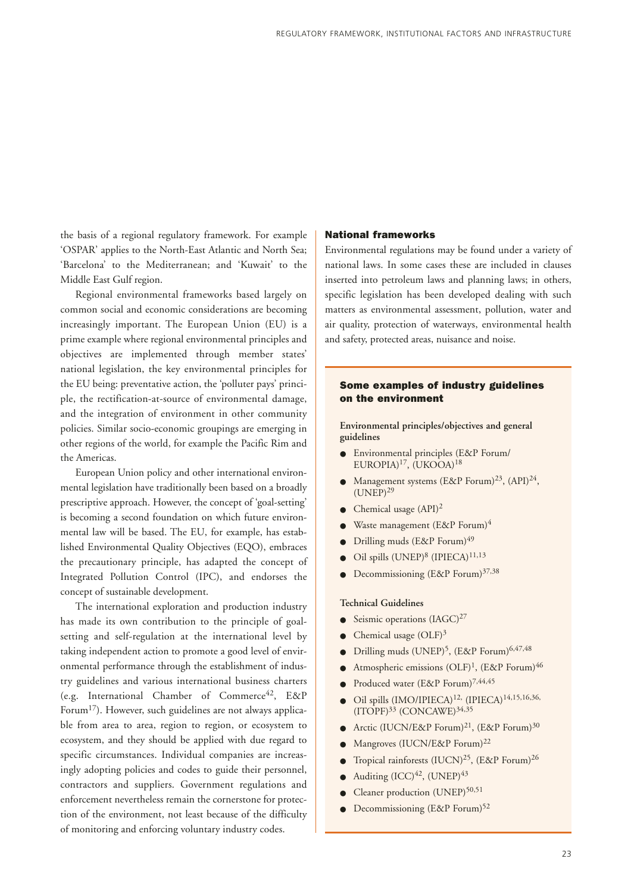the basis of a regional regulatory framework. For example 'OSPAR' applies to the North-East Atlantic and North Sea; 'Barcelona' to the Mediterranean; and 'Kuwait' to the Middle East Gulf region.

Regional environmental frameworks based largely on common social and economic considerations are becoming increasingly important. The European Union (EU) is a prime example where regional environmental principles and objectives are implemented through member states' national legislation, the key environmental principles for the EU being: preventative action, the 'polluter pays' principle, the rectification-at-source of environmental damage, and the integration of environment in other community policies. Similar socio-economic groupings are emerging in other regions of the world, for example the Pacific Rim and the Americas.

European Union policy and other international environmental legislation have traditionally been based on a broadly prescriptive approach. However, the concept of 'goal-setting' is becoming a second foundation on which future environmental law will be based. The EU, for example, has established Environmental Quality Objectives (EQO), embraces the precautionary principle, has adapted the concept of Integrated Pollution Control (IPC), and endorses the concept of sustainable development.

The international exploration and production industry has made its own contribution to the principle of goal-setting and self-regulation at the international level by taking independent action to promote a good level of environmental performance through the establishment of industry guidelines and various international business charters (e.g. International Chamber of Commerce[42], E&P Forum[17]). However, such guidelines are not always applicable from area to area, region to region, or ecosystem to ecosystem, and they should be applied with due regard to specific circumstances. Individual companies are increasingly adopting policies and codes to guide their personnel, contractors and suppliers. Government regulations and enforcement nevertheless remain the cornerstone for protection of the environment, not least because of the difficulty of monitoring and enforcing voluntary industry codes.

## National frameworks

Environmental regulations may be found under a variety of national laws. In some cases these are included in clauses inserted into petroleum laws and planning laws; in others, specific legislation has been developed dealing with such matters as environmental assessment, pollution, water and air quality, protection of waterways, environmental health and safety, protected areas, nuisance and noise.

### Some examples of industry guidelines on the environment

**Environmental principles/objectives and general guidelines**

- Environmental principles (E&P Forum/EUROPIA)[17], (UKOOA)[18]
- Management systems (E&P Forum)[23], (API)[24], (UNEP)[29]
- Chemical usage (API)[2]
- Waste management (E&P Forum)[4]
- Drilling muds (E&P Forum)[49]
- Oil spills (UNEP)[8] (IPIECA)[11,13]
- Decommissioning (E&P Forum)[37,38]

**Technical Guidelines**

- Seismic operations (IAGC)[27]
- Chemical usage (OLF)[3]
- Drilling muds (UNEP)[5], (E&P Forum)[6,47,48]
- Atmospheric emissions (OLF)[1], (E&P Forum)[46]
- Produced water (E&P Forum)[7,44,45]
- Oil spills (IMO/IPIECA)[12], (IPIECA)[14,15,16,36], (ITOPF)[33] (CONCAWE)[34,35]
- Arctic (IUCN/E&P Forum)[21], (E&P Forum)[30]
- Mangroves (IUCN/E&P Forum)[22]
- Tropical rainforests (IUCN)[25], (E&P Forum)[26]
- Auditing (ICC)[42], (UNEP)[43]
- Cleaner production (UNEP)[50,51]
- Decommissioning (E&P Forum)[52]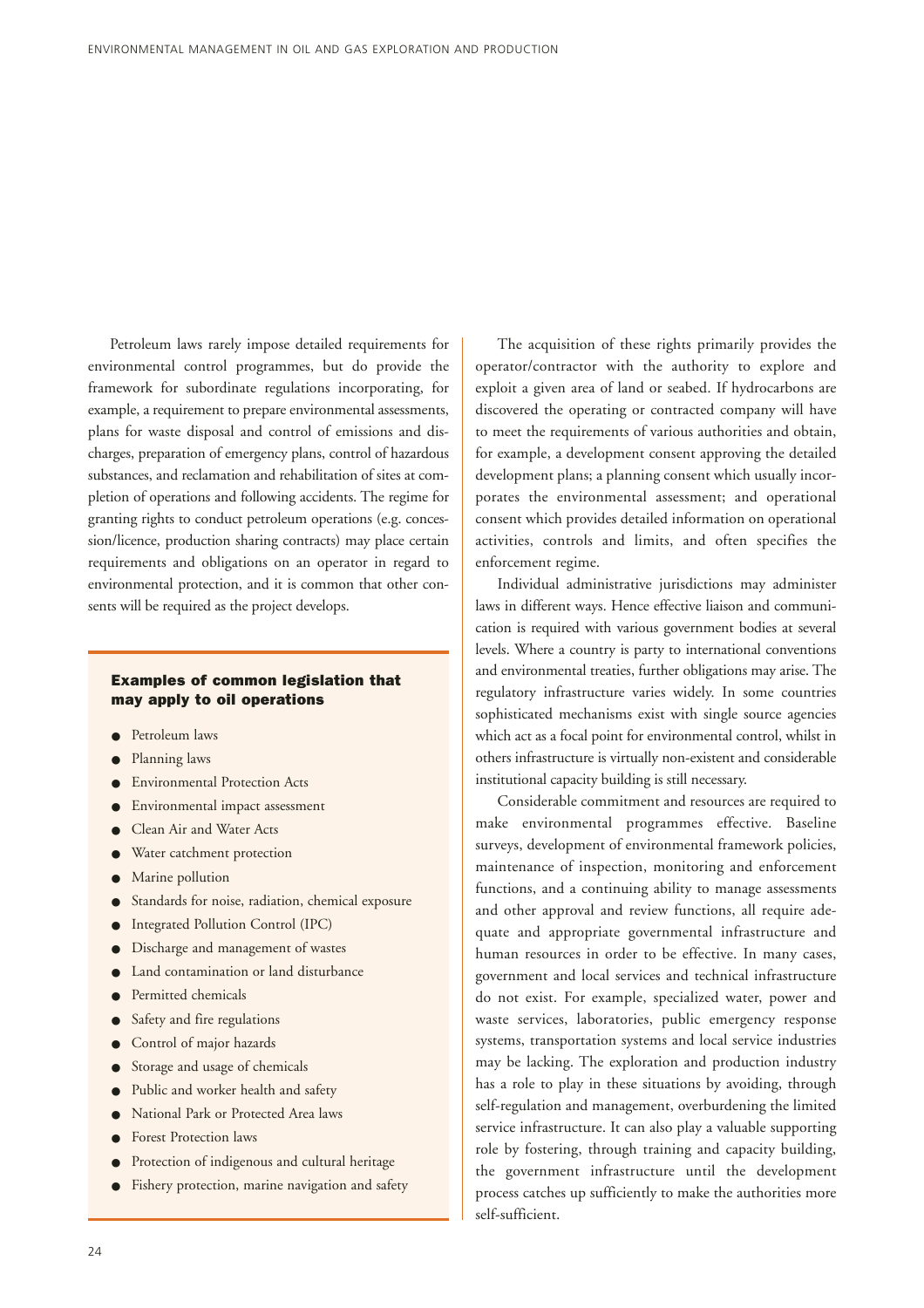Petroleum laws rarely impose detailed requirements for environmental control programmes, but do provide the framework for subordinate regulations incorporating, for example, a requirement to prepare environmental assessments, plans for waste disposal and control of emissions and discharges, preparation of emergency plans, control of hazardous substances, and reclamation and rehabilitation of sites at completion of operations and following accidents. The regime for granting rights to conduct petroleum operations (e.g. concession/licence, production sharing contracts) may place certain requirements and obligations on an operator in regard to environmental protection, and it is common that other consents will be required as the project develops.

### Examples of common legislation that may apply to oil operations

- Petroleum laws
- Planning laws
- Environmental Protection Acts
- Environmental impact assessment
- Clean Air and Water Acts
- Water catchment protection
- Marine pollution
- Standards for noise, radiation, chemical exposure
- Integrated Pollution Control (IPC)
- Discharge and management of wastes
- Land contamination or land disturbance
- Permitted chemicals
- Safety and fire regulations
- Control of major hazards
- Storage and usage of chemicals
- Public and worker health and safety
- National Park or Protected Area laws
- Forest Protection laws
- Protection of indigenous and cultural heritage
- Fishery protection, marine navigation and safety

The acquisition of these rights primarily provides the operator/contractor with the authority to explore and exploit a given area of land or seabed. If hydrocarbons are discovered the operating or contracted company will have to meet the requirements of various authorities and obtain, for example, a development consent approving the detailed development plans; a planning consent which usually incorporates the environmental assessment; and operational consent which provides detailed information on operational activities, controls and limits, and often specifies the enforcement regime.

Individual administrative jurisdictions may administer laws in different ways. Hence effective liaison and communication is required with various government bodies at several levels. Where a country is party to international conventions and environmental treaties, further obligations may arise. The regulatory infrastructure varies widely. In some countries sophisticated mechanisms exist with single source agencies which act as a focal point for environmental control, whilst in others infrastructure is virtually non-existent and considerable institutional capacity building is still necessary.

Considerable commitment and resources are required to make environmental programmes effective. Baseline surveys, development of environmental framework policies, maintenance of inspection, monitoring and enforcement functions, and a continuing ability to manage assessments and other approval and review functions, all require adequate and appropriate governmental infrastructure and human resources in order to be effective. In many cases, government and local services and technical infrastructure do not exist. For example, specialized water, power and waste services, laboratories, public emergency response systems, transportation systems and local service industries may be lacking. The exploration and production industry has a role to play in these situations by avoiding, through self-regulation and management, overburdening the limited service infrastructure. It can also play a valuable supporting role by fostering, through training and capacity building, the government infrastructure until the development process catches up sufficiently to make the authorities more self-sufficient.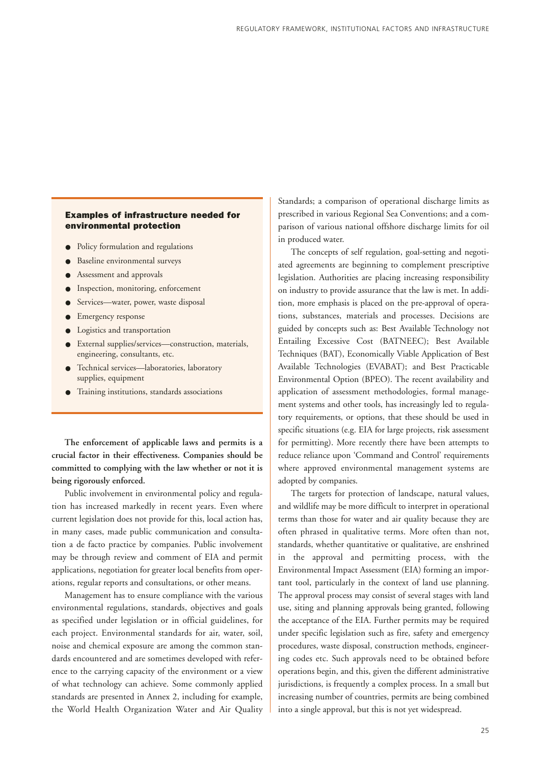### Examples of infrastructure needed for environmental protection

- Policy formulation and regulations
- Baseline environmental surveys
- Assessment and approvals
- Inspection, monitoring, enforcement
- Services—water, power, waste disposal
- Emergency response
- Logistics and transportation
- External supplies/services—construction, materials, engineering, consultants, etc.
- Technical services—laboratories, laboratory supplies, equipment
- Training institutions, standards associations

**The enforcement of applicable laws and permits is a crucial factor in their effectiveness. Companies should be committed to complying with the law whether or not it is being rigorously enforced.**

Public involvement in environmental policy and regulation has increased markedly in recent years. Even where current legislation does not provide for this, local action has, in many cases, made public communication and consultation a de facto practice by companies. Public involvement may be through review and comment of EIA and permit applications, negotiation for greater local benefits from operations, regular reports and consultations, or other means.

Management has to ensure compliance with the various environmental regulations, standards, objectives and goals as specified under legislation or in official guidelines, for each project. Environmental standards for air, water, soil, noise and chemical exposure are among the common standards encountered and are sometimes developed with reference to the carrying capacity of the environment or a view of what technology can achieve. Some commonly applied standards are presented in Annex 2, including for example, the World Health Organization Water and Air Quality Standards; a comparison of operational discharge limits as prescribed in various Regional Sea Conventions; and a comparison of various national offshore discharge limits for oil in produced water.

The concepts of self regulation, goal-setting and negotiated agreements are beginning to complement prescriptive legislation. Authorities are placing increasing responsibility on industry to provide assurance that the law is met. In addition, more emphasis is placed on the pre-approval of operations, substances, materials and processes. Decisions are guided by concepts such as: Best Available Technology not Entailing Excessive Cost (BATNEEC); Best Available Techniques (BAT), Economically Viable Application of Best Available Technologies (EVABAT); and Best Practicable Environmental Option (BPEO). The recent availability and application of assessment methodologies, formal management systems and other tools, has increasingly led to regulatory requirements, or options, that these should be used in specific situations (e.g. EIA for large projects, risk assessment for permitting). More recently there have been attempts to reduce reliance upon 'Command and Control' requirements where approved environmental management systems are adopted by companies.

The targets for protection of landscape, natural values, and wildlife may be more difficult to interpret in operational terms than those for water and air quality because they are often phrased in qualitative terms. More often than not, standards, whether quantitative or qualitative, are enshrined in the approval and permitting process, with the Environmental Impact Assessment (EIA) forming an important tool, particularly in the context of land use planning. The approval process may consist of several stages with land use, siting and planning approvals being granted, following the acceptance of the EIA. Further permits may be required under specific legislation such as fire, safety and emergency procedures, waste disposal, construction methods, engineering codes etc. Such approvals need to be obtained before operations begin, and this, given the different administrative jurisdictions, is frequently a complex process. In a small but increasing number of countries, permits are being combined into a single approval, but this is not yet widespread.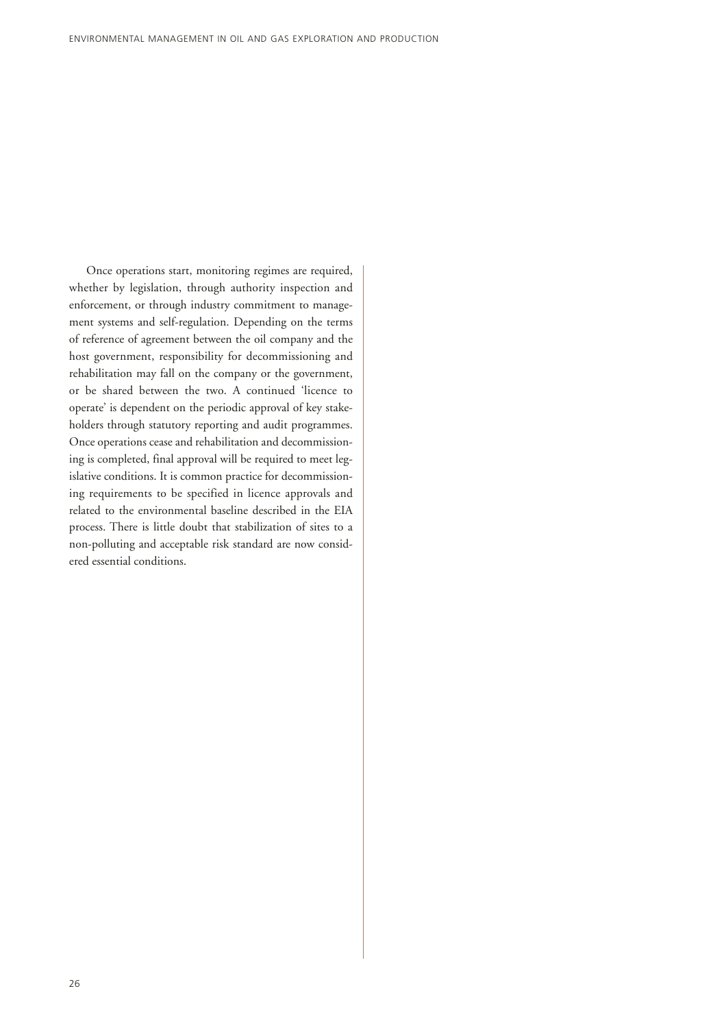Once operations start, monitoring regimes are required, whether by legislation, through authority inspection and enforcement, or through industry commitment to management systems and self-regulation. Depending on the terms of reference of agreement between the oil company and the host government, responsibility for decommissioning and rehabilitation may fall on the company or the government, or be shared between the two. A continued 'licence to operate' is dependent on the periodic approval of key stakeholders through statutory reporting and audit programmes. Once operations cease and rehabilitation and decommissioning is completed, final approval will be required to meet legislative conditions. It is common practice for decommissioning requirements to be specified in licence approvals and related to the environmental baseline described in the EIA process. There is little doubt that stabilization of sites to a non-polluting and acceptable risk standard are now considered essential conditions.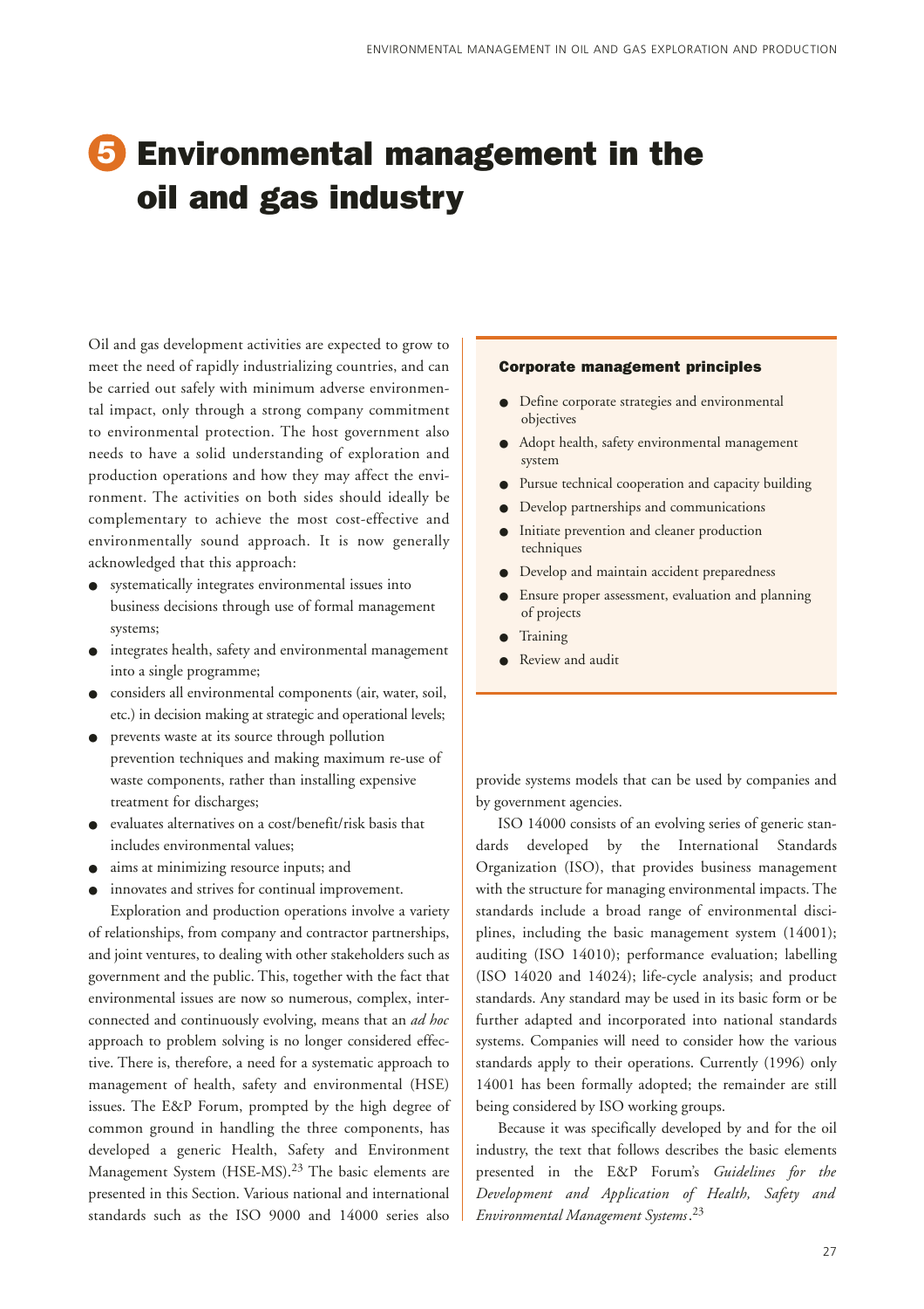# 5 Environmental management in the oil and gas industry

Oil and gas development activities are expected to grow to meet the need of rapidly industrializing countries, and can be carried out safely with minimum adverse environmental impact, only through a strong company commitment to environmental protection. The host government also needs to have a solid understanding of exploration and production operations and how they may affect the environment. The activities on both sides should ideally be complementary to achieve the most cost-effective and environmentally sound approach. It is now generally acknowledged that this approach:

- systematically integrates environmental issues into business decisions through use of formal management systems;
- integrates health, safety and environmental management into a single programme;
- considers all environmental components (air, water, soil, etc.) in decision making at strategic and operational levels;
- prevents waste at its source through pollution prevention techniques and making maximum re-use of waste components, rather than installing expensive treatment for discharges;
- evaluates alternatives on a cost/benefit/risk basis that includes environmental values;
- aims at minimizing resource inputs; and
- innovates and strives for continual improvement.

Exploration and production operations involve a variety of relationships, from company and contractor partnerships, and joint ventures, to dealing with other stakeholders such as government and the public. This, together with the fact that environmental issues are now so numerous, complex, interconnected and continuously evolving, means that an *ad hoc* approach to problem solving is no longer considered effective. There is, therefore, a need for a systematic approach to management of health, safety and environmental (HSE) issues. The E&P Forum, prompted by the high degree of common ground in handling the three components, has developed a generic Health, Safety and Environment Management System (HSE-MS).[23] The basic elements are presented in this Section. Various national and international standards such as the ISO 9000 and 14000 series also provide systems models that can be used by companies and by government agencies.

> **Corporate management principles**
>
> - Define corporate strategies and environmental objectives
> - Adopt health, safety environmental management system
> - Pursue technical cooperation and capacity building
> - Develop partnerships and communications
> - Initiate prevention and cleaner production techniques
> - Develop and maintain accident preparedness
> - Ensure proper assessment, evaluation and planning of projects
> - Training
> - Review and audit

ISO 14000 consists of an evolving series of generic standards developed by the International Standards Organization (ISO), that provides business management with the structure for managing environmental impacts. The standards include a broad range of environmental disciplines, including the basic management system (14001); auditing (ISO 14010); performance evaluation; labelling (ISO 14020 and 14024); life-cycle analysis; and product standards. Any standard may be used in its basic form or be further adapted and incorporated into national standards systems. Companies will need to consider how the various standards apply to their operations. Currently (1996) only 14001 has been formally adopted; the remainder are still being considered by ISO working groups.

Because it was specifically developed by and for the oil industry, the text that follows describes the basic elements presented in the E&P Forum's *Guidelines for the Development and Application of Health, Safety and Environmental Management Systems*.[23]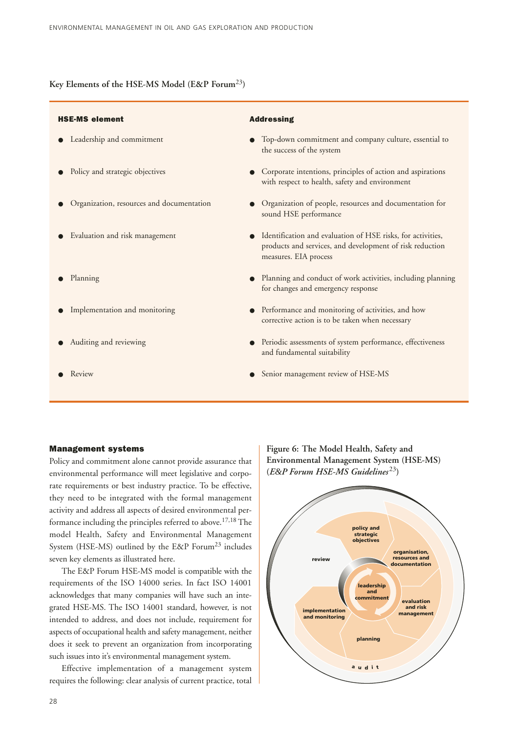**Key Elements of the HSE-MS Model (E&P Forum[23])**

| HSE-MS element | Addressing |
|---|---|
| Leadership and commitment | Top-down commitment and company culture, essential to the success of the system |
| Policy and strategic objectives | Corporate intentions, principles of action and aspirations with respect to health, safety and environment |
| Organization, resources and documentation | Organization of people, resources and documentation for sound HSE performance |
| Evaluation and risk management | Identification and evaluation of HSE risks, for activities, products and services, and development of risk reduction measures. EIA process |
| Planning | Planning and conduct of work activities, including planning for changes and emergency response |
| Implementation and monitoring | Performance and monitoring of activities, and how corrective action is to be taken when necessary |
| Auditing and reviewing | Periodic assessments of system performance, effectiveness and fundamental suitability |
| Review | Senior management review of HSE-MS |

## Management systems

Policy and commitment alone cannot provide assurance that environmental performance will meet legislative and corporate requirements or best industry practice. To be effective, they need to be integrated with the formal management activity and address all aspects of desired environmental performance including the principles referred to above.[17,18] The model Health, Safety and Environmental Management System (HSE-MS) outlined by the E&P Forum[23] includes seven key elements as illustrated here.

The E&P Forum HSE-MS model is compatible with the requirements of the ISO 14000 series. In fact ISO 14001 acknowledges that many companies will have such an integrated HSE-MS. The ISO 14001 standard, however, is not intended to address, and does not include, requirement for aspects of occupational health and safety management, neither does it seek to prevent an organization from incorporating such issues into it's environmental management system.

Effective implementation of a management system requires the following: clear analysis of current practice, total

**Figure 6: The Model Health, Safety and Environmental Management System (HSE-MS) (*E&P Forum HSE-MS Guidelines*[23])**

leadership and commitment; policy and strategic objectives; organisation, resources and documentation; evaluation and risk management; planning; implementation and monitoring; review; audit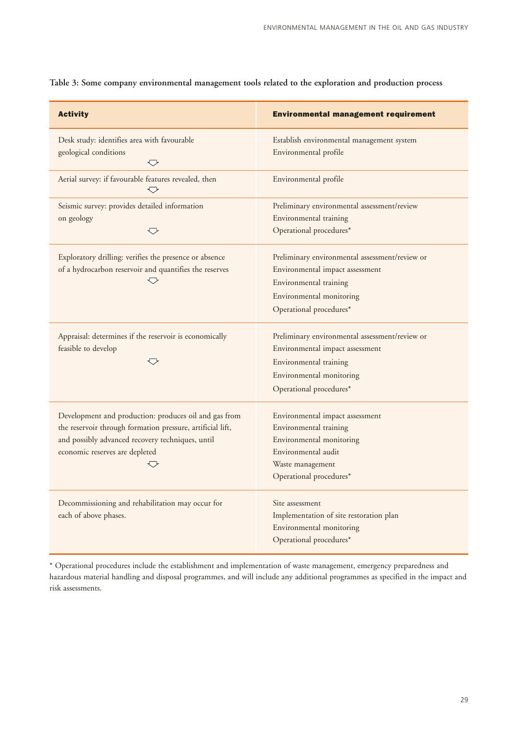**Table 3: Some company environmental management tools related to the exploration and production process**

| Activity | Environmental management requirement |
| --- | --- |
| Desk study: identifies area with favourable geological conditions | Establish environmental management system<br>Environmental profile |
| Aerial survey: if favourable features revealed, then | Environmental profile |
| Seismic survey: provides detailed information on geology | Preliminary environmental assessment/review<br>Environmental training<br>Operational procedures* |
| Exploratory drilling: verifies the presence or absence of a hydrocarbon reservoir and quantifies the reserves | Preliminary environmental assessment/review or<br>Environmental impact assessment<br>Environmental training<br>Environmental monitoring<br>Operational procedures* |
| Appraisal: determines if the reservoir is economically feasible to develop | Preliminary environmental assessment/review or<br>Environmental impact assessment<br>Environmental training<br>Environmental monitoring<br>Operational procedures* |
| Development and production: produces oil and gas from the reservoir through formation pressure, artificial lift, and possibly advanced recovery techniques, until economic reserves are depleted | Environmental impact assessment<br>Environmental training<br>Environmental monitoring<br>Environmental audit<br>Waste management<br>Operational procedures* |
| Decommissioning and rehabilitation may occur for each of above phases. | Site assessment<br>Implementation of site restoration plan<br>Environmental monitoring<br>Operational procedures* |

* Operational procedures include the establishment and implementation of waste management, emergency preparedness and hazardous material handling and disposal programmes, and will include any additional programmes as specified in the impact and risk assessments.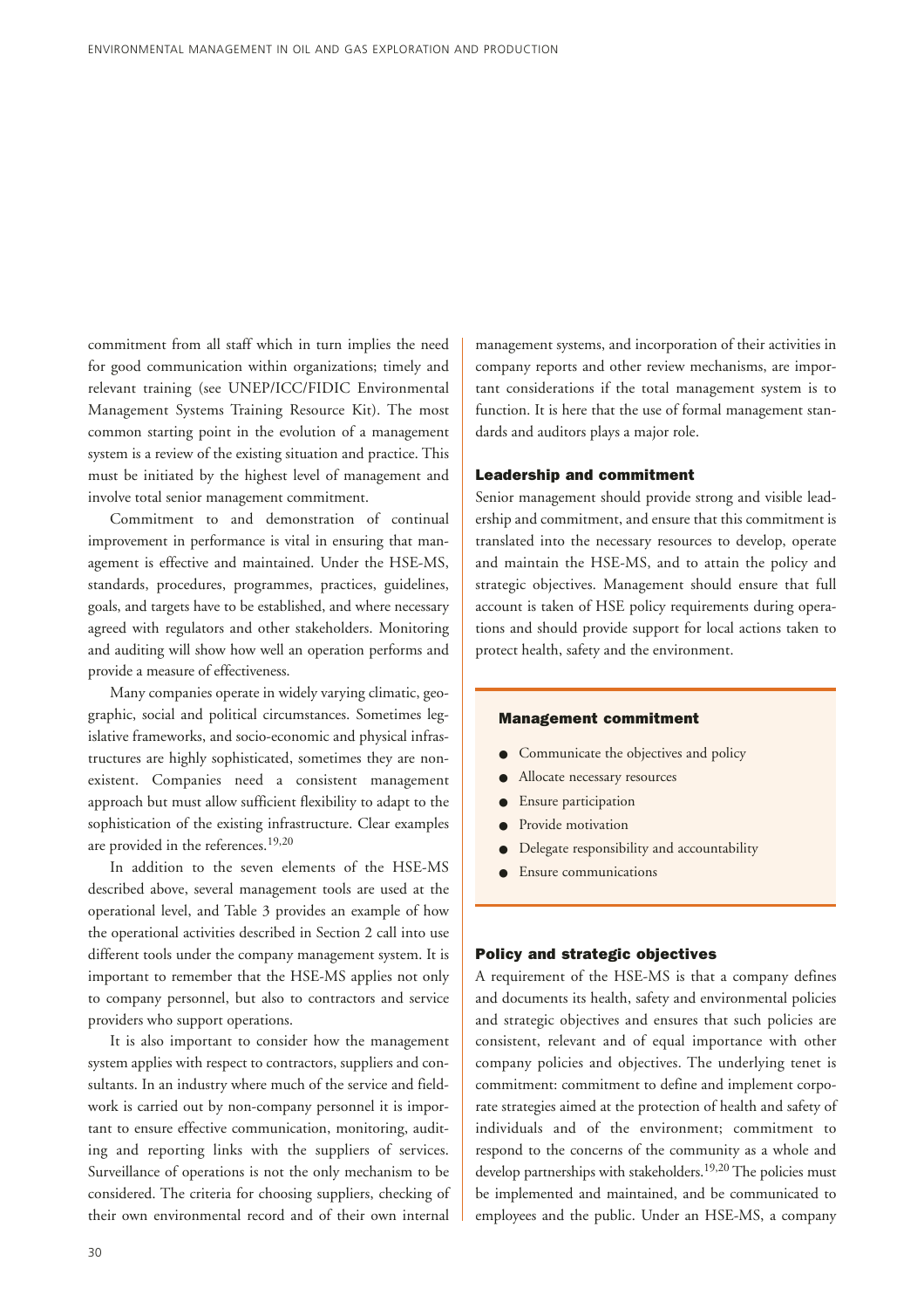commitment from all staff which in turn implies the need for good communication within organizations; timely and relevant training (see UNEP/ICC/FIDIC Environmental Management Systems Training Resource Kit). The most common starting point in the evolution of a management system is a review of the existing situation and practice. This must be initiated by the highest level of management and involve total senior management commitment.

Commitment to and demonstration of continual improvement in performance is vital in ensuring that management is effective and maintained. Under the HSE-MS, standards, procedures, programmes, practices, guidelines, goals, and targets have to be established, and where necessary agreed with regulators and other stakeholders. Monitoring and auditing will show how well an operation performs and provide a measure of effectiveness.

Many companies operate in widely varying climatic, geographic, social and political circumstances. Sometimes legislative frameworks, and socio-economic and physical infrastructures are highly sophisticated, sometimes they are non-existent. Companies need a consistent management approach but must allow sufficient flexibility to adapt to the sophistication of the existing infrastructure. Clear examples are provided in the references.[19,20]

In addition to the seven elements of the HSE-MS described above, several management tools are used at the operational level, and Table 3 provides an example of how the operational activities described in Section 2 call into use different tools under the company management system. It is important to remember that the HSE-MS applies not only to company personnel, but also to contractors and service providers who support operations.

It is also important to consider how the management system applies with respect to contractors, suppliers and consultants. In an industry where much of the service and fieldwork is carried out by non-company personnel it is important to ensure effective communication, monitoring, auditing and reporting links with the suppliers of services. Surveillance of operations is not the only mechanism to be considered. The criteria for choosing suppliers, checking of their own environmental record and of their own internal management systems, and incorporation of their activities in company reports and other review mechanisms, are important considerations if the total management system is to function. It is here that the use of formal management standards and auditors plays a major role.

### Leadership and commitment

Senior management should provide strong and visible leadership and commitment, and ensure that this commitment is translated into the necessary resources to develop, operate and maintain the HSE-MS, and to attain the policy and strategic objectives. Management should ensure that full account is taken of HSE policy requirements during operations and should provide support for local actions taken to protect health, safety and the environment.

> **Management commitment**
>
> - Communicate the objectives and policy
> - Allocate necessary resources
> - Ensure participation
> - Provide motivation
> - Delegate responsibility and accountability
> - Ensure communications

### Policy and strategic objectives

A requirement of the HSE-MS is that a company defines and documents its health, safety and environmental policies and strategic objectives and ensures that such policies are consistent, relevant and of equal importance with other company policies and objectives. The underlying tenet is commitment: commitment to define and implement corporate strategies aimed at the protection of health and safety of individuals and of the environment; commitment to respond to the concerns of the community as a whole and develop partnerships with stakeholders.[19,20] The policies must be implemented and maintained, and be communicated to employees and the public. Under an HSE-MS, a company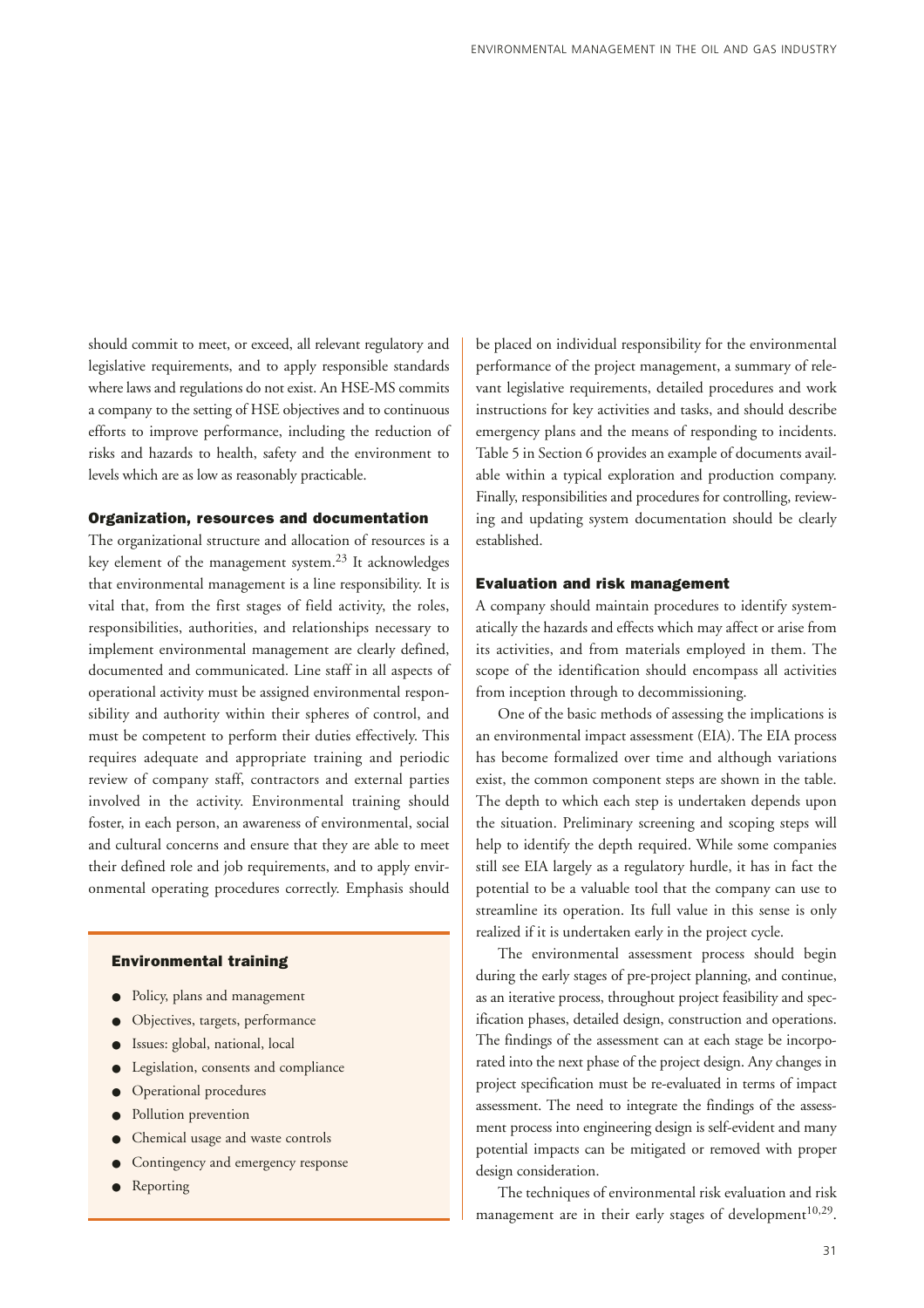should commit to meet, or exceed, all relevant regulatory and legislative requirements, and to apply responsible standards where laws and regulations do not exist. An HSE-MS commits a company to the setting of HSE objectives and to continuous efforts to improve performance, including the reduction of risks and hazards to health, safety and the environment to levels which are as low as reasonably practicable.

### Organization, resources and documentation

The organizational structure and allocation of resources is a key element of the management system.[23] It acknowledges that environmental management is a line responsibility. It is vital that, from the first stages of field activity, the roles, responsibilities, authorities, and relationships necessary to implement environmental management are clearly defined, documented and communicated. Line staff in all aspects of operational activity must be assigned environmental responsibility and authority within their spheres of control, and must be competent to perform their duties effectively. This requires adequate and appropriate training and periodic review of company staff, contractors and external parties involved in the activity. Environmental training should foster, in each person, an awareness of environmental, social and cultural concerns and ensure that they are able to meet their defined role and job requirements, and to apply environmental operating procedures correctly. Emphasis should be placed on individual responsibility for the environmental performance of the project management, a summary of relevant legislative requirements, detailed procedures and work instructions for key activities and tasks, and should describe emergency plans and the means of responding to incidents. Table 5 in Section 6 provides an example of documents available within a typical exploration and production company. Finally, responsibilities and procedures for controlling, reviewing and updating system documentation should be clearly established.

#### Environmental training

- Policy, plans and management
- Objectives, targets, performance
- Issues: global, national, local
- Legislation, consents and compliance
- Operational procedures
- Pollution prevention
- Chemical usage and waste controls
- Contingency and emergency response
- Reporting

### Evaluation and risk management

A company should maintain procedures to identify systematically the hazards and effects which may affect or arise from its activities, and from materials employed in them. The scope of the identification should encompass all activities from inception through to decommissioning.

One of the basic methods of assessing the implications is an environmental impact assessment (EIA). The EIA process has become formalized over time and although variations exist, the common component steps are shown in the table. The depth to which each step is undertaken depends upon the situation. Preliminary screening and scoping steps will help to identify the depth required. While some companies still see EIA largely as a regulatory hurdle, it has in fact the potential to be a valuable tool that the company can use to streamline its operation. Its full value in this sense is only realized if it is undertaken early in the project cycle.

The environmental assessment process should begin during the early stages of pre-project planning, and continue, as an iterative process, throughout project feasibility and specification phases, detailed design, construction and operations. The findings of the assessment can at each stage be incorporated into the next phase of the project design. Any changes in project specification must be re-evaluated in terms of impact assessment. The need to integrate the findings of the assessment process into engineering design is self-evident and many potential impacts can be mitigated or removed with proper design consideration.

The techniques of environmental risk evaluation and risk management are in their early stages of development[10,29].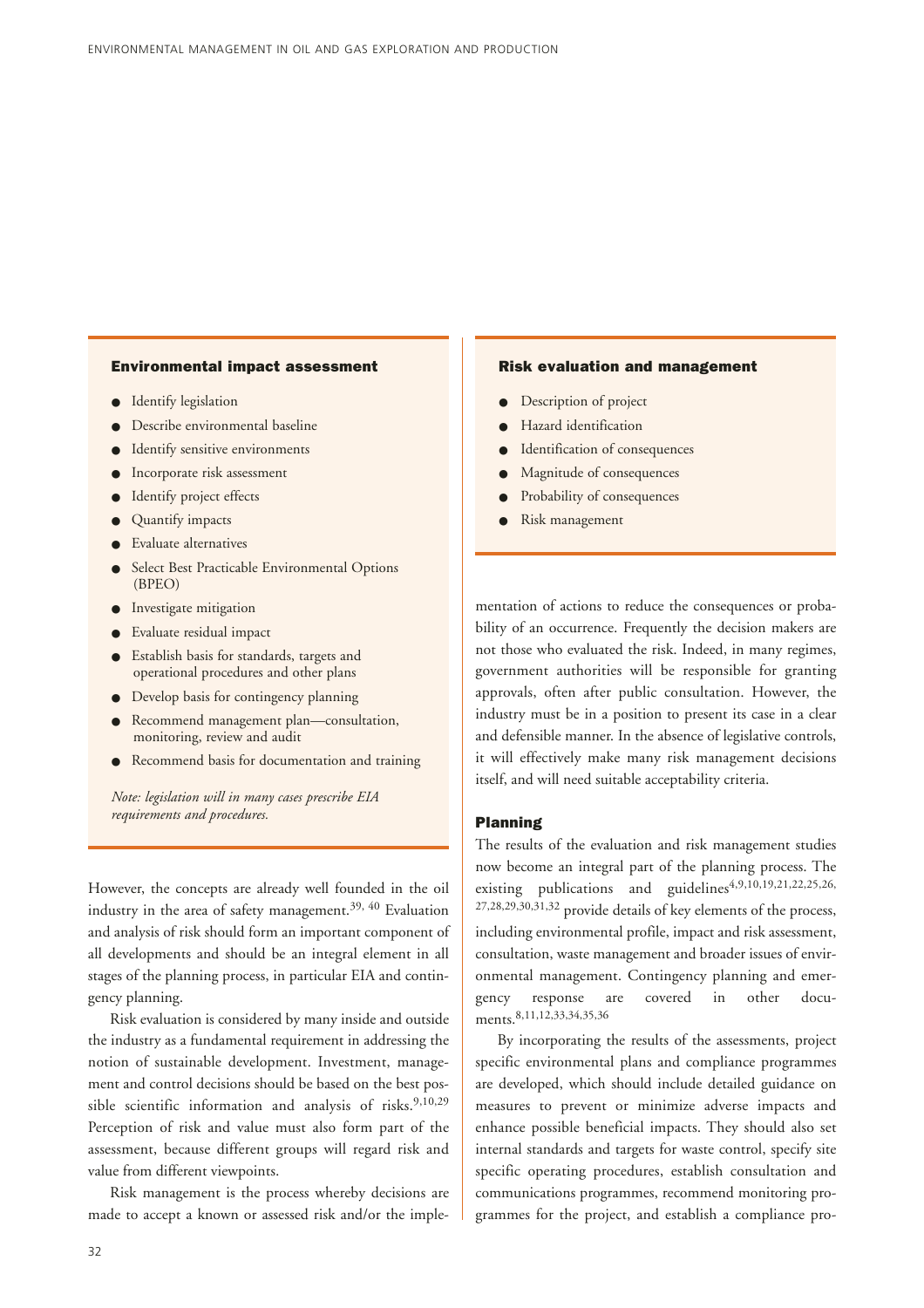### Environmental impact assessment

- Identify legislation
- Describe environmental baseline
- Identify sensitive environments
- Incorporate risk assessment
- Identify project effects
- Quantify impacts
- Evaluate alternatives
- Select Best Practicable Environmental Options (BPEO)
- Investigate mitigation
- Evaluate residual impact
- Establish basis for standards, targets and operational procedures and other plans
- Develop basis for contingency planning
- Recommend management plan—consultation, monitoring, review and audit
- Recommend basis for documentation and training

*Note: legislation will in many cases prescribe EIA requirements and procedures.*

### Risk evaluation and management

- Description of project
- Hazard identification
- Identification of consequences
- Magnitude of consequences
- Probability of consequences
- Risk management

However, the concepts are already well founded in the oil industry in the area of safety management.[39, 40] Evaluation and analysis of risk should form an important component of all developments and should be an integral element in all stages of the planning process, in particular EIA and contingency planning.

Risk evaluation is considered by many inside and outside the industry as a fundamental requirement in addressing the notion of sustainable development. Investment, management and control decisions should be based on the best possible scientific information and analysis of risks.[9,10,29] Perception of risk and value must also form part of the assessment, because different groups will regard risk and value from different viewpoints.

Risk management is the process whereby decisions are made to accept a known or assessed risk and/or the implementation of actions to reduce the consequences or probability of an occurrence. Frequently the decision makers are not those who evaluated the risk. Indeed, in many regimes, government authorities will be responsible for granting approvals, often after public consultation. However, the industry must be in a position to present its case in a clear and defensible manner. In the absence of legislative controls, it will effectively make many risk management decisions itself, and will need suitable acceptability criteria.

### Planning

The results of the evaluation and risk management studies now become an integral part of the planning process. The existing publications and guidelines[4,9,10,19,21,22,25,26,27,28,29,30,31,32] provide details of key elements of the process, including environmental profile, impact and risk assessment, consultation, waste management and broader issues of environmental management. Contingency planning and emergency response are covered in other documents.[8,11,12,33,34,35,36]

By incorporating the results of the assessments, project specific environmental plans and compliance programmes are developed, which should include detailed guidance on measures to prevent or minimize adverse impacts and enhance possible beneficial impacts. They should also set internal standards and targets for waste control, specify site specific operating procedures, establish consultation and communications programmes, recommend monitoring programmes for the project, and establish a compliance pro-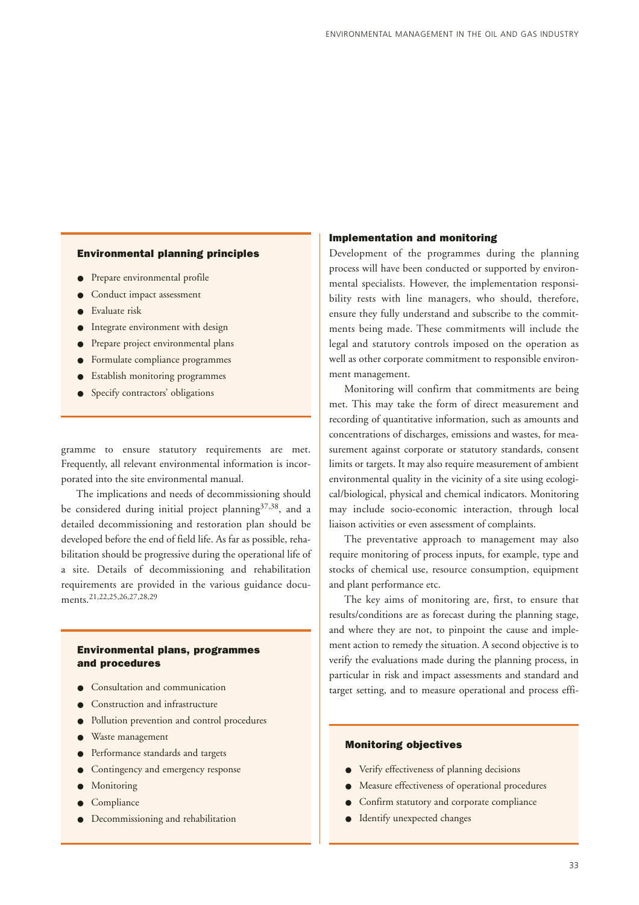### Environmental planning principles

- Prepare environmental profile
- Conduct impact assessment
- Evaluate risk
- Integrate environment with design
- Prepare project environmental plans
- Formulate compliance programmes
- Establish monitoring programmes
- Specify contractors' obligations

gramme to ensure statutory requirements are met. Frequently, all relevant environmental information is incorporated into the site environmental manual.

The implications and needs of decommissioning should be considered during initial project planning[37,38], and a detailed decommissioning and restoration plan should be developed before the end of field life. As far as possible, rehabilitation should be progressive during the operational life of a site. Details of decommissioning and rehabilitation requirements are provided in the various guidance documents.[21,22,25,26,27,28,29]

### Environmental plans, programmes and procedures

- Consultation and communication
- Construction and infrastructure
- Pollution prevention and control procedures
- Waste management
- Performance standards and targets
- Contingency and emergency response
- Monitoring
- Compliance
- Decommissioning and rehabilitation

### Implementation and monitoring

Development of the programmes during the planning process will have been conducted or supported by environmental specialists. However, the implementation responsibility rests with line managers, who should, therefore, ensure they fully understand and subscribe to the commitments being made. These commitments will include the legal and statutory controls imposed on the operation as well as other corporate commitment to responsible environment management.

Monitoring will confirm that commitments are being met. This may take the form of direct measurement and recording of quantitative information, such as amounts and concentrations of discharges, emissions and wastes, for measurement against corporate or statutory standards, consent limits or targets. It may also require measurement of ambient environmental quality in the vicinity of a site using ecological/biological, physical and chemical indicators. Monitoring may include socio-economic interaction, through local liaison activities or even assessment of complaints.

The preventative approach to management may also require monitoring of process inputs, for example, type and stocks of chemical use, resource consumption, equipment and plant performance etc.

The key aims of monitoring are, first, to ensure that results/conditions are as forecast during the planning stage, and where they are not, to pinpoint the cause and implement action to remedy the situation. A second objective is to verify the evaluations made during the planning process, in particular in risk and impact assessments and standard and target setting, and to measure operational and process effi-

### Monitoring objectives

- Verify effectiveness of planning decisions
- Measure effectiveness of operational procedures
- Confirm statutory and corporate compliance
- Identify unexpected changes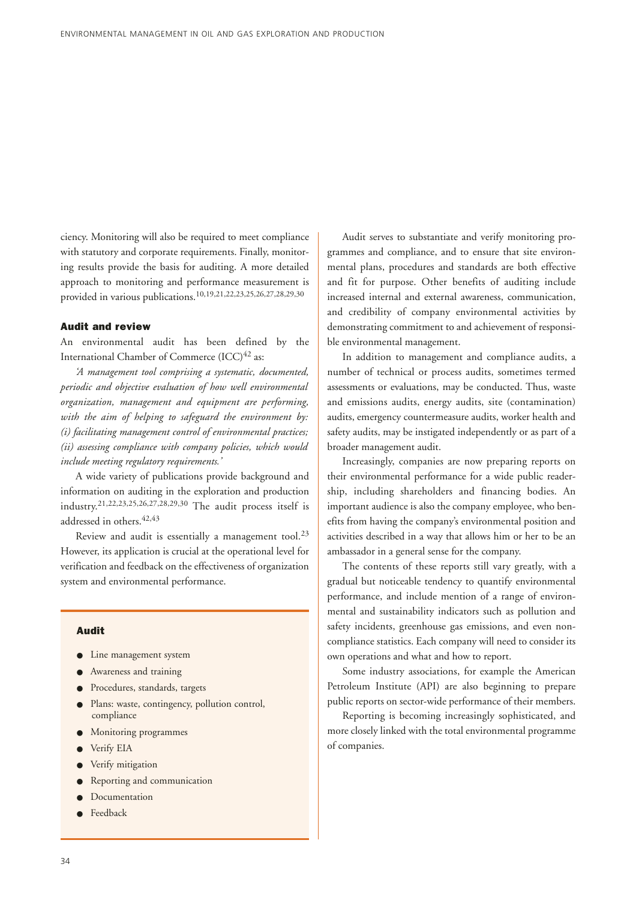ciency. Monitoring will also be required to meet compliance with statutory and corporate requirements. Finally, monitoring results provide the basis for auditing. A more detailed approach to monitoring and performance measurement is provided in various publications.[10,19,21,22,23,25,26,27,28,29,30]

### Audit and review

An environmental audit has been defined by the International Chamber of Commerce (ICC)[42] as:

*'A management tool comprising a systematic, documented, periodic and objective evaluation of how well environmental organization, management and equipment are performing, with the aim of helping to safeguard the environment by: (i) facilitating management control of environmental practices; (ii) assessing compliance with company policies, which would include meeting regulatory requirements.'*

A wide variety of publications provide background and information on auditing in the exploration and production industry.[21,22,23,25,26,27,28,29,30] The audit process itself is addressed in others.[42,43]

Review and audit is essentially a management tool.[23] However, its application is crucial at the operational level for verification and feedback on the effectiveness of organization system and environmental performance.

**Audit**

- Line management system
- Awareness and training
- Procedures, standards, targets
- Plans: waste, contingency, pollution control, compliance
- Monitoring programmes
- Verify EIA
- Verify mitigation
- Reporting and communication
- Documentation
- Feedback

Audit serves to substantiate and verify monitoring programmes and compliance, and to ensure that site environmental plans, procedures and standards are both effective and fit for purpose. Other benefits of auditing include increased internal and external awareness, communication, and credibility of company environmental activities by demonstrating commitment to and achievement of responsible environmental management.

In addition to management and compliance audits, a number of technical or process audits, sometimes termed assessments or evaluations, may be conducted. Thus, waste and emissions audits, energy audits, site (contamination) audits, emergency countermeasure audits, worker health and safety audits, may be instigated independently or as part of a broader management audit.

Increasingly, companies are now preparing reports on their environmental performance for a wide public readership, including shareholders and financing bodies. An important audience is also the company employee, who benefits from having the company's environmental position and activities described in a way that allows him or her to be an ambassador in a general sense for the company.

The contents of these reports still vary greatly, with a gradual but noticeable tendency to quantify environmental performance, and include mention of a range of environmental and sustainability indicators such as pollution and safety incidents, greenhouse gas emissions, and even non-compliance statistics. Each company will need to consider its own operations and what and how to report.

Some industry associations, for example the American Petroleum Institute (API) are also beginning to prepare public reports on sector-wide performance of their members.

Reporting is becoming increasingly sophisticated, and more closely linked with the total environmental programme of companies.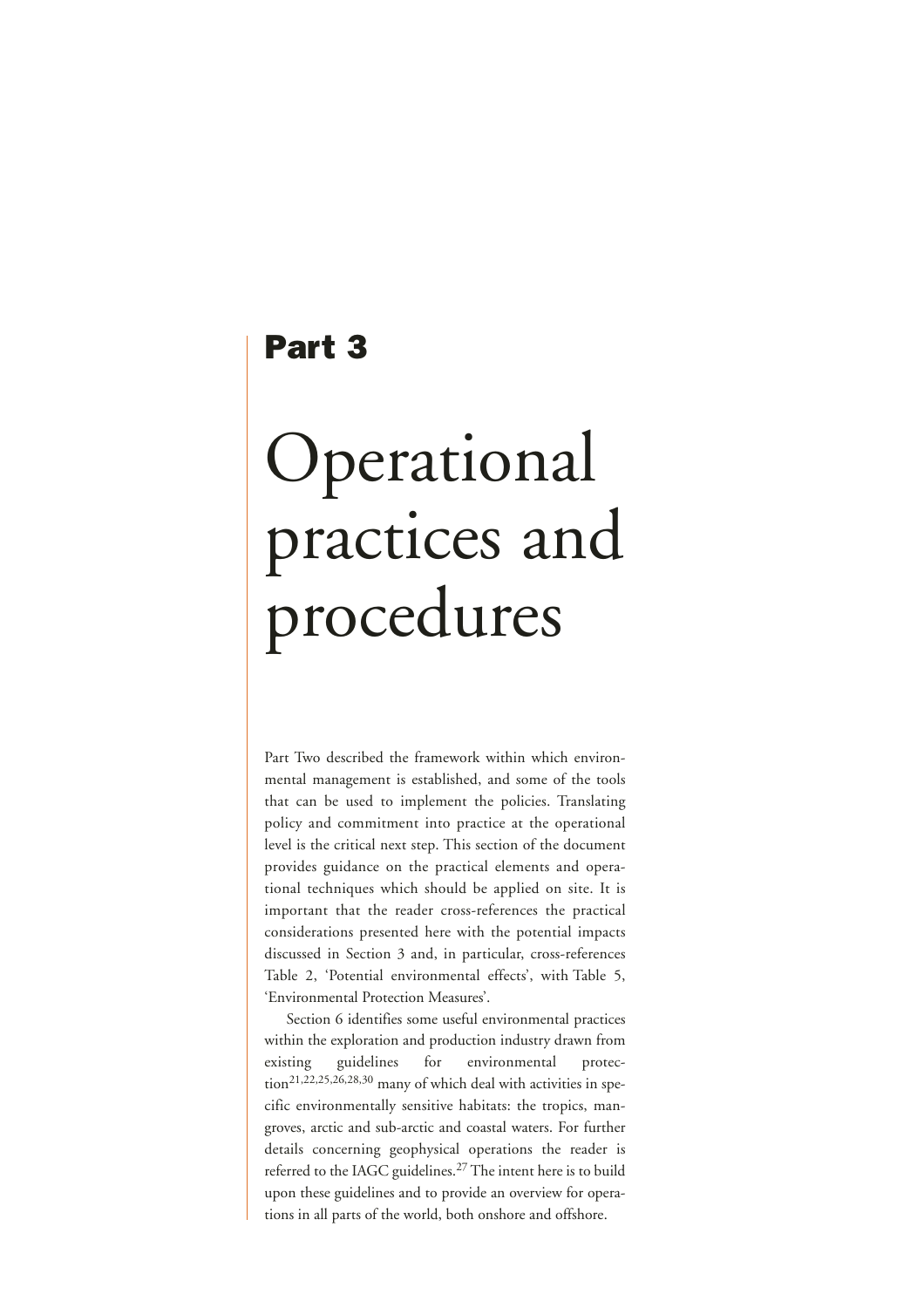## Part 3

# Operational practices and procedures

Part Two described the framework within which environmental management is established, and some of the tools that can be used to implement the policies. Translating policy and commitment into practice at the operational level is the critical next step. This section of the document provides guidance on the practical elements and operational techniques which should be applied on site. It is important that the reader cross-references the practical considerations presented here with the potential impacts discussed in Section 3 and, in particular, cross-references Table 2, 'Potential environmental effects', with Table 5, 'Environmental Protection Measures'.

Section 6 identifies some useful environmental practices within the exploration and production industry drawn from existing guidelines for environmental protection[21,22,25,26,28,30] many of which deal with activities in specific environmentally sensitive habitats: the tropics, mangroves, arctic and sub-arctic and coastal waters. For further details concerning geophysical operations the reader is referred to the IAGC guidelines.[27] The intent here is to build upon these guidelines and to provide an overview for operations in all parts of the world, both onshore and offshore.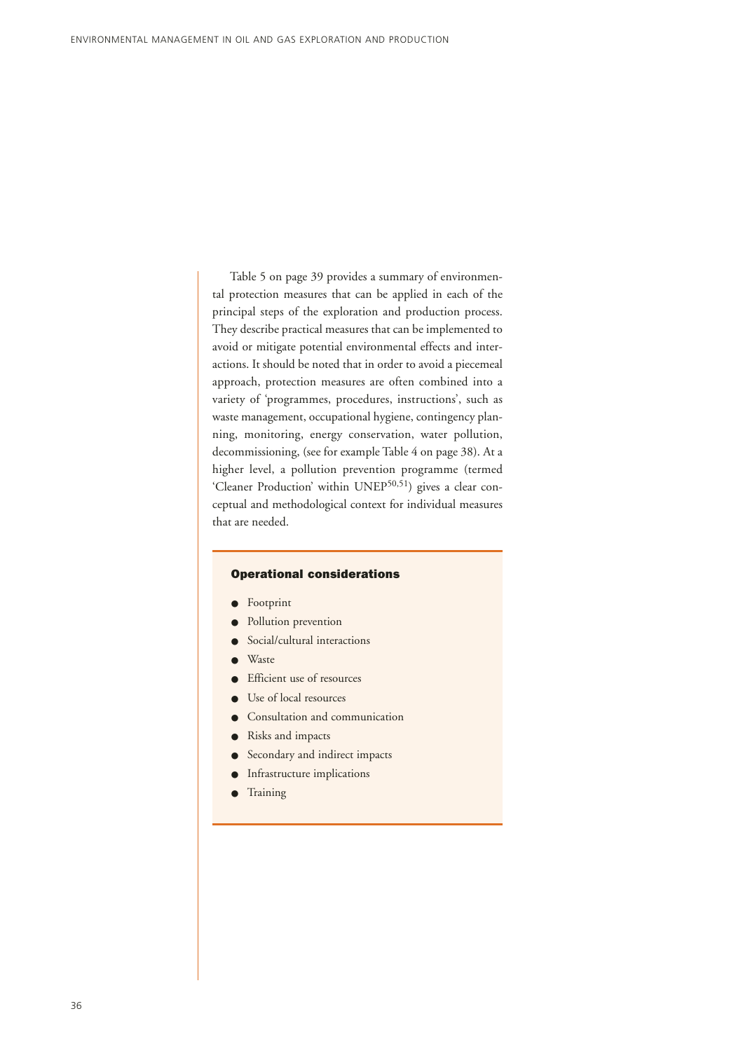Table 5 on page 39 provides a summary of environmental protection measures that can be applied in each of the principal steps of the exploration and production process. They describe practical measures that can be implemented to avoid or mitigate potential environmental effects and interactions. It should be noted that in order to avoid a piecemeal approach, protection measures are often combined into a variety of 'programmes, procedures, instructions', such as waste management, occupational hygiene, contingency planning, monitoring, energy conservation, water pollution, decommissioning, (see for example Table 4 on page 38). At a higher level, a pollution prevention programme (termed 'Cleaner Production' within UNEP[50,51]) gives a clear conceptual and methodological context for individual measures that are needed.

**Operational considerations**

- Footprint
- Pollution prevention
- Social/cultural interactions
- Waste
- Efficient use of resources
- Use of local resources
- Consultation and communication
- Risks and impacts
- Secondary and indirect impacts
- Infrastructure implications
- Training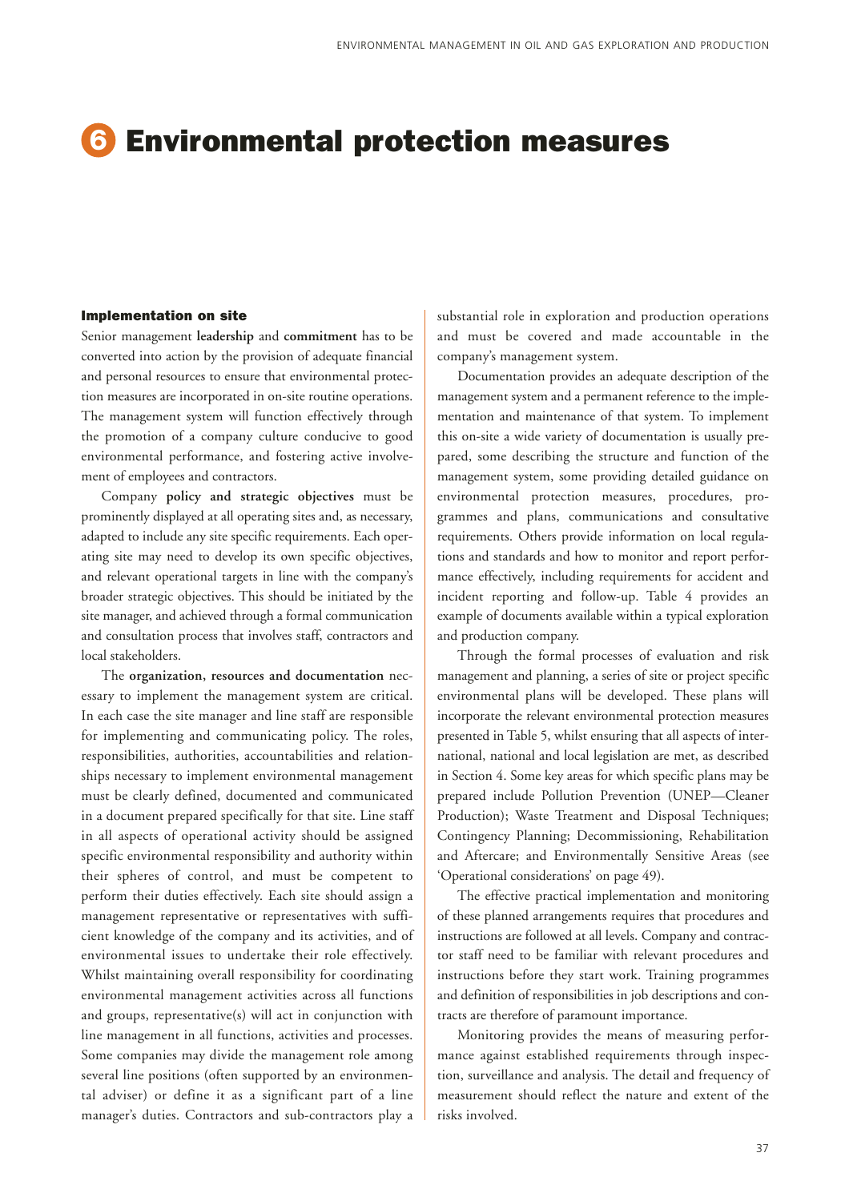# 6 Environmental protection measures

### Implementation on site

Senior management **leadership** and **commitment** has to be converted into action by the provision of adequate financial and personal resources to ensure that environmental protection measures are incorporated in on-site routine operations. The management system will function effectively through the promotion of a company culture conducive to good environmental performance, and fostering active involvement of employees and contractors.

Company **policy and strategic objectives** must be prominently displayed at all operating sites and, as necessary, adapted to include any site specific requirements. Each operating site may need to develop its own specific objectives, and relevant operational targets in line with the company's broader strategic objectives. This should be initiated by the site manager, and achieved through a formal communication and consultation process that involves staff, contractors and local stakeholders.

The **organization, resources and documentation** necessary to implement the management system are critical. In each case the site manager and line staff are responsible for implementing and communicating policy. The roles, responsibilities, authorities, accountabilities and relationships necessary to implement environmental management must be clearly defined, documented and communicated in a document prepared specifically for that site. Line staff in all aspects of operational activity should be assigned specific environmental responsibility and authority within their spheres of control, and must be competent to perform their duties effectively. Each site should assign a management representative or representatives with sufficient knowledge of the company and its activities, and of environmental issues to undertake their role effectively. Whilst maintaining overall responsibility for coordinating environmental management activities across all functions and groups, representative(s) will act in conjunction with line management in all functions, activities and processes. Some companies may divide the management role among several line positions (often supported by an environmental adviser) or define it as a significant part of a line manager's duties. Contractors and sub-contractors play a substantial role in exploration and production operations and must be covered and made accountable in the company's management system.

Documentation provides an adequate description of the management system and a permanent reference to the implementation and maintenance of that system. To implement this on-site a wide variety of documentation is usually prepared, some describing the structure and function of the management system, some providing detailed guidance on environmental protection measures, procedures, programmes and plans, communications and consultative requirements. Others provide information on local regulations and standards and how to monitor and report performance effectively, including requirements for accident and incident reporting and follow-up. Table 4 provides an example of documents available within a typical exploration and production company.

Through the formal processes of evaluation and risk management and planning, a series of site or project specific environmental plans will be developed. These plans will incorporate the relevant environmental protection measures presented in Table 5, whilst ensuring that all aspects of international, national and local legislation are met, as described in Section 4. Some key areas for which specific plans may be prepared include Pollution Prevention (UNEP—Cleaner Production); Waste Treatment and Disposal Techniques; Contingency Planning; Decommissioning, Rehabilitation and Aftercare; and Environmentally Sensitive Areas (see 'Operational considerations' on page 49).

The effective practical implementation and monitoring of these planned arrangements requires that procedures and instructions are followed at all levels. Company and contractor staff need to be familiar with relevant procedures and instructions before they start work. Training programmes and definition of responsibilities in job descriptions and contracts are therefore of paramount importance.

Monitoring provides the means of measuring performance against established requirements through inspection, surveillance and analysis. The detail and frequency of measurement should reflect the nature and extent of the risks involved.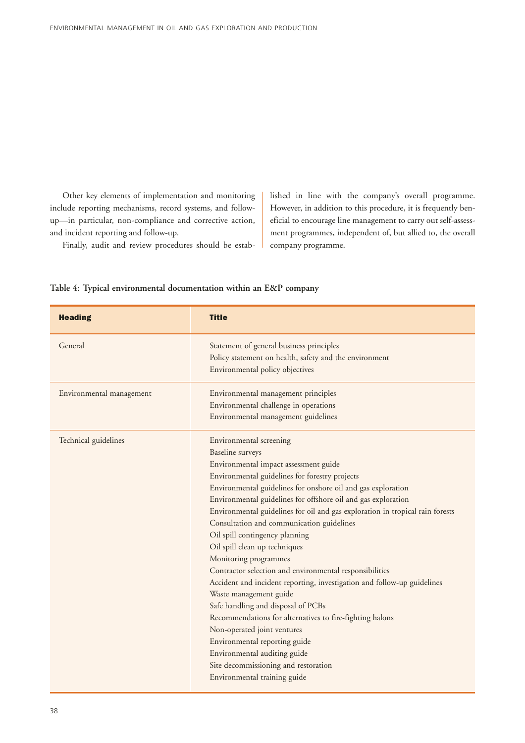Other key elements of implementation and monitoring include reporting mechanisms, record systems, and follow-up—in particular, non-compliance and corrective action, and incident reporting and follow-up.

Finally, audit and review procedures should be established in line with the company's overall programme. However, in addition to this procedure, it is frequently beneficial to encourage line management to carry out self-assessment programmes, independent of, but allied to, the overall company programme.

**Table 4: Typical environmental documentation within an E&P company**

| Heading | Title |
|---|---|
| General | Statement of general business principles<br>Policy statement on health, safety and the environment<br>Environmental policy objectives |
| Environmental management | Environmental management principles<br>Environmental challenge in operations<br>Environmental management guidelines |
| Technical guidelines | Environmental screening<br>Baseline surveys<br>Environmental impact assessment guide<br>Environmental guidelines for forestry projects<br>Environmental guidelines for onshore oil and gas exploration<br>Environmental guidelines for offshore oil and gas exploration<br>Environmental guidelines for oil and gas exploration in tropical rain forests<br>Consultation and communication guidelines<br>Oil spill contingency planning<br>Oil spill clean up techniques<br>Monitoring programmes<br>Contractor selection and environmental responsibilities<br>Accident and incident reporting, investigation and follow-up guidelines<br>Waste management guide<br>Safe handling and disposal of PCBs<br>Recommendations for alternatives to fire-fighting halons<br>Non-operated joint ventures<br>Environmental reporting guide<br>Environmental auditing guide<br>Site decommissioning and restoration<br>Environmental training guide |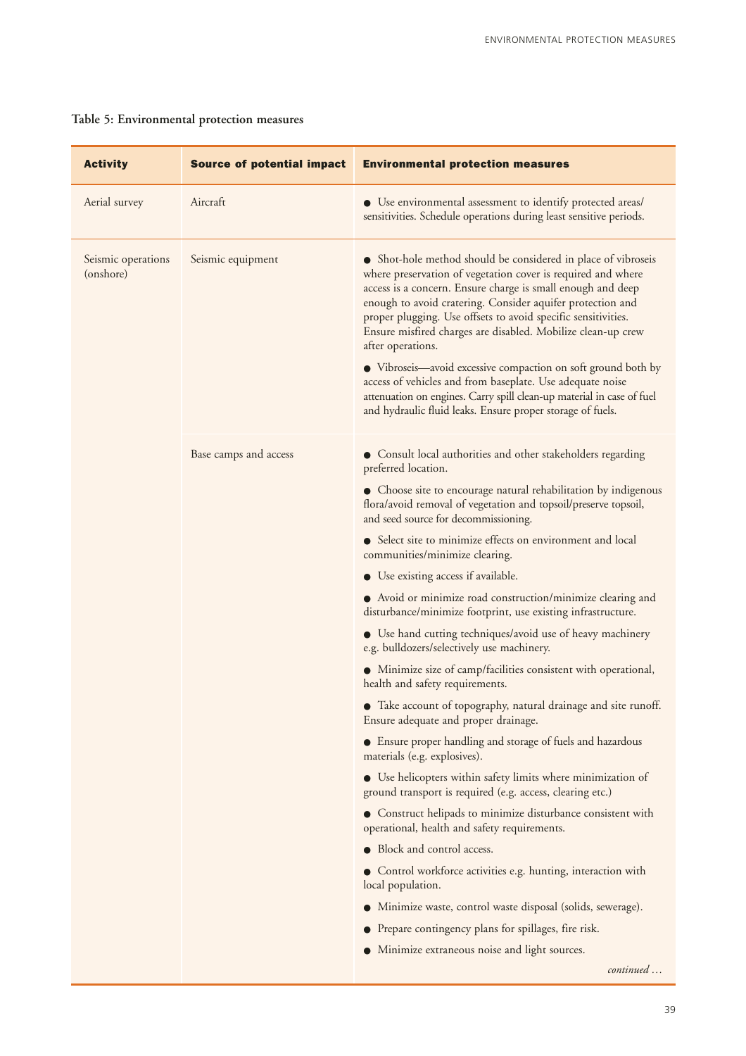**Table 5: Environmental protection measures**

| Activity | Source of potential impact | Environmental protection measures |
|---|---|---|
| Aerial survey | Aircraft | ● Use environmental assessment to identify protected areas/ sensitivities. Schedule operations during least sensitive periods. |
| Seismic operations (onshore) | Seismic equipment | ● Shot-hole method should be considered in place of vibroseis where preservation of vegetation cover is required and where access is a concern. Ensure charge is small enough and deep enough to avoid cratering. Consider aquifer protection and proper plugging. Use offsets to avoid specific sensitivities. Ensure misfired charges are disabled. Mobilize clean-up crew after operations.<br><br>● Vibroseis—avoid excessive compaction on soft ground both by access of vehicles and from baseplate. Use adequate noise attenuation on engines. Carry spill clean-up material in case of fuel and hydraulic fluid leaks. Ensure proper storage of fuels. |
| | Base camps and access | ● Consult local authorities and other stakeholders regarding preferred location.<br><br>● Choose site to encourage natural rehabilitation by indigenous flora/avoid removal of vegetation and topsoil/preserve topsoil, and seed source for decommissioning.<br><br>● Select site to minimize effects on environment and local communities/minimize clearing.<br><br>● Use existing access if available.<br><br>● Avoid or minimize road construction/minimize clearing and disturbance/minimize footprint, use existing infrastructure.<br><br>● Use hand cutting techniques/avoid use of heavy machinery e.g. bulldozers/selectively use machinery.<br><br>● Minimize size of camp/facilities consistent with operational, health and safety requirements.<br><br>● Take account of topography, natural drainage and site runoff. Ensure adequate and proper drainage.<br><br>● Ensure proper handling and storage of fuels and hazardous materials (e.g. explosives).<br><br>● Use helicopters within safety limits where minimization of ground transport is required (e.g. access, clearing etc.)<br><br>● Construct helipads to minimize disturbance consistent with operational, health and safety requirements.<br><br>● Block and control access.<br><br>● Control workforce activities e.g. hunting, interaction with local population.<br><br>● Minimize waste, control waste disposal (solids, sewerage).<br><br>● Prepare contingency plans for spillages, fire risk.<br><br>● Minimize extraneous noise and light sources. |

*continued …*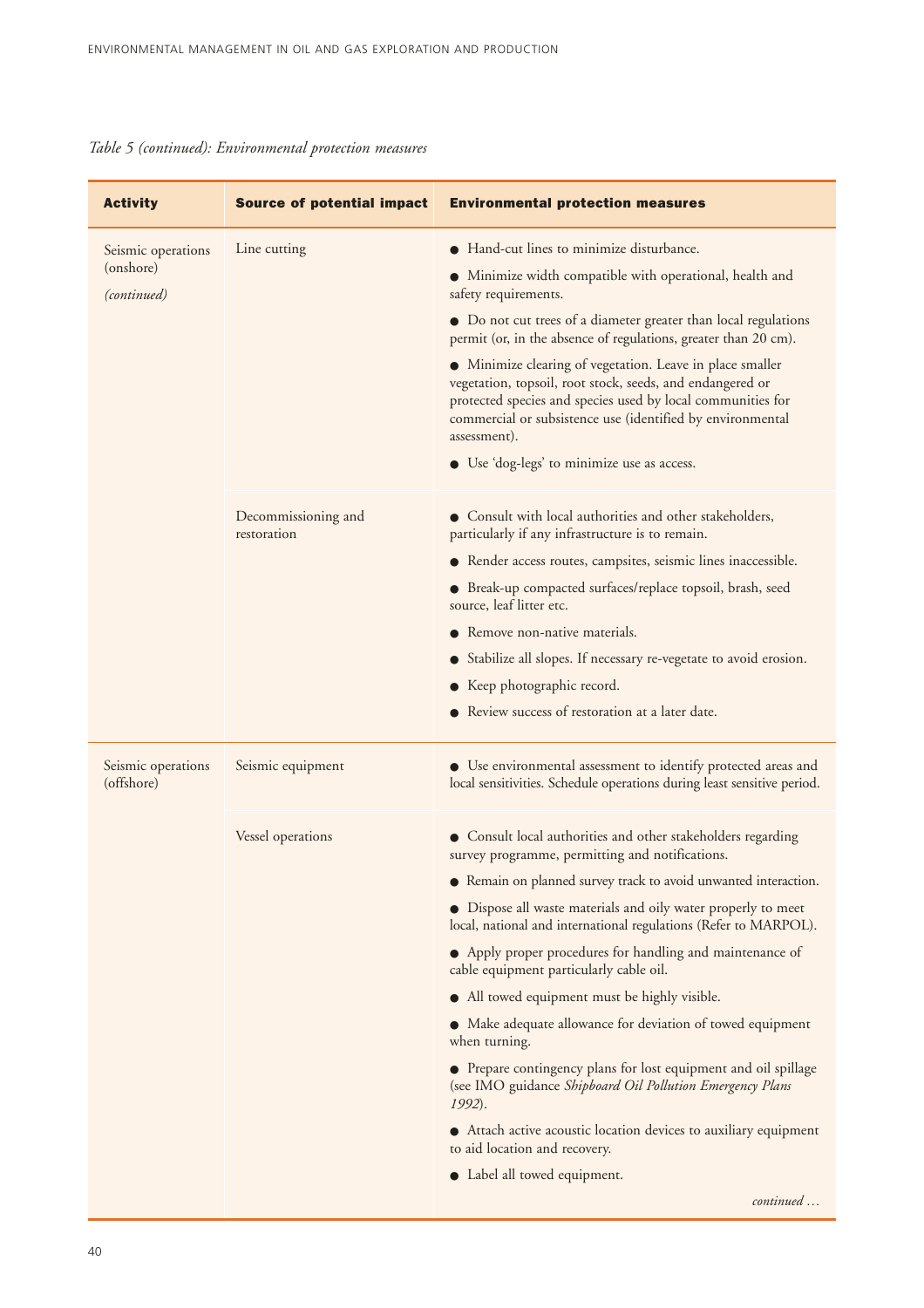*Table 5 (continued): Environmental protection measures*

| Activity | Source of potential impact | Environmental protection measures |
|---|---|---|
| Seismic operations (onshore) *(continued)* | Line cutting | ● Hand-cut lines to minimize disturbance.<br>● Minimize width compatible with operational, health and safety requirements.<br>● Do not cut trees of a diameter greater than local regulations permit (or, in the absence of regulations, greater than 20 cm).<br>● Minimize clearing of vegetation. Leave in place smaller vegetation, topsoil, root stock, seeds, and endangered or protected species and species used by local communities for commercial or subsistence use (identified by environmental assessment).<br>● Use 'dog-legs' to minimize use as access. |
| | Decommissioning and restoration | ● Consult with local authorities and other stakeholders, particularly if any infrastructure is to remain.<br>● Render access routes, campsites, seismic lines inaccessible.<br>● Break-up compacted surfaces/replace topsoil, brash, seed source, leaf litter etc.<br>● Remove non-native materials.<br>● Stabilize all slopes. If necessary re-vegetate to avoid erosion.<br>● Keep photographic record.<br>● Review success of restoration at a later date. |
| Seismic operations (offshore) | Seismic equipment | ● Use environmental assessment to identify protected areas and local sensitivities. Schedule operations during least sensitive period. |
| | Vessel operations | ● Consult local authorities and other stakeholders regarding survey programme, permitting and notifications.<br>● Remain on planned survey track to avoid unwanted interaction.<br>● Dispose all waste materials and oily water properly to meet local, national and international regulations (Refer to MARPOL).<br>● Apply proper procedures for handling and maintenance of cable equipment particularly cable oil.<br>● All towed equipment must be highly visible.<br>● Make adequate allowance for deviation of towed equipment when turning.<br>● Prepare contingency plans for lost equipment and oil spillage (see IMO guidance *Shipboard Oil Pollution Emergency Plans 1992*).<br>● Attach active acoustic location devices to auxiliary equipment to aid location and recovery.<br>● Label all towed equipment. |

*continued …*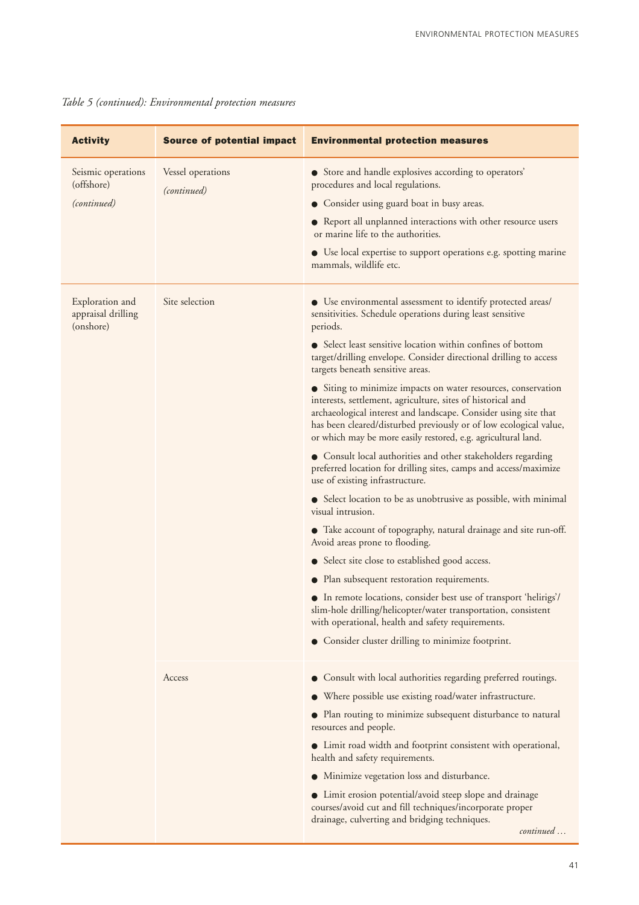*Table 5 (continued): Environmental protection measures*

| Activity | Source of potential impact | Environmental protection measures |
|---|---|---|
| Seismic operations (offshore) *(continued)* | Vessel operations *(continued)* | ● Store and handle explosives according to operators' procedures and local regulations.<br>● Consider using guard boat in busy areas.<br>● Report all unplanned interactions with other resource users or marine life to the authorities.<br>● Use local expertise to support operations e.g. spotting marine mammals, wildlife etc. |
| Exploration and appraisal drilling (onshore) | Site selection | ● Use environmental assessment to identify protected areas/ sensitivities. Schedule operations during least sensitive periods.<br>● Select least sensitive location within confines of bottom target/drilling envelope. Consider directional drilling to access targets beneath sensitive areas.<br>● Siting to minimize impacts on water resources, conservation interests, settlement, agriculture, sites of historical and archaeological interest and landscape. Consider using site that has been cleared/disturbed previously or of low ecological value, or which may be more easily restored, e.g. agricultural land.<br>● Consult local authorities and other stakeholders regarding preferred location for drilling sites, camps and access/maximize use of existing infrastructure.<br>● Select location to be as unobtrusive as possible, with minimal visual intrusion.<br>● Take account of topography, natural drainage and site run-off. Avoid areas prone to flooding.<br>● Select site close to established good access.<br>● Plan subsequent restoration requirements.<br>● In remote locations, consider best use of transport 'helirigs'/ slim-hole drilling/helicopter/water transportation, consistent with operational, health and safety requirements.<br>● Consider cluster drilling to minimize footprint. |
| | Access | ● Consult with local authorities regarding preferred routings.<br>● Where possible use existing road/water infrastructure.<br>● Plan routing to minimize subsequent disturbance to natural resources and people.<br>● Limit road width and footprint consistent with operational, health and safety requirements.<br>● Minimize vegetation loss and disturbance.<br>● Limit erosion potential/avoid steep slope and drainage courses/avoid cut and fill techniques/incorporate proper drainage, culverting and bridging techniques.<br>*continued …* |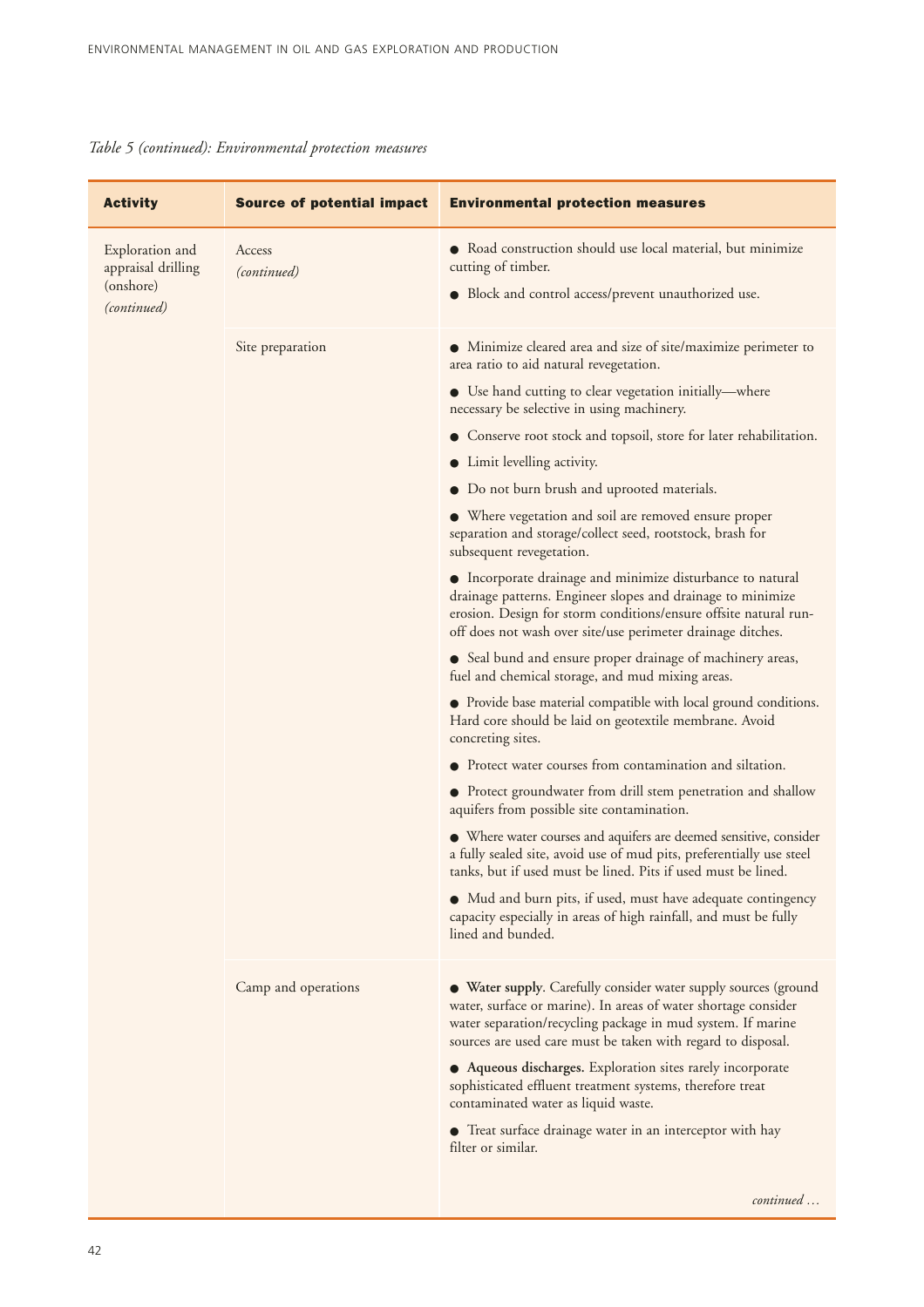*Table 5 (continued): Environmental protection measures*

| Activity | Source of potential impact | Environmental protection measures |
|---|---|---|
| Exploration and appraisal drilling (onshore) *(continued)* | Access *(continued)* | ● Road construction should use local material, but minimize cutting of timber.<br>● Block and control access/prevent unauthorized use. |
| | Site preparation | ● Minimize cleared area and size of site/maximize perimeter to area ratio to aid natural revegetation.<br>● Use hand cutting to clear vegetation initially—where necessary be selective in using machinery.<br>● Conserve root stock and topsoil, store for later rehabilitation.<br>● Limit levelling activity.<br>● Do not burn brush and uprooted materials.<br>● Where vegetation and soil are removed ensure proper separation and storage/collect seed, rootstock, brash for subsequent revegetation.<br>● Incorporate drainage and minimize disturbance to natural drainage patterns. Engineer slopes and drainage to minimize erosion. Design for storm conditions/ensure offsite natural run-off does not wash over site/use perimeter drainage ditches.<br>● Seal bund and ensure proper drainage of machinery areas, fuel and chemical storage, and mud mixing areas.<br>● Provide base material compatible with local ground conditions. Hard core should be laid on geotextile membrane. Avoid concreting sites.<br>● Protect water courses from contamination and siltation.<br>● Protect groundwater from drill stem penetration and shallow aquifers from possible site contamination.<br>● Where water courses and aquifers are deemed sensitive, consider a fully sealed site, avoid use of mud pits, preferentially use steel tanks, but if used must be lined. Pits if used must be lined.<br>● Mud and burn pits, if used, must have adequate contingency capacity especially in areas of high rainfall, and must be fully lined and bunded. |
| | Camp and operations | ● **Water supply**. Carefully consider water supply sources (ground water, surface or marine). In areas of water shortage consider water separation/recycling package in mud system. If marine sources are used care must be taken with regard to disposal.<br>● **Aqueous discharges.** Exploration sites rarely incorporate sophisticated effluent treatment systems, therefore treat contaminated water as liquid waste.<br>● Treat surface drainage water in an interceptor with hay filter or similar.<br><br>*continued …* |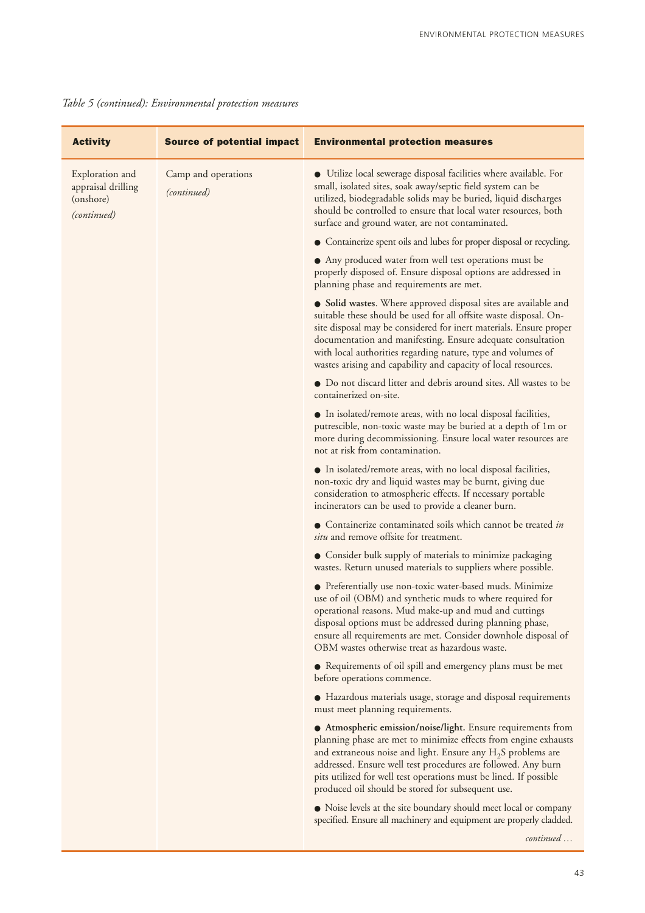*Table 5 (continued): Environmental protection measures*

| Activity | Source of potential impact | Environmental protection measures |
|---|---|---|
| Exploration and appraisal drilling (onshore) *(continued)* | Camp and operations *(continued)* | ● Utilize local sewerage disposal facilities where available. For small, isolated sites, soak away/septic field system can be utilized, biodegradable solids may be buried, liquid discharges should be controlled to ensure that local water resources, both surface and ground water, are not contaminated.<br>● Containerize spent oils and lubes for proper disposal or recycling.<br>● Any produced water from well test operations must be properly disposed of. Ensure disposal options are addressed in planning phase and requirements are met.<br>● **Solid wastes**. Where approved disposal sites are available and suitable these should be used for all offsite waste disposal. On-site disposal may be considered for inert materials. Ensure proper documentation and manifesting. Ensure adequate consultation with local authorities regarding nature, type and volumes of wastes arising and capability and capacity of local resources.<br>● Do not discard litter and debris around sites. All wastes to be containerized on-site.<br>● In isolated/remote areas, with no local disposal facilities, putrescible, non-toxic waste may be buried at a depth of 1m or more during decommissioning. Ensure local water resources are not at risk from contamination.<br>● In isolated/remote areas, with no local disposal facilities, non-toxic dry and liquid wastes may be burnt, giving due consideration to atmospheric effects. If necessary portable incinerators can be used to provide a cleaner burn.<br>● Containerize contaminated soils which cannot be treated *in situ* and remove offsite for treatment.<br>● Consider bulk supply of materials to minimize packaging wastes. Return unused materials to suppliers where possible.<br>● Preferentially use non-toxic water-based muds. Minimize use of oil (OBM) and synthetic muds to where required for operational reasons. Mud make-up and mud and cuttings disposal options must be addressed during planning phase, ensure all requirements are met. Consider downhole disposal of OBM wastes otherwise treat as hazardous waste.<br>● Requirements of oil spill and emergency plans must be met before operations commence.<br>● Hazardous materials usage, storage and disposal requirements must meet planning requirements.<br>● **Atmospheric emission/noise/light.** Ensure requirements from planning phase are met to minimize effects from engine exhausts and extraneous noise and light. Ensure any $H_2S$ problems are addressed. Ensure well test procedures are followed. Any burn pits utilized for well test operations must be lined. If possible produced oil should be stored for subsequent use.<br>● Noise levels at the site boundary should meet local or company specified. Ensure all machinery and equipment are properly cladded.<br>*continued …* |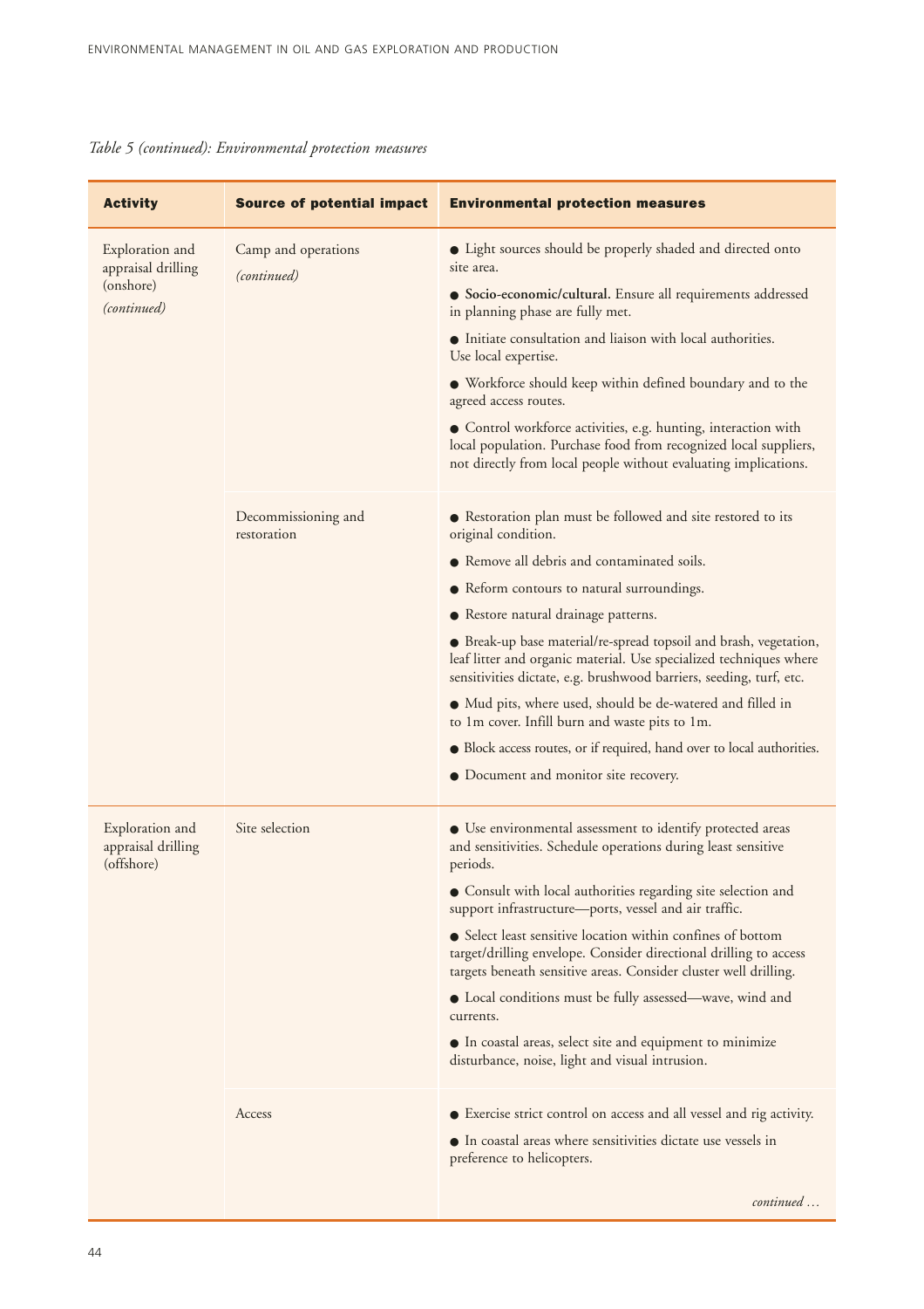*Table 5 (continued): Environmental protection measures*

| Activity | Source of potential impact | Environmental protection measures |
|---|---|---|
| Exploration and appraisal drilling (onshore) *(continued)* | Camp and operations *(continued)* | ● Light sources should be properly shaded and directed onto site area.<br>● **Socio-economic/cultural.** Ensure all requirements addressed in planning phase are fully met.<br>● Initiate consultation and liaison with local authorities. Use local expertise.<br>● Workforce should keep within defined boundary and to the agreed access routes.<br>● Control workforce activities, e.g. hunting, interaction with local population. Purchase food from recognized local suppliers, not directly from local people without evaluating implications. |
| | Decommissioning and restoration | ● Restoration plan must be followed and site restored to its original condition.<br>● Remove all debris and contaminated soils.<br>● Reform contours to natural surroundings.<br>● Restore natural drainage patterns.<br>● Break-up base material/re-spread topsoil and brash, vegetation, leaf litter and organic material. Use specialized techniques where sensitivities dictate, e.g. brushwood barriers, seeding, turf, etc.<br>● Mud pits, where used, should be de-watered and filled in to 1m cover. Infill burn and waste pits to 1m.<br>● Block access routes, or if required, hand over to local authorities.<br>● Document and monitor site recovery. |
| Exploration and appraisal drilling (offshore) | Site selection | ● Use environmental assessment to identify protected areas and sensitivities. Schedule operations during least sensitive periods.<br>● Consult with local authorities regarding site selection and support infrastructure—ports, vessel and air traffic.<br>● Select least sensitive location within confines of bottom target/drilling envelope. Consider directional drilling to access targets beneath sensitive areas. Consider cluster well drilling.<br>● Local conditions must be fully assessed—wave, wind and currents.<br>● In coastal areas, select site and equipment to minimize disturbance, noise, light and visual intrusion. |
| | Access | ● Exercise strict control on access and all vessel and rig activity.<br>● In coastal areas where sensitivities dictate use vessels in preference to helicopters. |

*continued …*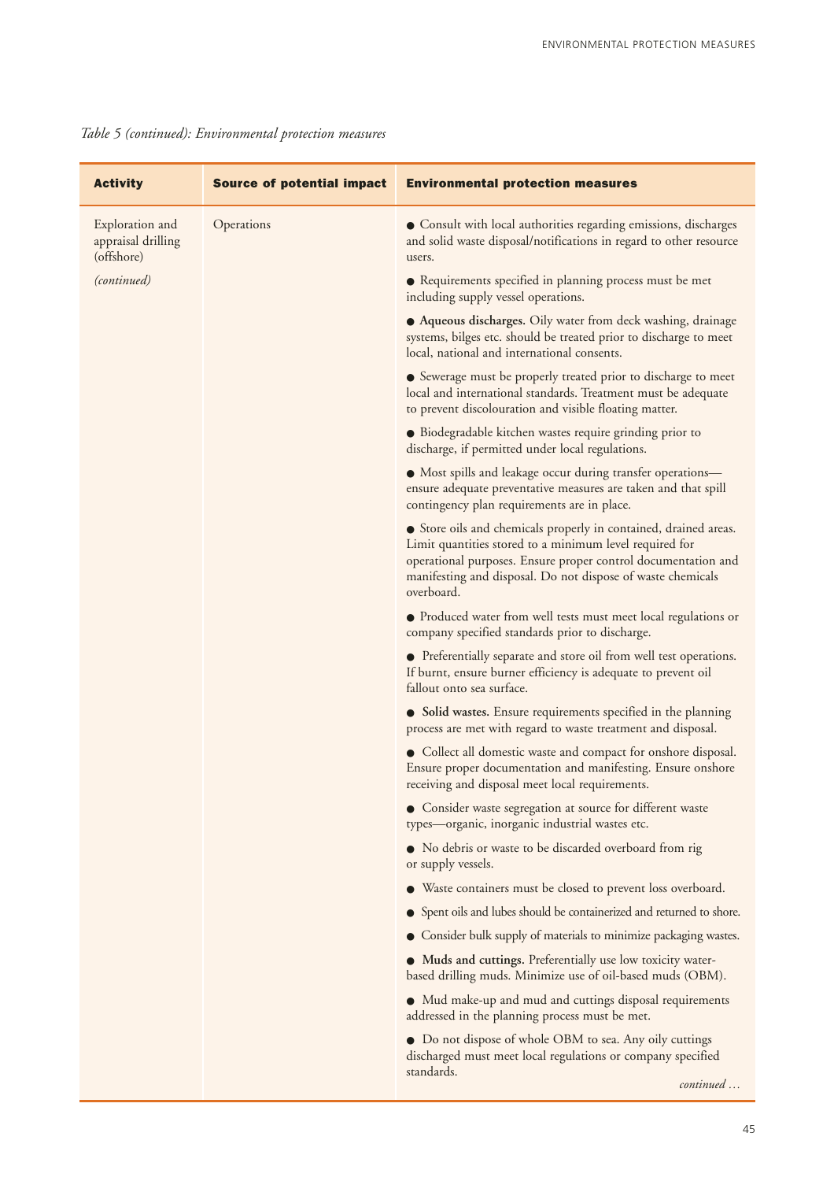*Table 5 (continued): Environmental protection measures*

| Activity | Source of potential impact | Environmental protection measures |
|---|---|---|
| Exploration and appraisal drilling (offshore)<br><br>*(continued)* | Operations | ● Consult with local authorities regarding emissions, discharges and solid waste disposal/notifications in regard to other resource users.<br><br>● Requirements specified in planning process must be met including supply vessel operations.<br><br>● **Aqueous discharges.** Oily water from deck washing, drainage systems, bilges etc. should be treated prior to discharge to meet local, national and international consents.<br><br>● Sewerage must be properly treated prior to discharge to meet local and international standards. Treatment must be adequate to prevent discolouration and visible floating matter.<br><br>● Biodegradable kitchen wastes require grinding prior to discharge, if permitted under local regulations.<br><br>● Most spills and leakage occur during transfer operations—ensure adequate preventative measures are taken and that spill contingency plan requirements are in place.<br><br>● Store oils and chemicals properly in contained, drained areas. Limit quantities stored to a minimum level required for operational purposes. Ensure proper control documentation and manifesting and disposal. Do not dispose of waste chemicals overboard.<br><br>● Produced water from well tests must meet local regulations or company specified standards prior to discharge.<br><br>● Preferentially separate and store oil from well test operations. If burnt, ensure burner efficiency is adequate to prevent oil fallout onto sea surface.<br><br>● **Solid wastes.** Ensure requirements specified in the planning process are met with regard to waste treatment and disposal.<br><br>● Collect all domestic waste and compact for onshore disposal. Ensure proper documentation and manifesting. Ensure onshore receiving and disposal meet local requirements.<br><br>● Consider waste segregation at source for different waste types—organic, inorganic industrial wastes etc.<br><br>● No debris or waste to be discarded overboard from rig or supply vessels.<br><br>● Waste containers must be closed to prevent loss overboard.<br><br>● Spent oils and lubes should be containerized and returned to shore.<br><br>● Consider bulk supply of materials to minimize packaging wastes.<br><br>● **Muds and cuttings.** Preferentially use low toxicity water-based drilling muds. Minimize use of oil-based muds (OBM).<br><br>● Mud make-up and mud and cuttings disposal requirements addressed in the planning process must be met.<br><br>● Do not dispose of whole OBM to sea. Any oily cuttings discharged must meet local regulations or company specified standards.<br><br>*continued …* |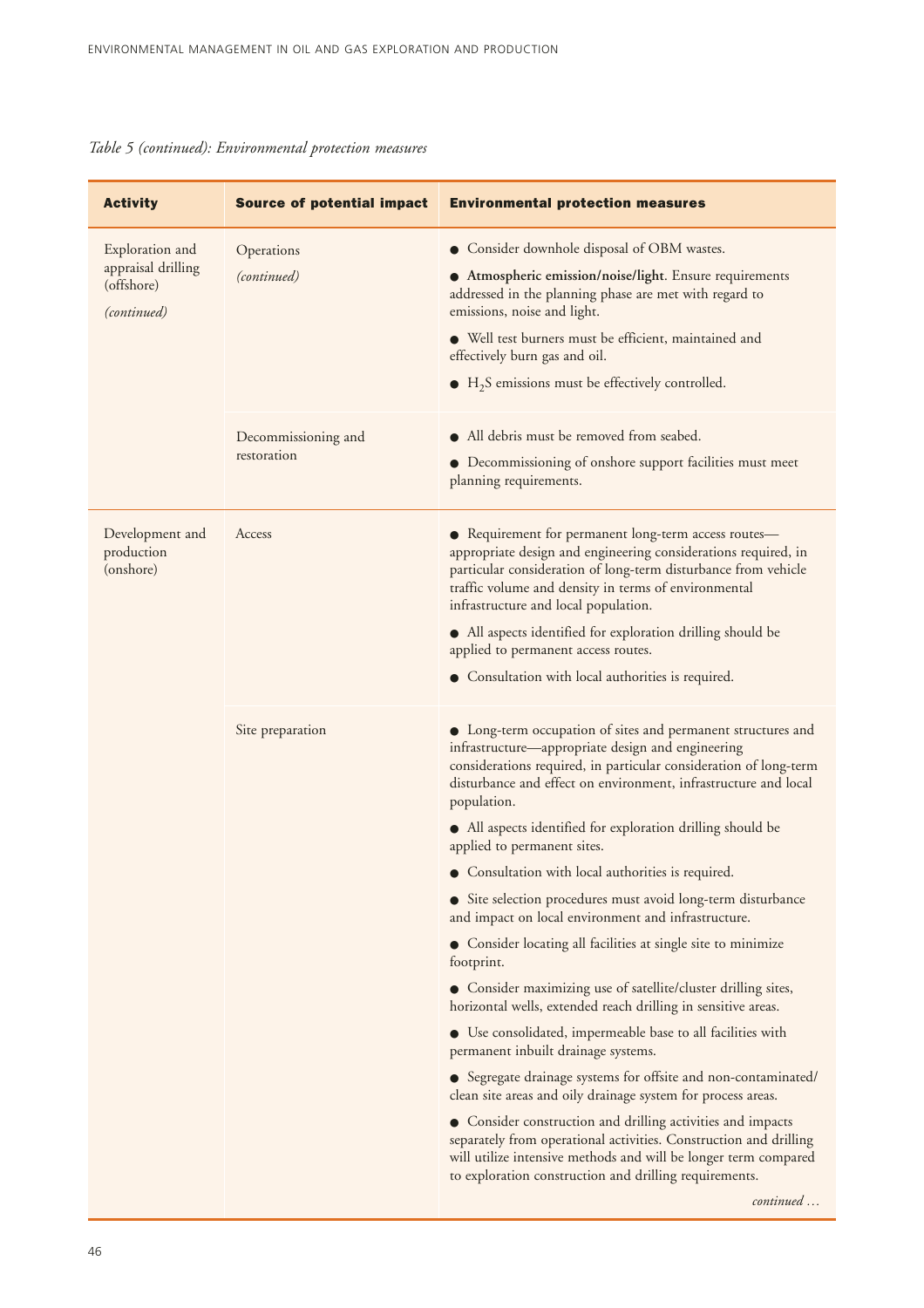*Table 5 (continued): Environmental protection measures*

| Activity | Source of potential impact | Environmental protection measures |
|---|---|---|
| Exploration and appraisal drilling (offshore) *(continued)* | Operations *(continued)* | ● Consider downhole disposal of OBM wastes.<br>● **Atmospheric emission/noise/light**. Ensure requirements addressed in the planning phase are met with regard to emissions, noise and light.<br>● Well test burners must be efficient, maintained and effectively burn gas and oil.<br>● $H_2S$ emissions must be effectively controlled. |
| | Decommissioning and restoration | ● All debris must be removed from seabed.<br>● Decommissioning of onshore support facilities must meet planning requirements. |
| Development and production (onshore) | Access | ● Requirement for permanent long-term access routes—appropriate design and engineering considerations required, in particular consideration of long-term disturbance from vehicle traffic volume and density in terms of environmental infrastructure and local population.<br>● All aspects identified for exploration drilling should be applied to permanent access routes.<br>● Consultation with local authorities is required. |
| | Site preparation | ● Long-term occupation of sites and permanent structures and infrastructure—appropriate design and engineering considerations required, in particular consideration of long-term disturbance and effect on environment, infrastructure and local population.<br>● All aspects identified for exploration drilling should be applied to permanent sites.<br>● Consultation with local authorities is required.<br>● Site selection procedures must avoid long-term disturbance and impact on local environment and infrastructure.<br>● Consider locating all facilities at single site to minimize footprint.<br>● Consider maximizing use of satellite/cluster drilling sites, horizontal wells, extended reach drilling in sensitive areas.<br>● Use consolidated, impermeable base to all facilities with permanent inbuilt drainage systems.<br>● Segregate drainage systems for offsite and non-contaminated/clean site areas and oily drainage system for process areas.<br>● Consider construction and drilling activities and impacts separately from operational activities. Construction and drilling will utilize intensive methods and will be longer term compared to exploration construction and drilling requirements. |

*continued …*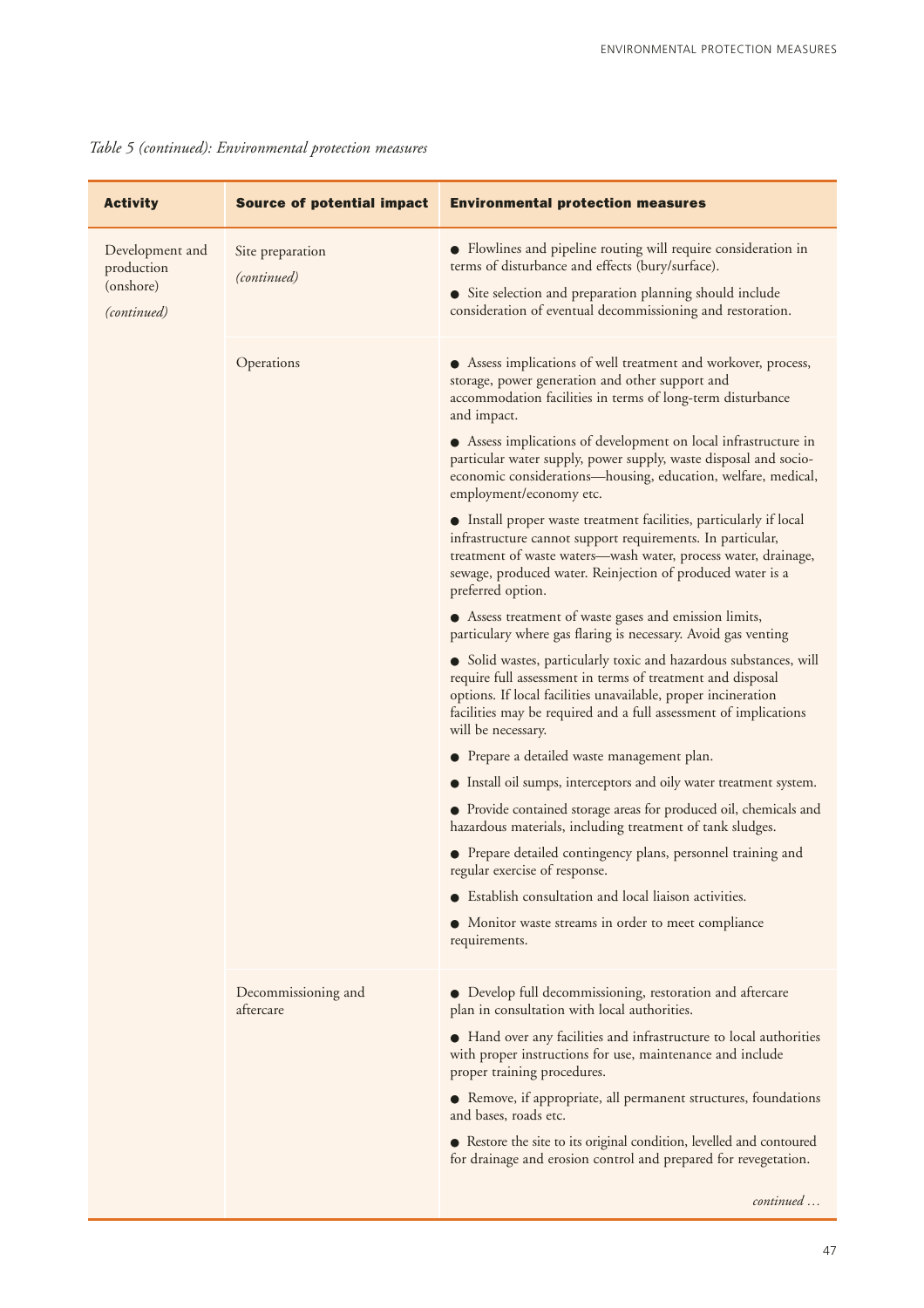*Table 5 (continued): Environmental protection measures*

| Activity | Source of potential impact | Environmental protection measures |
|---|---|---|
| Development and production (onshore) *(continued)* | Site preparation *(continued)* | ● Flowlines and pipeline routing will require consideration in terms of disturbance and effects (bury/surface).<br>● Site selection and preparation planning should include consideration of eventual decommissioning and restoration. |
| | Operations | ● Assess implications of well treatment and workover, process, storage, power generation and other support and accommodation facilities in terms of long-term disturbance and impact.<br>● Assess implications of development on local infrastructure in particular water supply, power supply, waste disposal and socio-economic considerations—housing, education, welfare, medical, employment/economy etc.<br>● Install proper waste treatment facilities, particularly if local infrastructure cannot support requirements. In particular, treatment of waste waters—wash water, process water, drainage, sewage, produced water. Reinjection of produced water is a preferred option.<br>● Assess treatment of waste gases and emission limits, particulary where gas flaring is necessary. Avoid gas venting<br>● Solid wastes, particularly toxic and hazardous substances, will require full assessment in terms of treatment and disposal options. If local facilities unavailable, proper incineration facilities may be required and a full assessment of implications will be necessary.<br>● Prepare a detailed waste management plan.<br>● Install oil sumps, interceptors and oily water treatment system.<br>● Provide contained storage areas for produced oil, chemicals and hazardous materials, including treatment of tank sludges.<br>● Prepare detailed contingency plans, personnel training and regular exercise of response.<br>● Establish consultation and local liaison activities.<br>● Monitor waste streams in order to meet compliance requirements. |
| | Decommissioning and aftercare | ● Develop full decommissioning, restoration and aftercare plan in consultation with local authorities.<br>● Hand over any facilities and infrastructure to local authorities with proper instructions for use, maintenance and include proper training procedures.<br>● Remove, if appropriate, all permanent structures, foundations and bases, roads etc.<br>● Restore the site to its original condition, levelled and contoured for drainage and erosion control and prepared for revegetation.<br><br>*continued …* |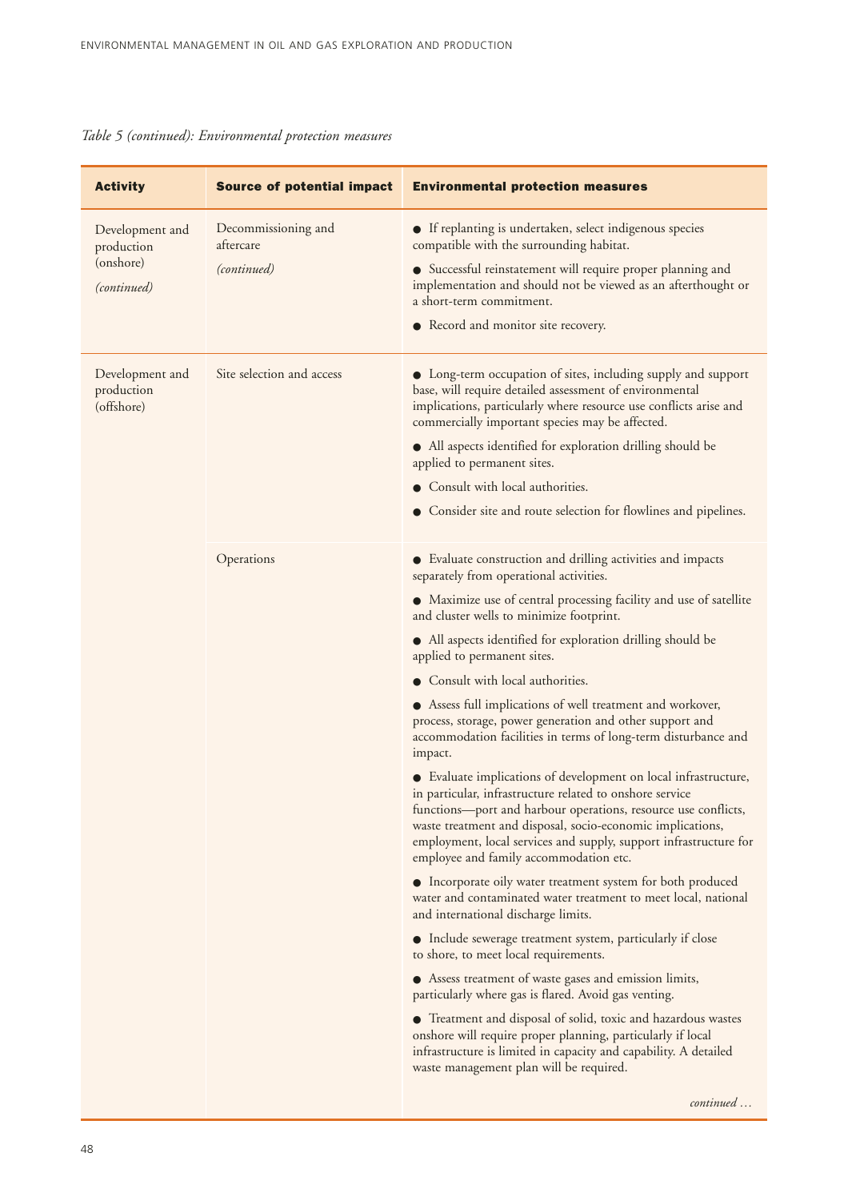*Table 5 (continued): Environmental protection measures*

| Activity | Source of potential impact | Environmental protection measures |
|---|---|---|
| Development and production (onshore) *(continued)* | Decommissioning and aftercare *(continued)* | ● If replanting is undertaken, select indigenous species compatible with the surrounding habitat.<br>● Successful reinstatement will require proper planning and implementation and should not be viewed as an afterthought or a short-term commitment.<br>● Record and monitor site recovery. |
| Development and production (offshore) | Site selection and access | ● Long-term occupation of sites, including supply and support base, will require detailed assessment of environmental implications, particularly where resource use conflicts arise and commercially important species may be affected.<br>● All aspects identified for exploration drilling should be applied to permanent sites.<br>● Consult with local authorities.<br>● Consider site and route selection for flowlines and pipelines. |
| | Operations | ● Evaluate construction and drilling activities and impacts separately from operational activities.<br>● Maximize use of central processing facility and use of satellite and cluster wells to minimize footprint.<br>● All aspects identified for exploration drilling should be applied to permanent sites.<br>● Consult with local authorities.<br>● Assess full implications of well treatment and workover, process, storage, power generation and other support and accommodation facilities in terms of long-term disturbance and impact.<br>● Evaluate implications of development on local infrastructure, in particular, infrastructure related to onshore service functions—port and harbour operations, resource use conflicts, waste treatment and disposal, socio-economic implications, employment, local services and supply, support infrastructure for employee and family accommodation etc.<br>● Incorporate oily water treatment system for both produced water and contaminated water treatment to meet local, national and international discharge limits.<br>● Include sewerage treatment system, particularly if close to shore, to meet local requirements.<br>● Assess treatment of waste gases and emission limits, particularly where gas is flared. Avoid gas venting.<br>● Treatment and disposal of solid, toxic and hazardous wastes onshore will require proper planning, particularly if local infrastructure is limited in capacity and capability. A detailed waste management plan will be required. |

*continued …*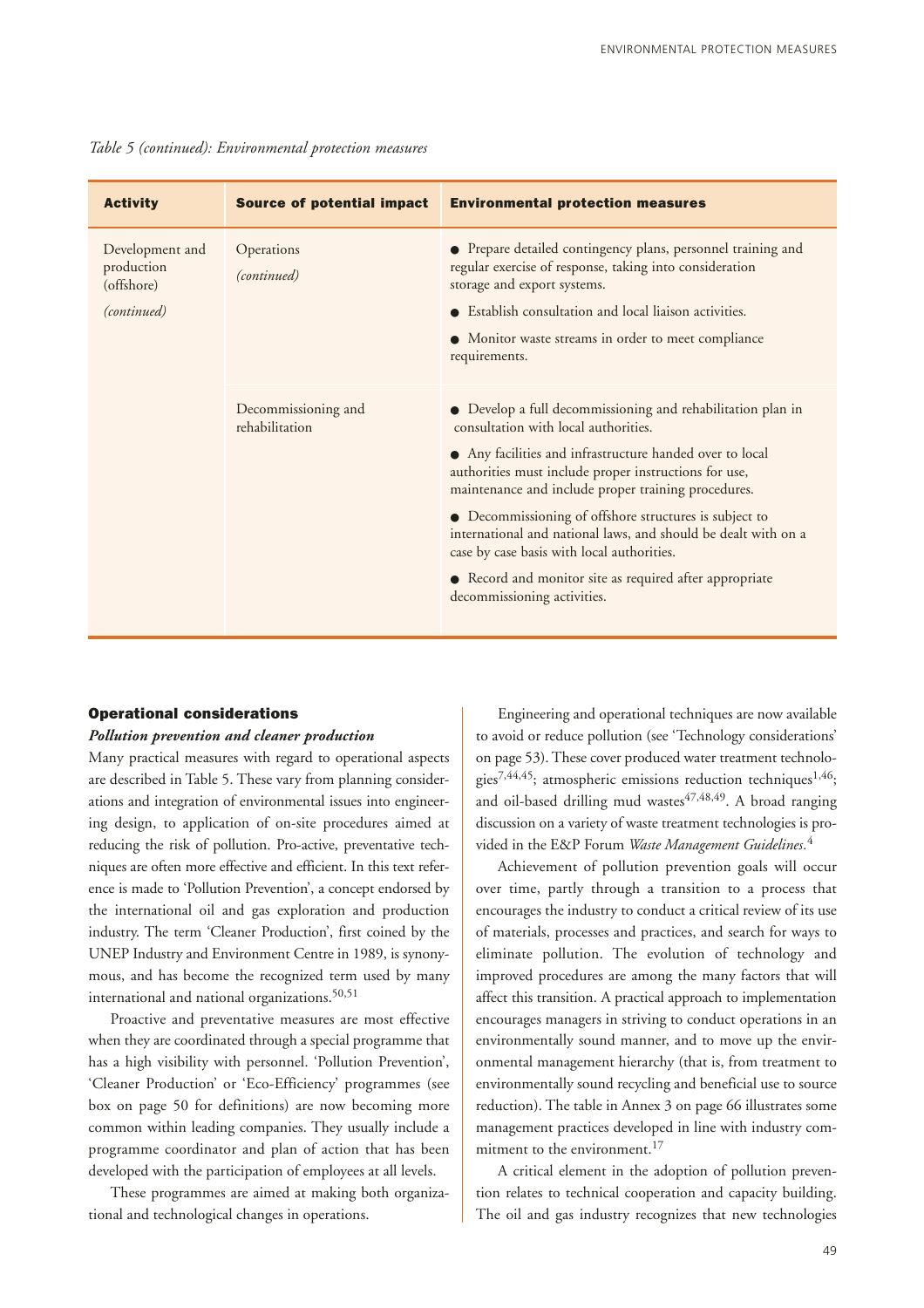*Table 5 (continued): Environmental protection measures*

| Activity | Source of potential impact | Environmental protection measures |
|---|---|---|
| Development and production (offshore) *(continued)* | Operations *(continued)* | ● Prepare detailed contingency plans, personnel training and regular exercise of response, taking into consideration storage and export systems.<br>● Establish consultation and local liaison activities.<br>● Monitor waste streams in order to meet compliance requirements. |
| | Decommissioning and rehabilitation | ● Develop a full decommissioning and rehabilitation plan in consultation with local authorities.<br>● Any facilities and infrastructure handed over to local authorities must include proper instructions for use, maintenance and include proper training procedures.<br>● Decommissioning of offshore structures is subject to international and national laws, and should be dealt with on a case by case basis with local authorities.<br>● Record and monitor site as required after appropriate decommissioning activities. |

## Operational considerations

### *Pollution prevention and cleaner production*

Many practical measures with regard to operational aspects are described in Table 5. These vary from planning considerations and integration of environmental issues into engineering design, to application of on-site procedures aimed at reducing the risk of pollution. Pro-active, preventative techniques are often more effective and efficient. In this text reference is made to 'Pollution Prevention', a concept endorsed by the international oil and gas exploration and production industry. The term 'Cleaner Production', first coined by the UNEP Industry and Environment Centre in 1989, is synonymous, and has become the recognized term used by many international and national organizations.[50,51]

Proactive and preventative measures are most effective when they are coordinated through a special programme that has a high visibility with personnel. 'Pollution Prevention', 'Cleaner Production' or 'Eco-Efficiency' programmes (see box on page 50 for definitions) are now becoming more common within leading companies. They usually include a programme coordinator and plan of action that has been developed with the participation of employees at all levels.

These programmes are aimed at making both organizational and technological changes in operations.

Engineering and operational techniques are now available to avoid or reduce pollution (see 'Technology considerations' on page 53). These cover produced water treatment technologies[7,44,45]; atmospheric emissions reduction techniques[1,46]; and oil-based drilling mud wastes[47,48,49]. A broad ranging discussion on a variety of waste treatment technologies is provided in the E&P Forum *Waste Management Guidelines*.[4]

Achievement of pollution prevention goals will occur over time, partly through a transition to a process that encourages the industry to conduct a critical review of its use of materials, processes and practices, and search for ways to eliminate pollution. The evolution of technology and improved procedures are among the many factors that will affect this transition. A practical approach to implementation encourages managers in striving to conduct operations in an environmentally sound manner, and to move up the environmental management hierarchy (that is, from treatment to environmentally sound recycling and beneficial use to source reduction). The table in Annex 3 on page 66 illustrates some management practices developed in line with industry commitment to the environment.[17]

A critical element in the adoption of pollution prevention relates to technical cooperation and capacity building. The oil and gas industry recognizes that new technologies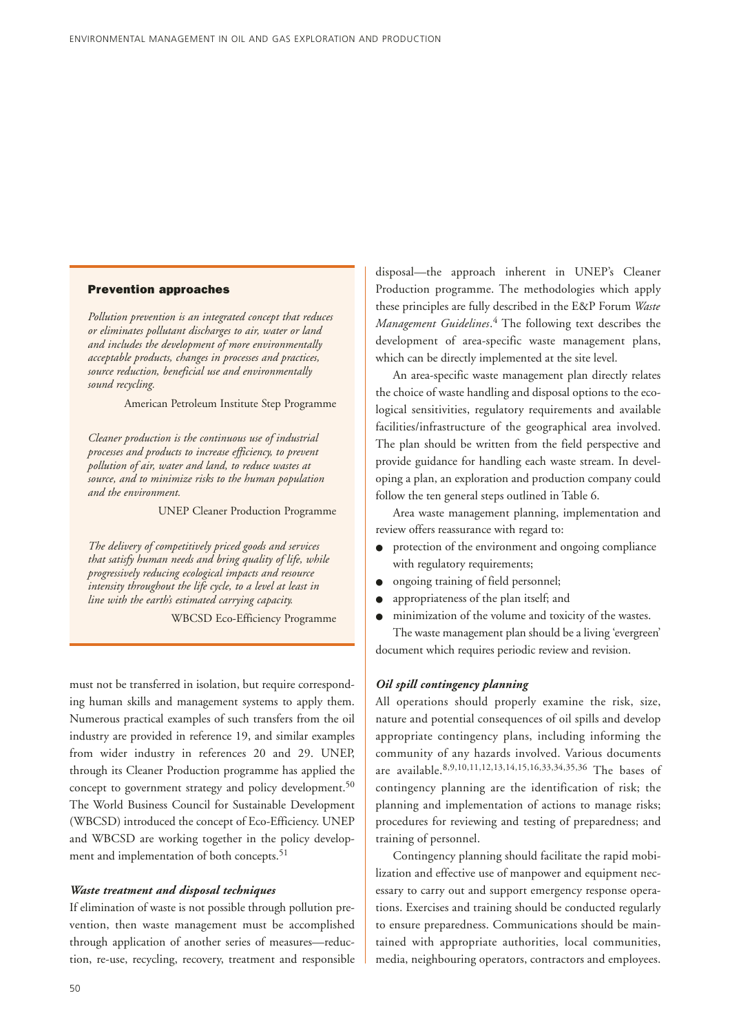### Prevention approaches

*Pollution prevention is an integrated concept that reduces or eliminates pollutant discharges to air, water or land and includes the development of more environmentally acceptable products, changes in processes and practices, source reduction, beneficial use and environmentally sound recycling.*

American Petroleum Institute Step Programme

*Cleaner production is the continuous use of industrial processes and products to increase efficiency, to prevent pollution of air, water and land, to reduce wastes at source, and to minimize risks to the human population and the environment.*

UNEP Cleaner Production Programme

*The delivery of competitively priced goods and services that satisfy human needs and bring quality of life, while progressively reducing ecological impacts and resource intensity throughout the life cycle, to a level at least in line with the earth's estimated carrying capacity.*

WBCSD Eco-Efficiency Programme

must not be transferred in isolation, but require corresponding human skills and management systems to apply them. Numerous practical examples of such transfers from the oil industry are provided in reference 19, and similar examples from wider industry in references 20 and 29. UNEP, through its Cleaner Production programme has applied the concept to government strategy and policy development.[50] The World Business Council for Sustainable Development (WBCSD) introduced the concept of Eco-Efficiency. UNEP and WBCSD are working together in the policy development and implementation of both concepts.[51]

#### *Waste treatment and disposal techniques*

If elimination of waste is not possible through pollution prevention, then waste management must be accomplished through application of another series of measures—reduction, re-use, recycling, recovery, treatment and responsible disposal—the approach inherent in UNEP's Cleaner Production programme. The methodologies which apply these principles are fully described in the E&P Forum *Waste Management Guidelines*.[4] The following text describes the development of area-specific waste management plans, which can be directly implemented at the site level.

An area-specific waste management plan directly relates the choice of waste handling and disposal options to the ecological sensitivities, regulatory requirements and available facilities/infrastructure of the geographical area involved. The plan should be written from the field perspective and provide guidance for handling each waste stream. In developing a plan, an exploration and production company could follow the ten general steps outlined in Table 6.

Area waste management planning, implementation and review offers reassurance with regard to:

- protection of the environment and ongoing compliance with regulatory requirements;
- ongoing training of field personnel;
- appropriateness of the plan itself; and
- minimization of the volume and toxicity of the wastes.

The waste management plan should be a living 'evergreen' document which requires periodic review and revision.

#### *Oil spill contingency planning*

All operations should properly examine the risk, size, nature and potential consequences of oil spills and develop appropriate contingency plans, including informing the community of any hazards involved. Various documents are available.[8,9,10,11,12,13,14,15,16,33,34,35,36] The bases of contingency planning are the identification of risk; the planning and implementation of actions to manage risks; procedures for reviewing and testing of preparedness; and training of personnel.

Contingency planning should facilitate the rapid mobilization and effective use of manpower and equipment necessary to carry out and support emergency response operations. Exercises and training should be conducted regularly to ensure preparedness. Communications should be maintained with appropriate authorities, local communities, media, neighbouring operators, contractors and employees.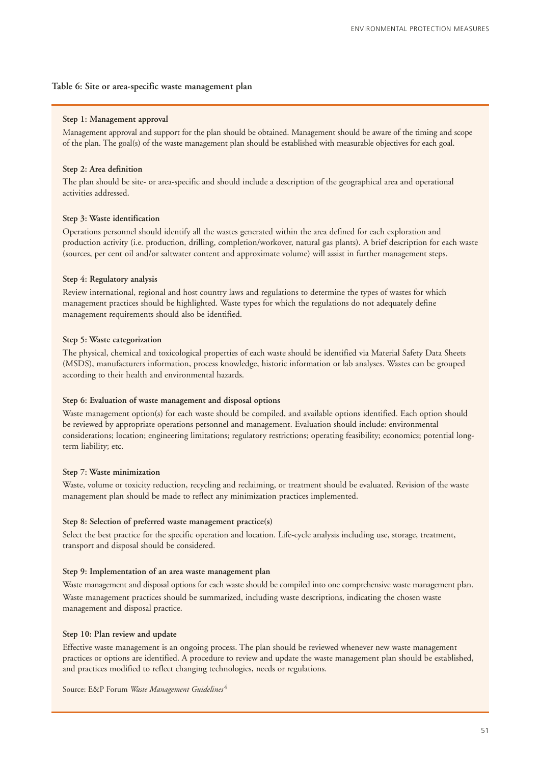**Table 6: Site or area-specific waste management plan**

**Step 1: Management approval**

Management approval and support for the plan should be obtained. Management should be aware of the timing and scope of the plan. The goal(s) of the waste management plan should be established with measurable objectives for each goal.

**Step 2: Area definition**

The plan should be site- or area-specific and should include a description of the geographical area and operational activities addressed.

**Step 3: Waste identification**

Operations personnel should identify all the wastes generated within the area defined for each exploration and production activity (i.e. production, drilling, completion/workover, natural gas plants). A brief description for each waste (sources, per cent oil and/or saltwater content and approximate volume) will assist in further management steps.

**Step 4: Regulatory analysis**

Review international, regional and host country laws and regulations to determine the types of wastes for which management practices should be highlighted. Waste types for which the regulations do not adequately define management requirements should also be identified.

**Step 5: Waste categorization**

The physical, chemical and toxicological properties of each waste should be identified via Material Safety Data Sheets (MSDS), manufacturers information, process knowledge, historic information or lab analyses. Wastes can be grouped according to their health and environmental hazards.

**Step 6: Evaluation of waste management and disposal options**

Waste management option(s) for each waste should be compiled, and available options identified. Each option should be reviewed by appropriate operations personnel and management. Evaluation should include: environmental considerations; location; engineering limitations; regulatory restrictions; operating feasibility; economics; potential long-term liability; etc.

**Step 7: Waste minimization**

Waste, volume or toxicity reduction, recycling and reclaiming, or treatment should be evaluated. Revision of the waste management plan should be made to reflect any minimization practices implemented.

**Step 8: Selection of preferred waste management practice(s)**

Select the best practice for the specific operation and location. Life-cycle analysis including use, storage, treatment, transport and disposal should be considered.

**Step 9: Implementation of an area waste management plan**

Waste management and disposal options for each waste should be compiled into one comprehensive waste management plan. Waste management practices should be summarized, including waste descriptions, indicating the chosen waste management and disposal practice.

**Step 10: Plan review and update**

Effective waste management is an ongoing process. The plan should be reviewed whenever new waste management practices or options are identified. A procedure to review and update the waste management plan should be established, and practices modified to reflect changing technologies, needs or regulations.

Source: E&P Forum *Waste Management Guidelines*[4]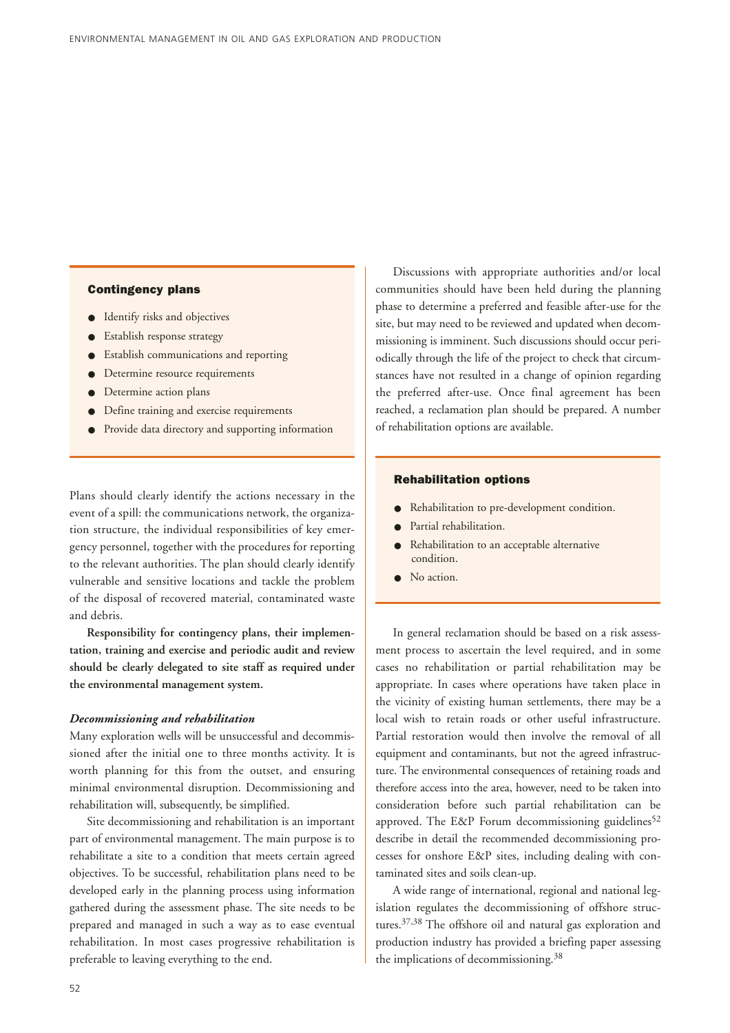### Contingency plans

- Identify risks and objectives
- Establish response strategy
- Establish communications and reporting
- Determine resource requirements
- Determine action plans
- Define training and exercise requirements
- Provide data directory and supporting information

Plans should clearly identify the actions necessary in the event of a spill: the communications network, the organization structure, the individual responsibilities of key emergency personnel, together with the procedures for reporting to the relevant authorities. The plan should clearly identify vulnerable and sensitive locations and tackle the problem of the disposal of recovered material, contaminated waste and debris.

**Responsibility for contingency plans, their implementation, training and exercise and periodic audit and review should be clearly delegated to site staff as required under the environmental management system.**

***Decommissioning and rehabilitation***

Many exploration wells will be unsuccessful and decommissioned after the initial one to three months activity. It is worth planning for this from the outset, and ensuring minimal environmental disruption. Decommissioning and rehabilitation will, subsequently, be simplified.

Site decommissioning and rehabilitation is an important part of environmental management. The main purpose is to rehabilitate a site to a condition that meets certain agreed objectives. To be successful, rehabilitation plans need to be developed early in the planning process using information gathered during the assessment phase. The site needs to be prepared and managed in such a way as to ease eventual rehabilitation. In most cases progressive rehabilitation is preferable to leaving everything to the end.

Discussions with appropriate authorities and/or local communities should have been held during the planning phase to determine a preferred and feasible after-use for the site, but may need to be reviewed and updated when decommissioning is imminent. Such discussions should occur periodically through the life of the project to check that circumstances have not resulted in a change of opinion regarding the preferred after-use. Once final agreement has been reached, a reclamation plan should be prepared. A number of rehabilitation options are available.

### Rehabilitation options

- Rehabilitation to pre-development condition.
- Partial rehabilitation.
- Rehabilitation to an acceptable alternative condition.
- No action.

In general reclamation should be based on a risk assessment process to ascertain the level required, and in some cases no rehabilitation or partial rehabilitation may be appropriate. In cases where operations have taken place in the vicinity of existing human settlements, there may be a local wish to retain roads or other useful infrastructure. Partial restoration would then involve the removal of all equipment and contaminants, but not the agreed infrastructure. The environmental consequences of retaining roads and therefore access into the area, however, need to be taken into consideration before such partial rehabilitation can be approved. The E&P Forum decommissioning guidelines[52] describe in detail the recommended decommissioning processes for onshore E&P sites, including dealing with contaminated sites and soils clean-up.

A wide range of international, regional and national legislation regulates the decommissioning of offshore structures.[37,38] The offshore oil and natural gas exploration and production industry has provided a briefing paper assessing the implications of decommissioning.[38]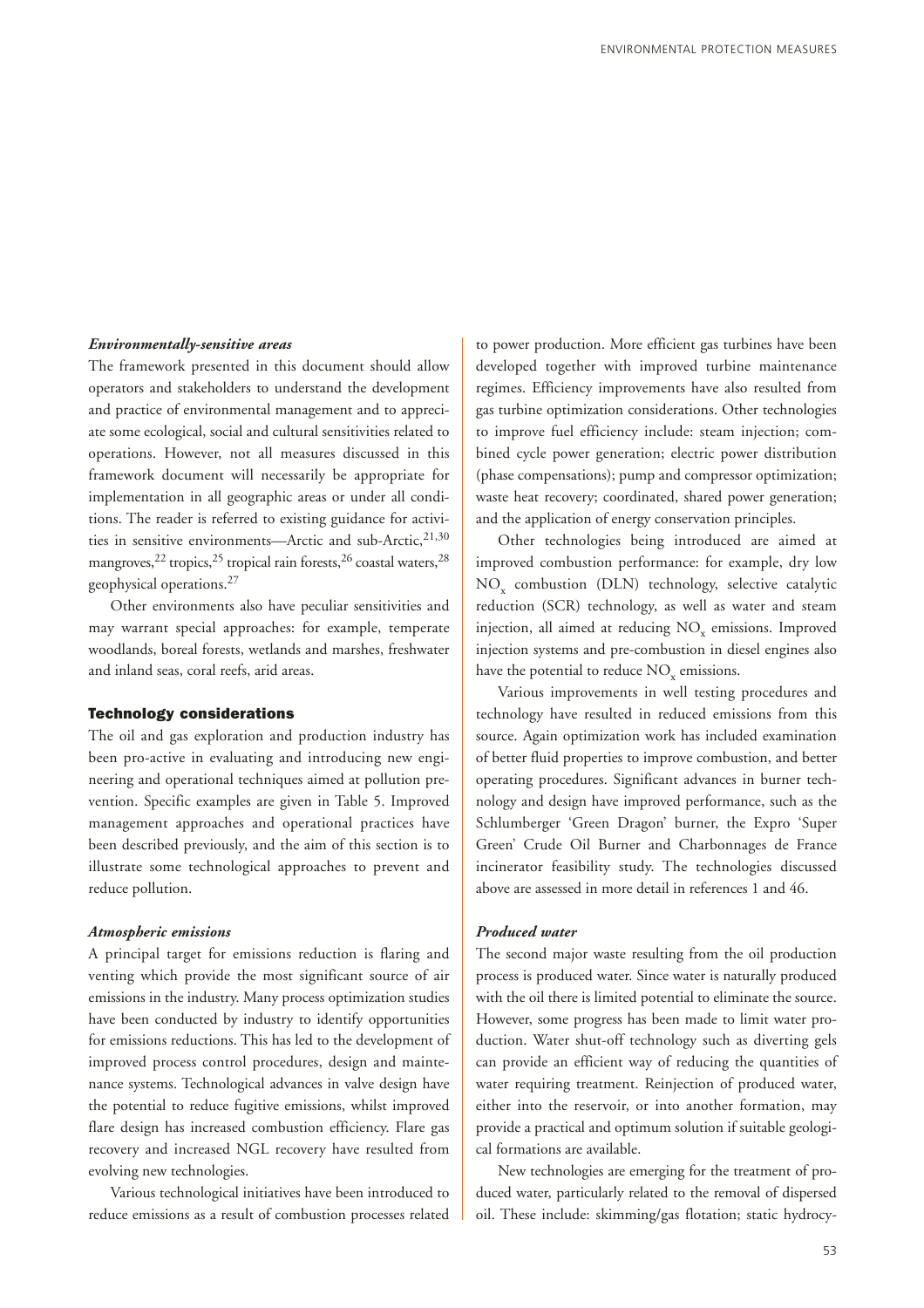### *Environmentally-sensitive areas*

The framework presented in this document should allow operators and stakeholders to understand the development and practice of environmental management and to appreciate some ecological, social and cultural sensitivities related to operations. However, not all measures discussed in this framework document will necessarily be appropriate for implementation in all geographic areas or under all conditions. The reader is referred to existing guidance for activities in sensitive environments—Arctic and sub-Arctic,[21,30] mangroves,[22] tropics,[25] tropical rain forests,[26] coastal waters,[28] geophysical operations.[27]

Other environments also have peculiar sensitivities and may warrant special approaches: for example, temperate woodlands, boreal forests, wetlands and marshes, freshwater and inland seas, coral reefs, arid areas.

## Technology considerations

The oil and gas exploration and production industry has been pro-active in evaluating and introducing new engineering and operational techniques aimed at pollution prevention. Specific examples are given in Table 5. Improved management approaches and operational practices have been described previously, and the aim of this section is to illustrate some technological approaches to prevent and reduce pollution.

### *Atmospheric emissions*

A principal target for emissions reduction is flaring and venting which provide the most significant source of air emissions in the industry. Many process optimization studies have been conducted by industry to identify opportunities for emissions reductions. This has led to the development of improved process control procedures, design and maintenance systems. Technological advances in valve design have the potential to reduce fugitive emissions, whilst improved flare design has increased combustion efficiency. Flare gas recovery and increased NGL recovery have resulted from evolving new technologies.

Various technological initiatives have been introduced to reduce emissions as a result of combustion processes related to power production. More efficient gas turbines have been developed together with improved turbine maintenance regimes. Efficiency improvements have also resulted from gas turbine optimization considerations. Other technologies to improve fuel efficiency include: steam injection; combined cycle power generation; electric power distribution (phase compensations); pump and compressor optimization; waste heat recovery; coordinated, shared power generation; and the application of energy conservation principles.

Other technologies being introduced are aimed at improved combustion performance: for example, dry low $NO_x$ combustion (DLN) technology, selective catalytic reduction (SCR) technology, as well as water and steam injection, all aimed at reducing $NO_x$ emissions. Improved injection systems and pre-combustion in diesel engines also have the potential to reduce $NO_x$ emissions.

Various improvements in well testing procedures and technology have resulted in reduced emissions from this source. Again optimization work has included examination of better fluid properties to improve combustion, and better operating procedures. Significant advances in burner technology and design have improved performance, such as the Schlumberger 'Green Dragon' burner, the Expro 'Super Green' Crude Oil Burner and Charbonnages de France incinerator feasibility study. The technologies discussed above are assessed in more detail in references 1 and 46.

### *Produced water*

The second major waste resulting from the oil production process is produced water. Since water is naturally produced with the oil there is limited potential to eliminate the source. However, some progress has been made to limit water production. Water shut-off technology such as diverting gels can provide an efficient way of reducing the quantities of water requiring treatment. Reinjection of produced water, either into the reservoir, or into another formation, may provide a practical and optimum solution if suitable geological formations are available.

New technologies are emerging for the treatment of produced water, particularly related to the removal of dispersed oil. These include: skimming/gas flotation; static hydrocy-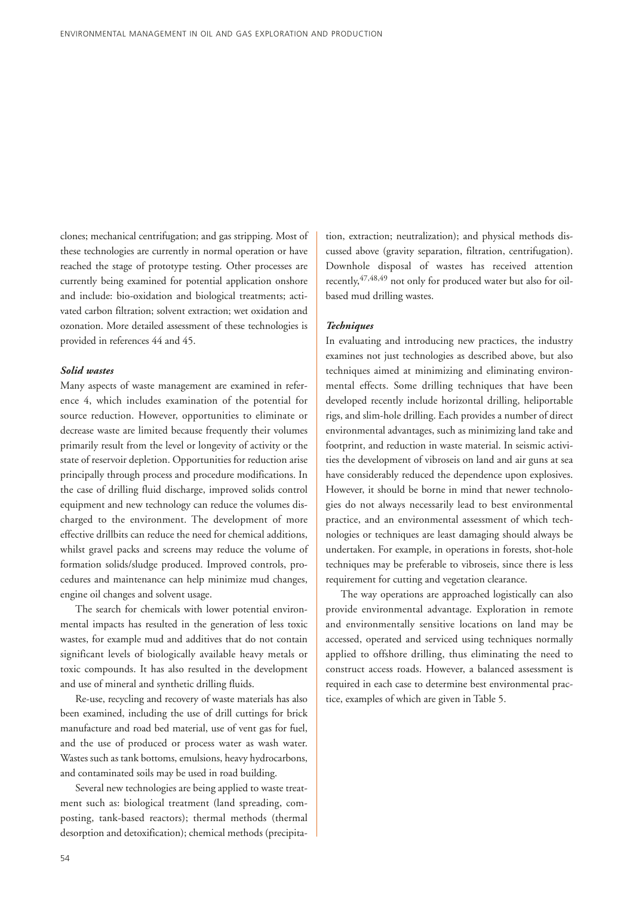clones; mechanical centrifugation; and gas stripping. Most of these technologies are currently in normal operation or have reached the stage of prototype testing. Other processes are currently being examined for potential application onshore and include: bio-oxidation and biological treatments; activated carbon filtration; solvent extraction; wet oxidation and ozonation. More detailed assessment of these technologies is provided in references 44 and 45.

***Solid wastes***

Many aspects of waste management are examined in reference 4, which includes examination of the potential for source reduction. However, opportunities to eliminate or decrease waste are limited because frequently their volumes primarily result from the level or longevity of activity or the state of reservoir depletion. Opportunities for reduction arise principally through process and procedure modifications. In the case of drilling fluid discharge, improved solids control equipment and new technology can reduce the volumes discharged to the environment. The development of more effective drillbits can reduce the need for chemical additions, whilst gravel packs and screens may reduce the volume of formation solids/sludge produced. Improved controls, procedures and maintenance can help minimize mud changes, engine oil changes and solvent usage.

The search for chemicals with lower potential environmental impacts has resulted in the generation of less toxic wastes, for example mud and additives that do not contain significant levels of biologically available heavy metals or toxic compounds. It has also resulted in the development and use of mineral and synthetic drilling fluids.

Re-use, recycling and recovery of waste materials has also been examined, including the use of drill cuttings for brick manufacture and road bed material, use of vent gas for fuel, and the use of produced or process water as wash water. Wastes such as tank bottoms, emulsions, heavy hydrocarbons, and contaminated soils may be used in road building.

Several new technologies are being applied to waste treatment such as: biological treatment (land spreading, composting, tank-based reactors); thermal methods (thermal desorption and detoxification); chemical methods (precipitation, extraction; neutralization); and physical methods discussed above (gravity separation, filtration, centrifugation). Downhole disposal of wastes has received attention recently,[47,48,49] not only for produced water but also for oil-based mud drilling wastes.

***Techniques***

In evaluating and introducing new practices, the industry examines not just technologies as described above, but also techniques aimed at minimizing and eliminating environmental effects. Some drilling techniques that have been developed recently include horizontal drilling, heliportable rigs, and slim-hole drilling. Each provides a number of direct environmental advantages, such as minimizing land take and footprint, and reduction in waste material. In seismic activities the development of vibroseis on land and air guns at sea have considerably reduced the dependence upon explosives. However, it should be borne in mind that newer technologies do not always necessarily lead to best environmental practice, and an environmental assessment of which technologies or techniques are least damaging should always be undertaken. For example, in operations in forests, shot-hole techniques may be preferable to vibroseis, since there is less requirement for cutting and vegetation clearance.

The way operations are approached logistically can also provide environmental advantage. Exploration in remote and environmentally sensitive locations on land may be accessed, operated and serviced using techniques normally applied to offshore drilling, thus eliminating the need to construct access roads. However, a balanced assessment is required in each case to determine best environmental practice, examples of which are given in Table 5.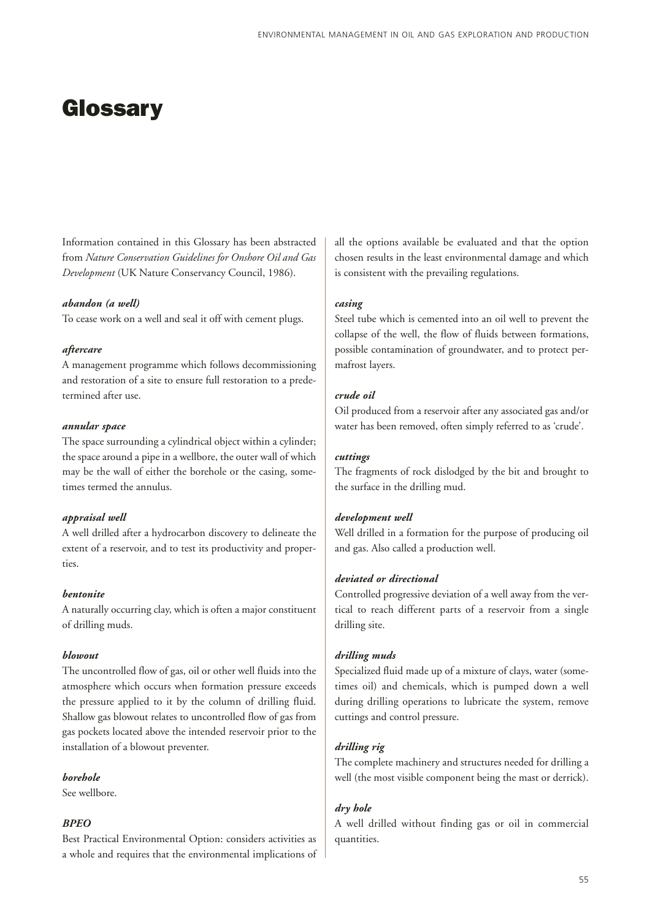# Glossary

Information contained in this Glossary has been abstracted from *Nature Conservation Guidelines for Onshore Oil and Gas Development* (UK Nature Conservancy Council, 1986).

***abandon (a well)***
To cease work on a well and seal it off with cement plugs.

***aftercare***
A management programme which follows decommissioning and restoration of a site to ensure full restoration to a predetermined after use.

***annular space***
The space surrounding a cylindrical object within a cylinder; the space around a pipe in a wellbore, the outer wall of which may be the wall of either the borehole or the casing, sometimes termed the annulus.

***appraisal well***
A well drilled after a hydrocarbon discovery to delineate the extent of a reservoir, and to test its productivity and properties.

***bentonite***
A naturally occurring clay, which is often a major constituent of drilling muds.

***blowout***
The uncontrolled flow of gas, oil or other well fluids into the atmosphere which occurs when formation pressure exceeds the pressure applied to it by the column of drilling fluid. Shallow gas blowout relates to uncontrolled flow of gas from gas pockets located above the intended reservoir prior to the installation of a blowout preventer.

***borehole***
See wellbore.

***BPEO***
Best Practical Environmental Option: considers activities as a whole and requires that the environmental implications of all the options available be evaluated and that the option chosen results in the least environmental damage and which is consistent with the prevailing regulations.

***casing***
Steel tube which is cemented into an oil well to prevent the collapse of the well, the flow of fluids between formations, possible contamination of groundwater, and to protect permafrost layers.

***crude oil***
Oil produced from a reservoir after any associated gas and/or water has been removed, often simply referred to as 'crude'.

***cuttings***
The fragments of rock dislodged by the bit and brought to the surface in the drilling mud.

***development well***
Well drilled in a formation for the purpose of producing oil and gas. Also called a production well.

***deviated or directional***
Controlled progressive deviation of a well away from the vertical to reach different parts of a reservoir from a single drilling site.

***drilling muds***
Specialized fluid made up of a mixture of clays, water (sometimes oil) and chemicals, which is pumped down a well during drilling operations to lubricate the system, remove cuttings and control pressure.

***drilling rig***
The complete machinery and structures needed for drilling a well (the most visible component being the mast or derrick).

***dry hole***
A well drilled without finding gas or oil in commercial quantities.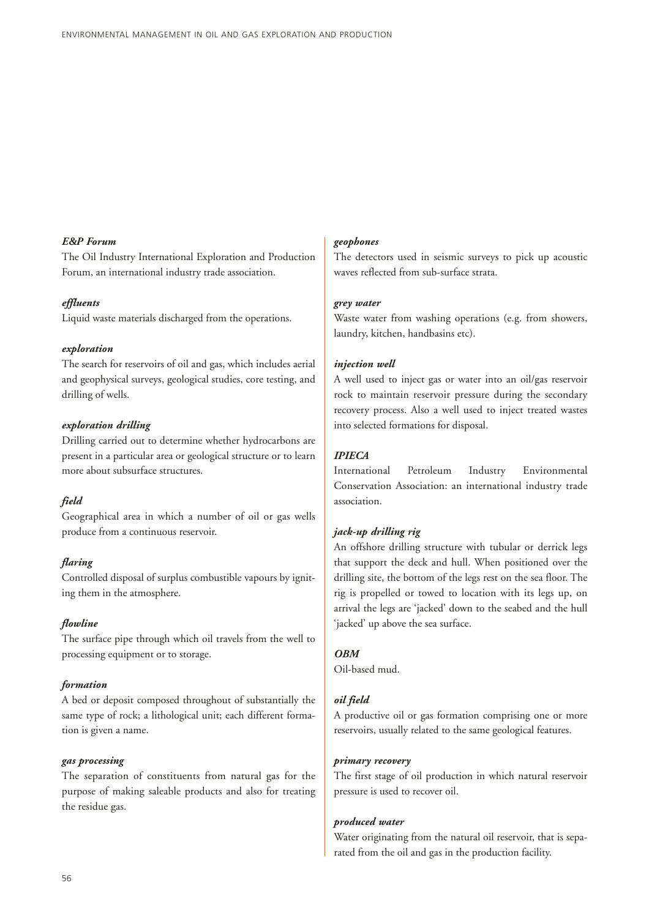***E&P Forum***

The Oil Industry International Exploration and Production Forum, an international industry trade association.

***effluents***

Liquid waste materials discharged from the operations.

***exploration***

The search for reservoirs of oil and gas, which includes aerial and geophysical surveys, geological studies, core testing, and drilling of wells.

***exploration drilling***

Drilling carried out to determine whether hydrocarbons are present in a particular area or geological structure or to learn more about subsurface structures.

***field***

Geographical area in which a number of oil or gas wells produce from a continuous reservoir.

***flaring***

Controlled disposal of surplus combustible vapours by igniting them in the atmosphere.

***flowline***

The surface pipe through which oil travels from the well to processing equipment or to storage.

***formation***

A bed or deposit composed throughout of substantially the same type of rock; a lithological unit; each different formation is given a name.

***gas processing***

The separation of constituents from natural gas for the purpose of making saleable products and also for treating the residue gas.

***geophones***

The detectors used in seismic surveys to pick up acoustic waves reflected from sub-surface strata.

***grey water***

Waste water from washing operations (e.g. from showers, laundry, kitchen, handbasins etc).

***injection well***

A well used to inject gas or water into an oil/gas reservoir rock to maintain reservoir pressure during the secondary recovery process. Also a well used to inject treated wastes into selected formations for disposal.

***IPIECA***

International Petroleum Industry Environmental Conservation Association: an international industry trade association.

***jack-up drilling rig***

An offshore drilling structure with tubular or derrick legs that support the deck and hull. When positioned over the drilling site, the bottom of the legs rest on the sea floor. The rig is propelled or towed to location with its legs up, on arrival the legs are 'jacked' down to the seabed and the hull 'jacked' up above the sea surface.

***OBM***

Oil-based mud.

***oil field***

A productive oil or gas formation comprising one or more reservoirs, usually related to the same geological features.

***primary recovery***

The first stage of oil production in which natural reservoir pressure is used to recover oil.

***produced water***

Water originating from the natural oil reservoir, that is separated from the oil and gas in the production facility.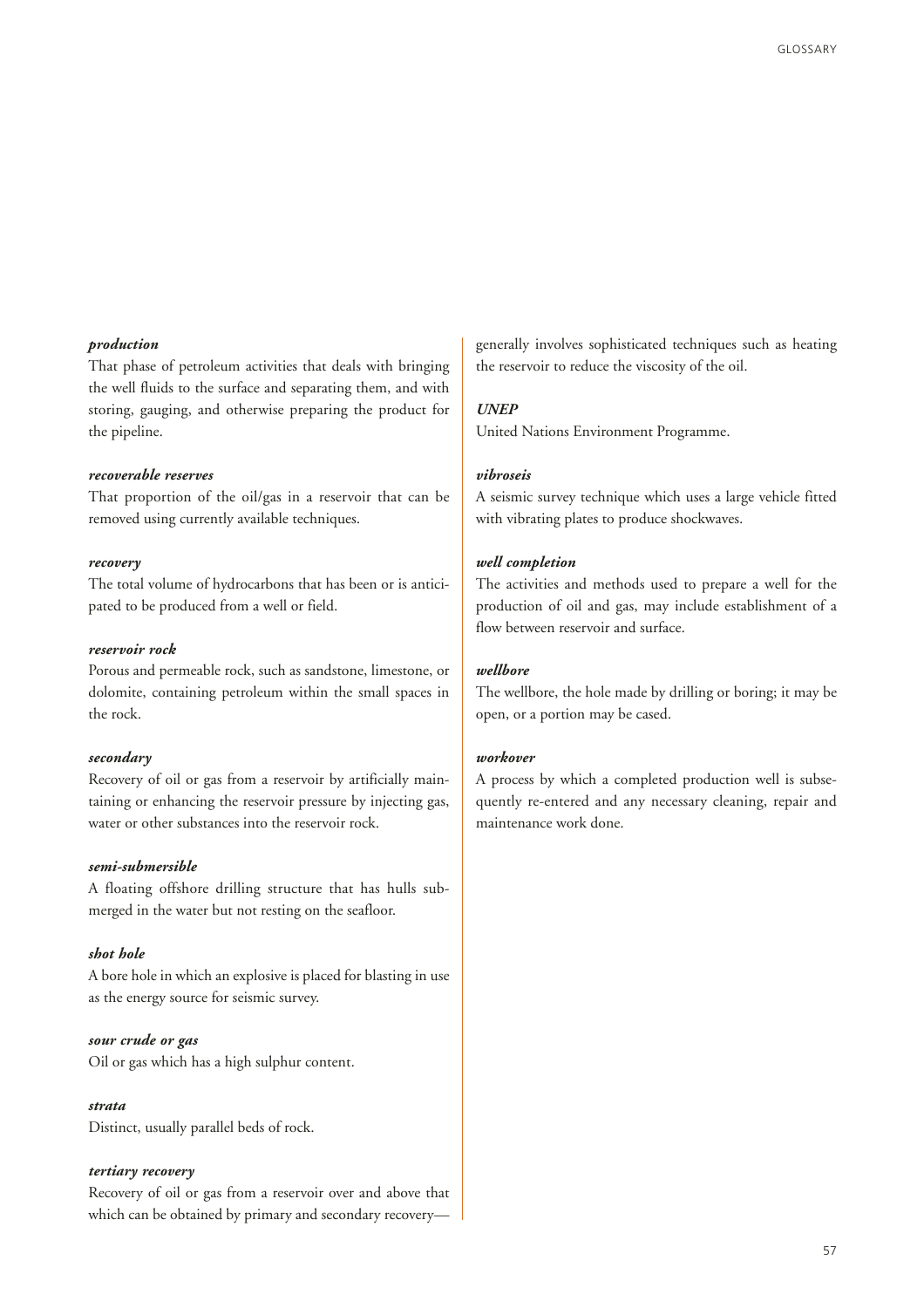***production***

That phase of petroleum activities that deals with bringing the well fluids to the surface and separating them, and with storing, gauging, and otherwise preparing the product for the pipeline.

***recoverable reserves***

That proportion of the oil/gas in a reservoir that can be removed using currently available techniques.

***recovery***

The total volume of hydrocarbons that has been or is anticipated to be produced from a well or field.

***reservoir rock***

Porous and permeable rock, such as sandstone, limestone, or dolomite, containing petroleum within the small spaces in the rock.

***secondary***

Recovery of oil or gas from a reservoir by artificially maintaining or enhancing the reservoir pressure by injecting gas, water or other substances into the reservoir rock.

***semi-submersible***

A floating offshore drilling structure that has hulls submerged in the water but not resting on the seafloor.

***shot hole***

A bore hole in which an explosive is placed for blasting in use as the energy source for seismic survey.

***sour crude or gas***

Oil or gas which has a high sulphur content.

***strata***

Distinct, usually parallel beds of rock.

***tertiary recovery***

Recovery of oil or gas from a reservoir over and above that which can be obtained by primary and secondary recovery—generally involves sophisticated techniques such as heating the reservoir to reduce the viscosity of the oil.

***UNEP***

United Nations Environment Programme.

***vibroseis***

A seismic survey technique which uses a large vehicle fitted with vibrating plates to produce shockwaves.

***well completion***

The activities and methods used to prepare a well for the production of oil and gas, may include establishment of a flow between reservoir and surface.

***wellbore***

The wellbore, the hole made by drilling or boring; it may be open, or a portion may be cased.

***workover***

A process by which a completed production well is subsequently re-entered and any necessary cleaning, repair and maintenance work done.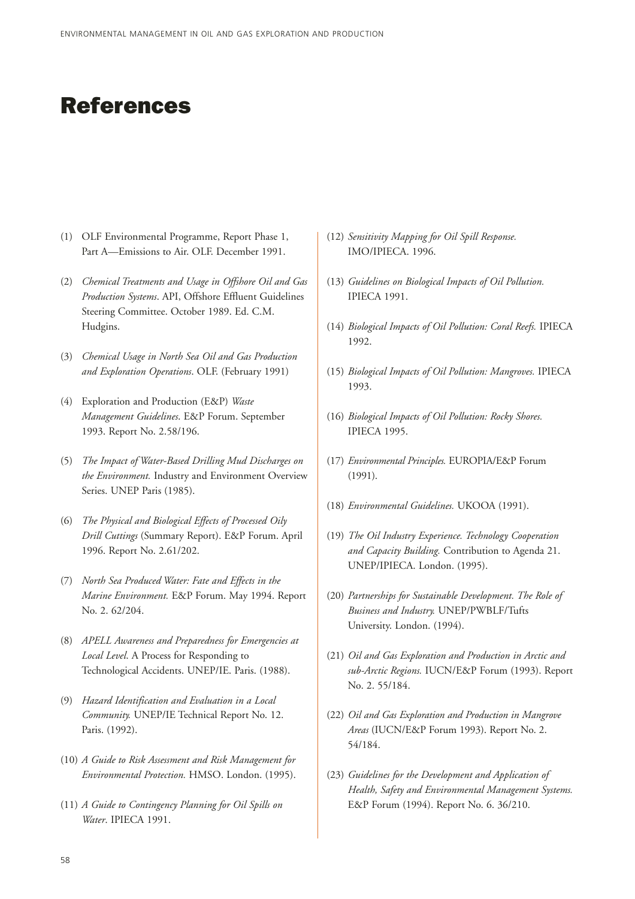# References

(1) OLF Environmental Programme, Report Phase 1, Part A—Emissions to Air. OLF. December 1991.

(2) *Chemical Treatments and Usage in Offshore Oil and Gas Production Systems*. API, Offshore Effluent Guidelines Steering Committee. October 1989. Ed. C.M. Hudgins.

(3) *Chemical Usage in North Sea Oil and Gas Production and Exploration Operations*. OLF. (February 1991)

(4) Exploration and Production (E&P) *Waste Management Guidelines*. E&P Forum. September 1993. Report No. 2.58/196.

(5) *The Impact of Water-Based Drilling Mud Discharges on the Environment.* Industry and Environment Overview Series. UNEP Paris (1985).

(6) *The Physical and Biological Effects of Processed Oily Drill Cuttings* (Summary Report). E&P Forum. April 1996. Report No. 2.61/202.

(7) *North Sea Produced Water: Fate and Effects in the Marine Environment.* E&P Forum. May 1994. Report No. 2. 62/204.

(8) *APELL Awareness and Preparedness for Emergencies at Local Level*. A Process for Responding to Technological Accidents. UNEP/IE. Paris. (1988).

(9) *Hazard Identification and Evaluation in a Local Community.* UNEP/IE Technical Report No. 12. Paris. (1992).

(10) *A Guide to Risk Assessment and Risk Management for Environmental Protection.* HMSO. London. (1995).

(11) *A Guide to Contingency Planning for Oil Spills on Water*. IPIECA 1991.

(12) *Sensitivity Mapping for Oil Spill Response.* IMO/IPIECA. 1996.

(13) *Guidelines on Biological Impacts of Oil Pollution.* IPIECA 1991.

(14) *Biological Impacts of Oil Pollution: Coral Reefs.* IPIECA 1992.

(15) *Biological Impacts of Oil Pollution: Mangroves.* IPIECA 1993.

(16) *Biological Impacts of Oil Pollution: Rocky Shores.* IPIECA 1995.

(17) *Environmental Principles.* EUROPIA/E&P Forum (1991).

(18) *Environmental Guidelines.* UKOOA (1991).

(19) *The Oil Industry Experience. Technology Cooperation and Capacity Building.* Contribution to Agenda 21. UNEP/IPIECA. London. (1995).

(20) *Partnerships for Sustainable Development. The Role of Business and Industry.* UNEP/PWBLF/Tufts University. London. (1994).

(21) *Oil and Gas Exploration and Production in Arctic and sub-Arctic Regions.* IUCN/E&P Forum (1993). Report No. 2. 55/184.

(22) *Oil and Gas Exploration and Production in Mangrove Areas* (IUCN/E&P Forum 1993). Report No. 2. 54/184.

(23) *Guidelines for the Development and Application of Health, Safety and Environmental Management Systems.* E&P Forum (1994). Report No. 6. 36/210.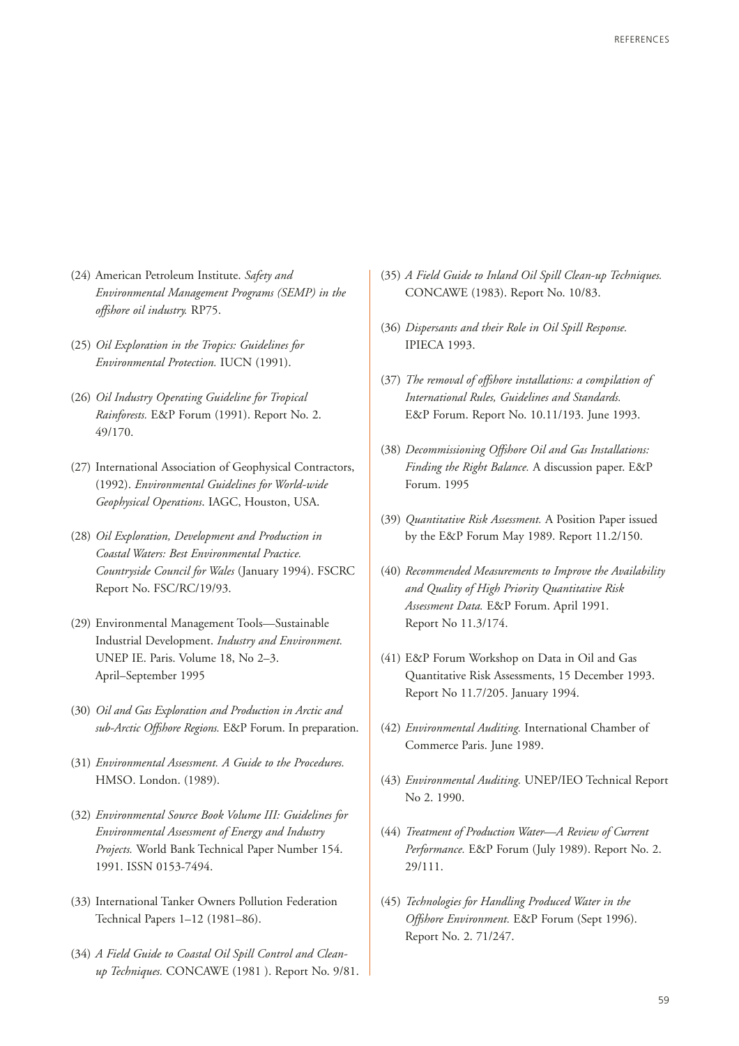(24) American Petroleum Institute. *Safety and Environmental Management Programs (SEMP) in the offshore oil industry.* RP75.

(25) *Oil Exploration in the Tropics: Guidelines for Environmental Protection.* IUCN (1991).

(26) *Oil Industry Operating Guideline for Tropical Rainforests.* E&P Forum (1991). Report No. 2. 49/170.

(27) International Association of Geophysical Contractors, (1992). *Environmental Guidelines for World-wide Geophysical Operations*. IAGC, Houston, USA.

(28) *Oil Exploration, Development and Production in Coastal Waters: Best Environmental Practice. Countryside Council for Wales* (January 1994). FSCRC Report No. FSC/RC/19/93.

(29) Environmental Management Tools—Sustainable Industrial Development. *Industry and Environment.* UNEP IE. Paris. Volume 18, No 2–3. April–September 1995

(30) *Oil and Gas Exploration and Production in Arctic and sub-Arctic Offshore Regions.* E&P Forum. In preparation.

(31) *Environmental Assessment. A Guide to the Procedures.* HMSO. London. (1989).

(32) *Environmental Source Book Volume III: Guidelines for Environmental Assessment of Energy and Industry Projects.* World Bank Technical Paper Number 154. 1991. ISSN 0153-7494.

(33) International Tanker Owners Pollution Federation Technical Papers 1–12 (1981–86).

(34) *A Field Guide to Coastal Oil Spill Control and Clean-up Techniques.* CONCAWE (1981 ). Report No. 9/81.

(35) *A Field Guide to Inland Oil Spill Clean-up Techniques.* CONCAWE (1983). Report No. 10/83.

(36) *Dispersants and their Role in Oil Spill Response.* IPIECA 1993.

(37) *The removal of offshore installations: a compilation of International Rules, Guidelines and Standards.* E&P Forum. Report No. 10.11/193. June 1993.

(38) *Decommissioning Offshore Oil and Gas Installations: Finding the Right Balance.* A discussion paper. E&P Forum. 1995

(39) *Quantitative Risk Assessment.* A Position Paper issued by the E&P Forum May 1989. Report 11.2/150.

(40) *Recommended Measurements to Improve the Availability and Quality of High Priority Quantitative Risk Assessment Data.* E&P Forum. April 1991. Report No 11.3/174.

(41) E&P Forum Workshop on Data in Oil and Gas Quantitative Risk Assessments, 15 December 1993. Report No 11.7/205. January 1994.

(42) *Environmental Auditing.* International Chamber of Commerce Paris. June 1989.

(43) *Environmental Auditing.* UNEP/IEO Technical Report No 2. 1990.

(44) *Treatment of Production Water—A Review of Current Performance.* E&P Forum (July 1989). Report No. 2. 29/111.

(45) *Technologies for Handling Produced Water in the Offshore Environment.* E&P Forum (Sept 1996). Report No. 2. 71/247.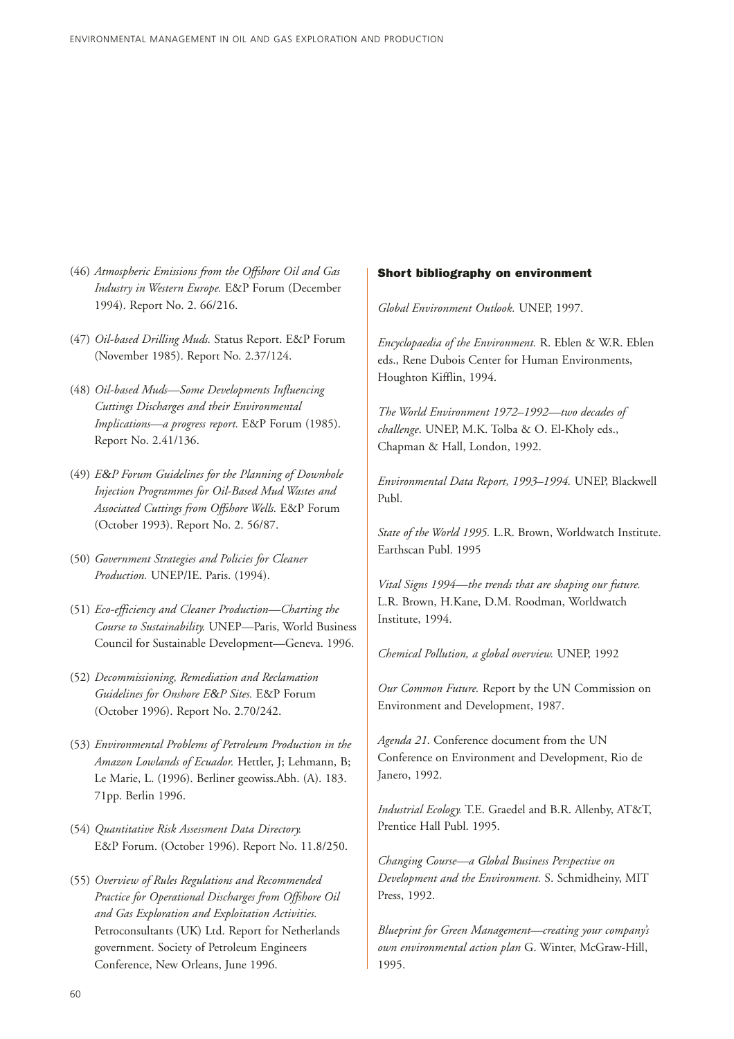(46) *Atmospheric Emissions from the Offshore Oil and Gas Industry in Western Europe.* E&P Forum (December 1994). Report No. 2. 66/216.

(47) *Oil-based Drilling Muds.* Status Report. E&P Forum (November 1985). Report No. 2.37/124.

(48) *Oil-based Muds—Some Developments Influencing Cuttings Discharges and their Environmental Implications—a progress report.* E&P Forum (1985). Report No. 2.41/136.

(49) *E&P Forum Guidelines for the Planning of Downhole Injection Programmes for Oil-Based Mud Wastes and Associated Cuttings from Offshore Wells.* E&P Forum (October 1993). Report No. 2. 56/87.

(50) *Government Strategies and Policies for Cleaner Production.* UNEP/IE. Paris. (1994).

(51) *Eco-efficiency and Cleaner Production—Charting the Course to Sustainability.* UNEP—Paris, World Business Council for Sustainable Development—Geneva. 1996.

(52) *Decommissioning, Remediation and Reclamation Guidelines for Onshore E&P Sites.* E&P Forum (October 1996). Report No. 2.70/242.

(53) *Environmental Problems of Petroleum Production in the Amazon Lowlands of Ecuador.* Hettler, J; Lehmann, B; Le Marie, L. (1996). Berliner geowiss.Abh. (A). 183. 71pp. Berlin 1996.

(54) *Quantitative Risk Assessment Data Directory.* E&P Forum. (October 1996). Report No. 11.8/250.

(55) *Overview of Rules Regulations and Recommended Practice for Operational Discharges from Offshore Oil and Gas Exploration and Exploitation Activities.* Petroconsultants (UK) Ltd. Report for Netherlands government. Society of Petroleum Engineers Conference, New Orleans, June 1996.

### Short bibliography on environment

*Global Environment Outlook.* UNEP, 1997.

*Encyclopaedia of the Environment.* R. Eblen & W.R. Eblen eds., Rene Dubois Center for Human Environments, Houghton Kifflin, 1994.

*The World Environment 1972–1992—two decades of challenge*. UNEP, M.K. Tolba & O. El-Kholy eds., Chapman & Hall, London, 1992.

*Environmental Data Report, 1993–1994.* UNEP, Blackwell Publ.

*State of the World 1995.* L.R. Brown, Worldwatch Institute. Earthscan Publ. 1995

*Vital Signs 1994—the trends that are shaping our future.* L.R. Brown, H.Kane, D.M. Roodman, Worldwatch Institute, 1994.

*Chemical Pollution, a global overview.* UNEP, 1992

*Our Common Future.* Report by the UN Commission on Environment and Development, 1987.

*Agenda 21.* Conference document from the UN Conference on Environment and Development, Rio de Janero, 1992.

*Industrial Ecology.* T.E. Graedel and B.R. Allenby, AT&T, Prentice Hall Publ. 1995.

*Changing Course—a Global Business Perspective on Development and the Environment.* S. Schmidheiny, MIT Press, 1992.

*Blueprint for Green Management—creating your company's own environmental action plan* G. Winter, McGraw-Hill, 1995.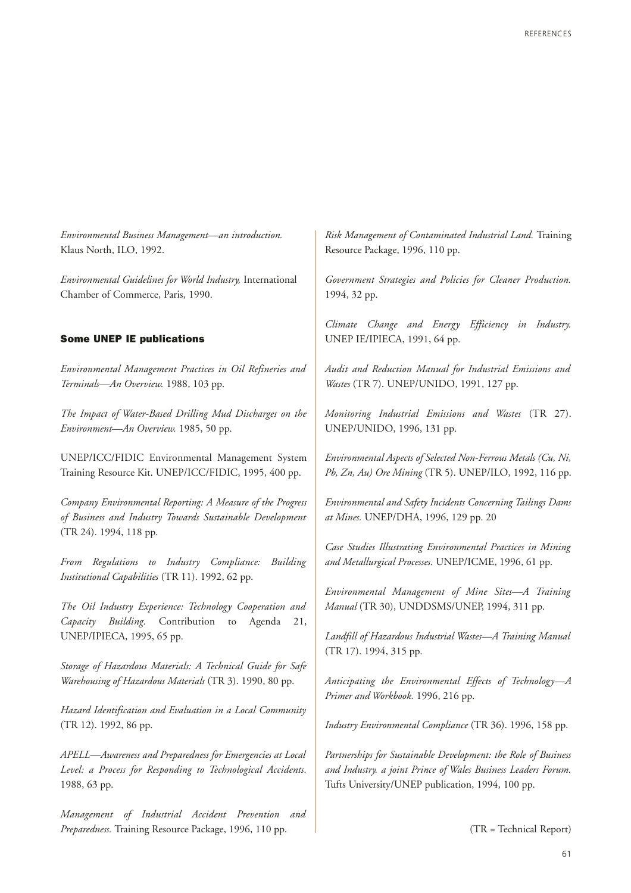*Environmental Business Management—an introduction.* Klaus North, ILO, 1992.

*Environmental Guidelines for World Industry,* International Chamber of Commerce, Paris, 1990.

### Some UNEP IE publications

*Environmental Management Practices in Oil Refineries and Terminals—An Overview.* 1988, 103 pp.

*The Impact of Water-Based Drilling Mud Discharges on the Environment—An Overview.* 1985, 50 pp.

UNEP/ICC/FIDIC Environmental Management System Training Resource Kit. UNEP/ICC/FIDIC, 1995, 400 pp.

*Company Environmental Reporting: A Measure of the Progress of Business and Industry Towards Sustainable Development* (TR 24). 1994, 118 pp.

*From Regulations to Industry Compliance: Building Institutional Capabilities* (TR 11). 1992, 62 pp.

*The Oil Industry Experience: Technology Cooperation and Capacity Building.* Contribution to Agenda 21, UNEP/IPIECA, 1995, 65 pp.

*Storage of Hazardous Materials: A Technical Guide for Safe Warehousing of Hazardous Materials* (TR 3). 1990, 80 pp.

*Hazard Identification and Evaluation in a Local Community* (TR 12). 1992, 86 pp.

*APELL—Awareness and Preparedness for Emergencies at Local Level: a Process for Responding to Technological Accidents.* 1988, 63 pp.

*Management of Industrial Accident Prevention and Preparedness.* Training Resource Package, 1996, 110 pp.

*Risk Management of Contaminated Industrial Land.* Training Resource Package, 1996, 110 pp.

*Government Strategies and Policies for Cleaner Production.* 1994, 32 pp.

*Climate Change and Energy Efficiency in Industry.* UNEP IE/IPIECA, 1991, 64 pp.

*Audit and Reduction Manual for Industrial Emissions and Wastes* (TR 7). UNEP/UNIDO, 1991, 127 pp.

*Monitoring Industrial Emissions and Wastes* (TR 27). UNEP/UNIDO, 1996, 131 pp.

*Environmental Aspects of Selected Non-Ferrous Metals (Cu, Ni, Pb, Zn, Au) Ore Mining* (TR 5). UNEP/ILO, 1992, 116 pp.

*Environmental and Safety Incidents Concerning Tailings Dams at Mines.* UNEP/DHA, 1996, 129 pp. 20

*Case Studies Illustrating Environmental Practices in Mining and Metallurgical Processes.* UNEP/ICME, 1996, 61 pp.

*Environmental Management of Mine Sites—A Training Manual* (TR 30), UNDDSMS/UNEP, 1994, 311 pp.

*Landfill of Hazardous Industrial Wastes—A Training Manual* (TR 17). 1994, 315 pp.

*Anticipating the Environmental Effects of Technology—A Primer and Workbook.* 1996, 216 pp.

*Industry Environmental Compliance* (TR 36). 1996, 158 pp.

*Partnerships for Sustainable Development: the Role of Business and Industry. a joint Prince of Wales Business Leaders Forum.* Tufts University/UNEP publication, 1994, 100 pp.

(TR = Technical Report)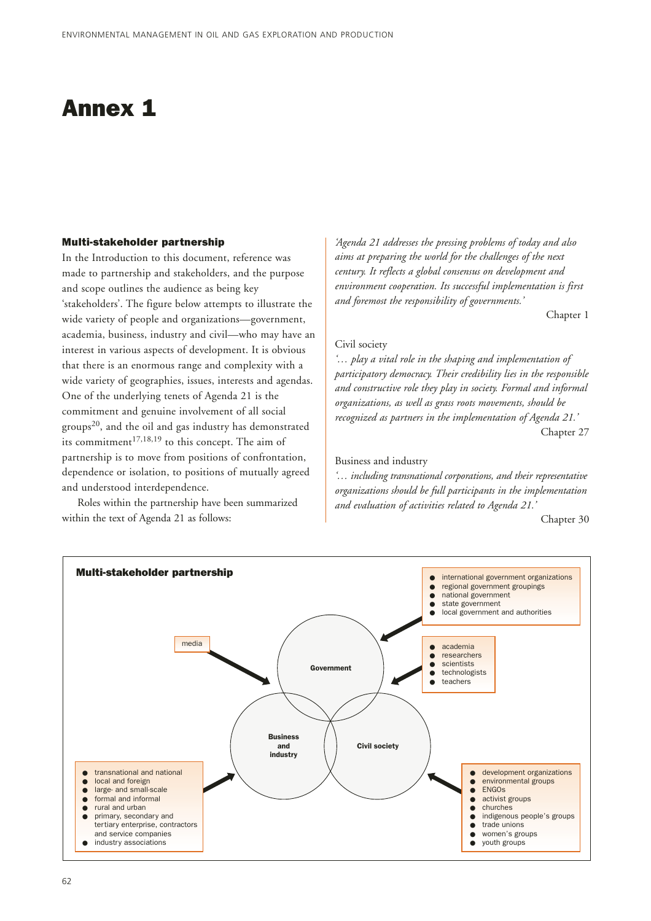# Annex 1

## Multi-stakeholder partnership

In the Introduction to this document, reference was made to partnership and stakeholders, and the purpose and scope outlines the audience as being key 'stakeholders'. The figure below attempts to illustrate the wide variety of people and organizations—government, academia, business, industry and civil—who may have an interest in various aspects of development. It is obvious that there is an enormous range and complexity with a wide variety of geographies, issues, interests and agendas. One of the underlying tenets of Agenda 21 is the commitment and genuine involvement of all social groups[20], and the oil and gas industry has demonstrated its commitment[17,18,19] to this concept. The aim of partnership is to move from positions of confrontation, dependence or isolation, to positions of mutually agreed and understood interdependence.

Roles within the partnership have been summarized within the text of Agenda 21 as follows:

*'Agenda 21 addresses the pressing problems of today and also aims at preparing the world for the challenges of the next century. It reflects a global consensus on development and environment cooperation. Its successful implementation is first and foremost the responsibility of governments.'*

Chapter 1

Civil society

*'… play a vital role in the shaping and implementation of participatory democracy. Their credibility lies in the responsible and constructive role they play in society. Formal and informal organizations, as well as grass roots movements, should be recognized as partners in the implementation of Agenda 21.'*

Chapter 27

Business and industry

*'… including transnational corporations, and their representative organizations should be full participants in the implementation and evaluation of activities related to Agenda 21.'*

Chapter 30

**Multi-stakeholder partnership**

Government:
- international government organizations
- regional government groupings
- national government
- state government
- local government and authorities

- academia
- researchers
- scientists
- technologists
- teachers

media

Business and industry:
- transnational and national
- local and foreign
- large- and small-scale
- formal and informal
- rural and urban
- primary, secondary and tertiary enterprise, contractors and service companies
- industry associations

Civil society:
- development organizations
- environmental groups
- ENGOs
- activist groups
- churches
- indigenous people's groups
- trade unions
- women's groups
- youth groups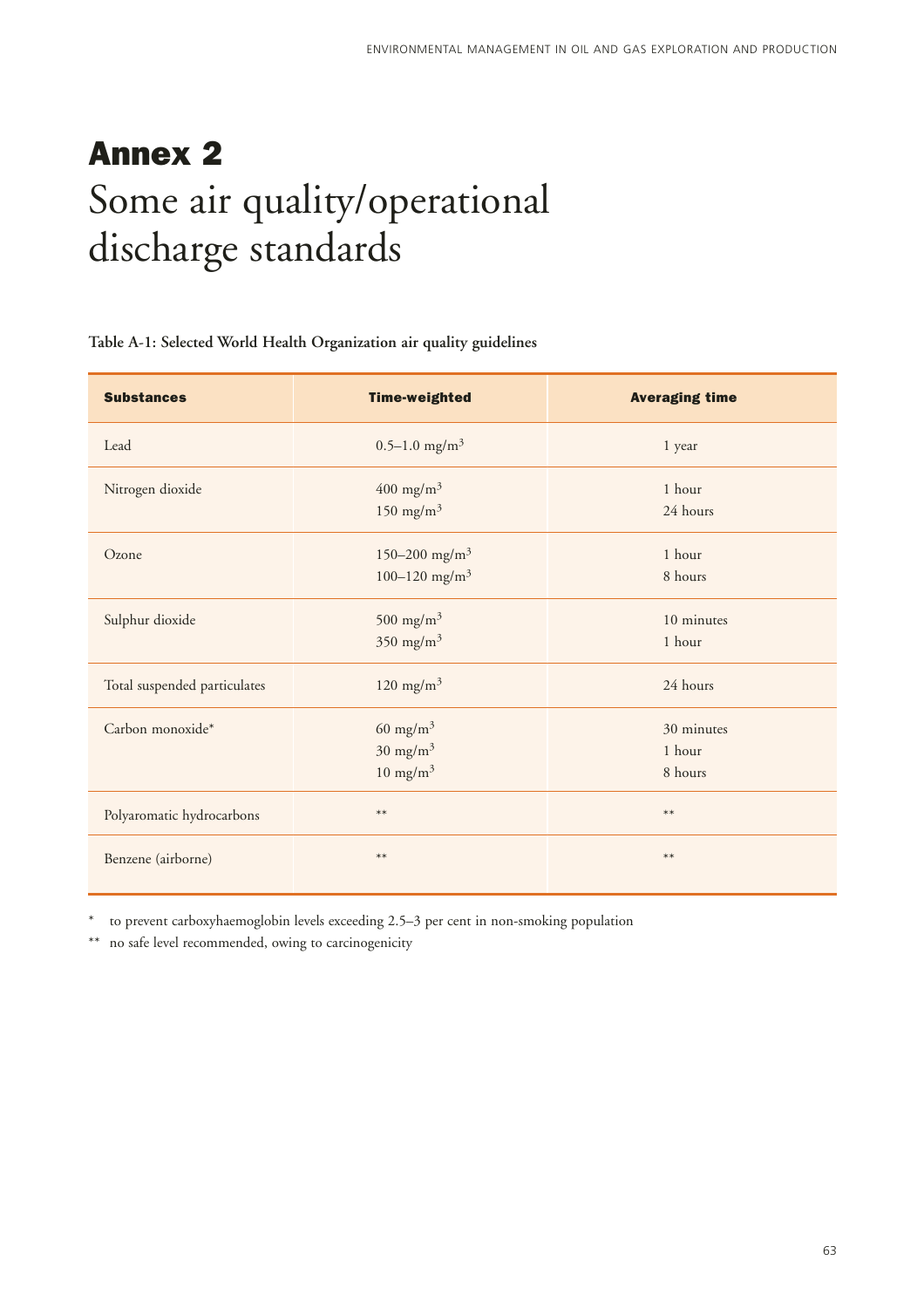# Annex 2
# Some air quality/operational discharge standards

**Table A-1: Selected World Health Organization air quality guidelines**

| Substances | Time-weighted | Averaging time |
|---|---|---|
| Lead | 0.5–1.0 mg/m$^3$ | 1 year |
| Nitrogen dioxide | 400 mg/m$^3$<br>150 mg/m$^3$ | 1 hour<br>24 hours |
| Ozone | 150–200 mg/m$^3$<br>100–120 mg/m$^3$ | 1 hour<br>8 hours |
| Sulphur dioxide | 500 mg/m$^3$<br>350 mg/m$^3$ | 10 minutes<br>1 hour |
| Total suspended particulates | 120 mg/m$^3$ | 24 hours |
| Carbon monoxide* | 60 mg/m$^3$<br>30 mg/m$^3$<br>10 mg/m$^3$ | 30 minutes<br>1 hour<br>8 hours |
| Polyaromatic hydrocarbons | ** | ** |
| Benzene (airborne) | ** | ** |

\* to prevent carboxyhaemoglobin levels exceeding 2.5–3 per cent in non-smoking population

\** no safe level recommended, owing to carcinogenicity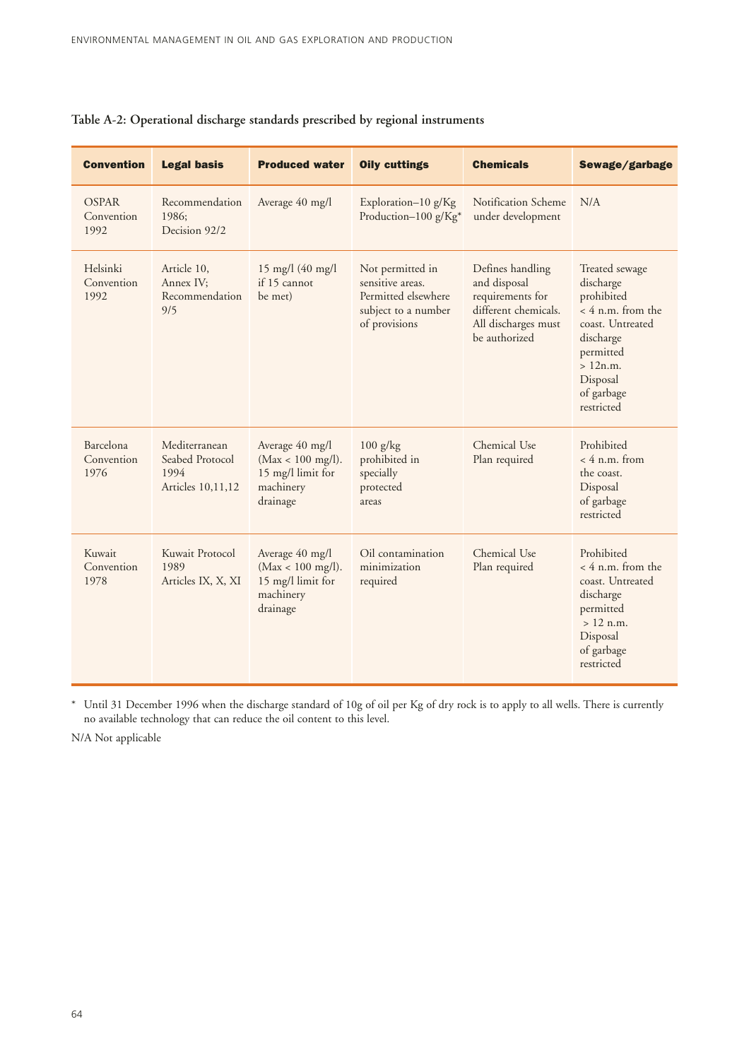**Table A-2: Operational discharge standards prescribed by regional instruments**

| Convention | Legal basis | Produced water | Oily cuttings | Chemicals | Sewage/garbage |
|---|---|---|---|---|---|
| OSPAR Convention 1992 | Recommendation 1986; Decision 92/2 | Average 40 mg/l | Exploration–10 g/Kg Production–100 g/Kg* | Notification Scheme under development | N/A |
| Helsinki Convention 1992 | Article 10, Annex IV; Recommendation 9/5 | 15 mg/l (40 mg/l if 15 cannot be met) | Not permitted in sensitive areas. Permitted elsewhere subject to a number of provisions | Defines handling and disposal requirements for different chemicals. All discharges must be authorized | Treated sewage discharge prohibited < 4 n.m. from the coast. Untreated discharge permitted > 12n.m. Disposal of garbage restricted |
| Barcelona Convention 1976 | Mediterranean Seabed Protocol 1994 Articles 10,11,12 | Average 40 mg/l (Max < 100 mg/l). 15 mg/l limit for machinery drainage | 100 g/kg prohibited in specially protected areas | Chemical Use Plan required | Prohibited < 4 n.m. from the coast. Disposal of garbage restricted |
| Kuwait Convention 1978 | Kuwait Protocol 1989 Articles IX, X, XI | Average 40 mg/l (Max < 100 mg/l). 15 mg/l limit for machinery drainage | Oil contamination minimization required | Chemical Use Plan required | Prohibited < 4 n.m. from the coast. Untreated discharge permitted > 12 n.m. Disposal of garbage restricted |

\* Until 31 December 1996 when the discharge standard of 10g of oil per Kg of dry rock is to apply to all wells. There is currently no available technology that can reduce the oil content to this level.

N/A Not applicable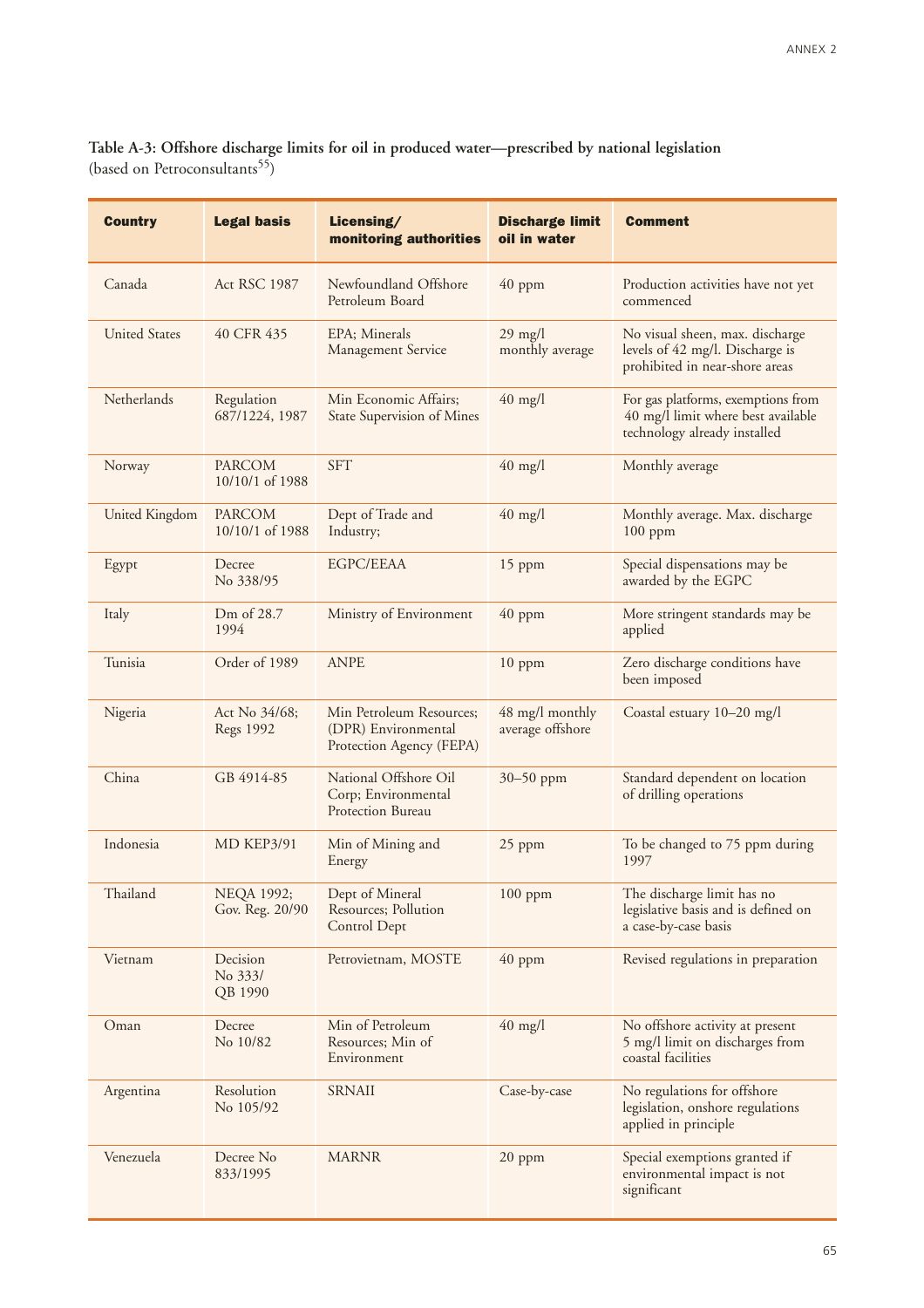**Table A-3: Offshore discharge limits for oil in produced water—prescribed by national legislation** (based on Petroconsultants[55])

| Country | Legal basis | Licensing/ monitoring authorities | Discharge limit oil in water | Comment |
|---|---|---|---|---|
| Canada | Act RSC 1987 | Newfoundland Offshore Petroleum Board | 40 ppm | Production activities have not yet commenced |
| United States | 40 CFR 435 | EPA; Minerals Management Service | 29 mg/l monthly average | No visual sheen, max. discharge levels of 42 mg/l. Discharge is prohibited in near-shore areas |
| Netherlands | Regulation 687/1224, 1987 | Min Economic Affairs; State Supervision of Mines | 40 mg/l | For gas platforms, exemptions from 40 mg/l limit where best available technology already installed |
| Norway | PARCOM 10/10/1 of 1988 | SFT | 40 mg/l | Monthly average |
| United Kingdom | PARCOM 10/10/1 of 1988 | Dept of Trade and Industry; | 40 mg/l | Monthly average. Max. discharge 100 ppm |
| Egypt | Decree No 338/95 | EGPC/EEAA | 15 ppm | Special dispensations may be awarded by the EGPC |
| Italy | Dm of 28.7 1994 | Ministry of Environment | 40 ppm | More stringent standards may be applied |
| Tunisia | Order of 1989 | ANPE | 10 ppm | Zero discharge conditions have been imposed |
| Nigeria | Act No 34/68; Regs 1992 | Min Petroleum Resources; (DPR) Environmental Protection Agency (FEPA) | 48 mg/l monthly average offshore | Coastal estuary 10–20 mg/l |
| China | GB 4914-85 | National Offshore Oil Corp; Environmental Protection Bureau | 30–50 ppm | Standard dependent on location of drilling operations |
| Indonesia | MD KEP3/91 | Min of Mining and Energy | 25 ppm | To be changed to 75 ppm during 1997 |
| Thailand | NEQA 1992; Gov. Reg. 20/90 | Dept of Mineral Resources; Pollution Control Dept | 100 ppm | The discharge limit has no legislative basis and is defined on a case-by-case basis |
| Vietnam | Decision No 333/ QB 1990 | Petrovietnam, MOSTE | 40 ppm | Revised regulations in preparation |
| Oman | Decree No 10/82 | Min of Petroleum Resources; Min of Environment | 40 mg/l | No offshore activity at present 5 mg/l limit on discharges from coastal facilities |
| Argentina | Resolution No 105/92 | SRNAII | Case-by-case | No regulations for offshore legislation, onshore regulations applied in principle |
| Venezuela | Decree No 833/1995 | MARNR | 20 ppm | Special exemptions granted if environmental impact is not significant |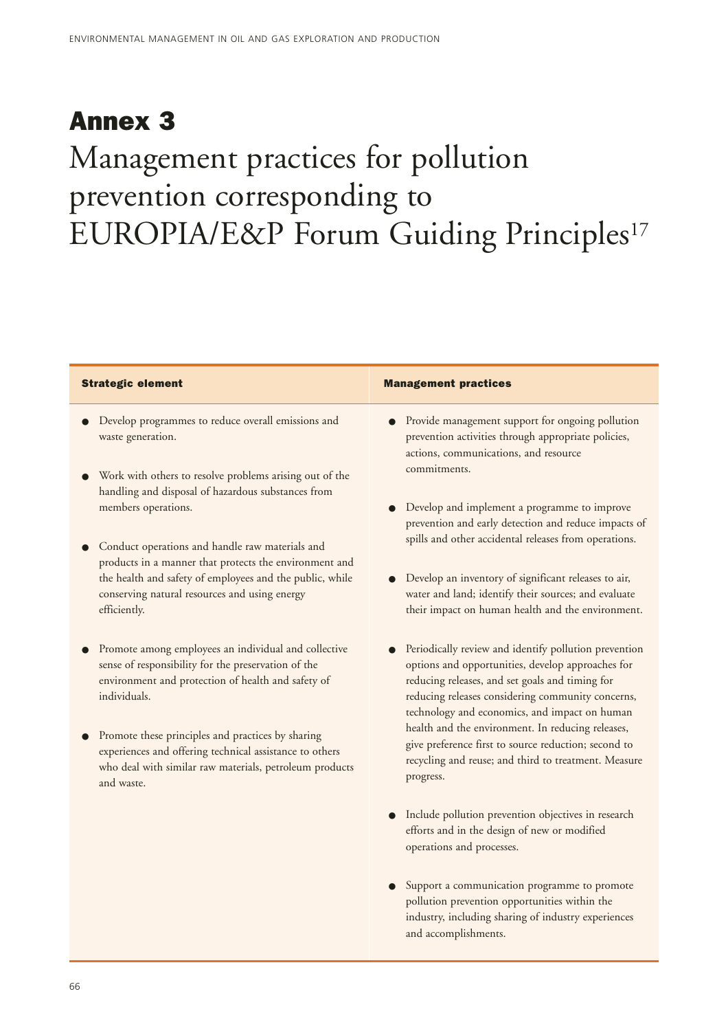# Annex 3

## Management practices for pollution prevention corresponding to EUROPIA/E&P Forum Guiding Principles[17]

| Strategic element | Management practices |
|---|---|
| • Develop programmes to reduce overall emissions and waste generation.<br><br>• Work with others to resolve problems arising out of the handling and disposal of hazardous substances from members operations.<br><br>• Conduct operations and handle raw materials and products in a manner that protects the environment and the health and safety of employees and the public, while conserving natural resources and using energy efficiently.<br><br>• Promote among employees an individual and collective sense of responsibility for the preservation of the environment and protection of health and safety of individuals.<br><br>• Promote these principles and practices by sharing experiences and offering technical assistance to others who deal with similar raw materials, petroleum products and waste. | • Provide management support for ongoing pollution prevention activities through appropriate policies, actions, communications, and resource commitments.<br><br>• Develop and implement a programme to improve prevention and early detection and reduce impacts of spills and other accidental releases from operations.<br><br>• Develop an inventory of significant releases to air, water and land; identify their sources; and evaluate their impact on human health and the environment.<br><br>• Periodically review and identify pollution prevention options and opportunities, develop approaches for reducing releases, and set goals and timing for reducing releases considering community concerns, technology and economics, and impact on human health and the environment. In reducing releases, give preference first to source reduction; second to recycling and reuse; and third to treatment. Measure progress.<br><br>• Include pollution prevention objectives in research efforts and in the design of new or modified operations and processes.<br><br>• Support a communication programme to promote pollution prevention opportunities within the industry, including sharing of industry experiences and accomplishments. |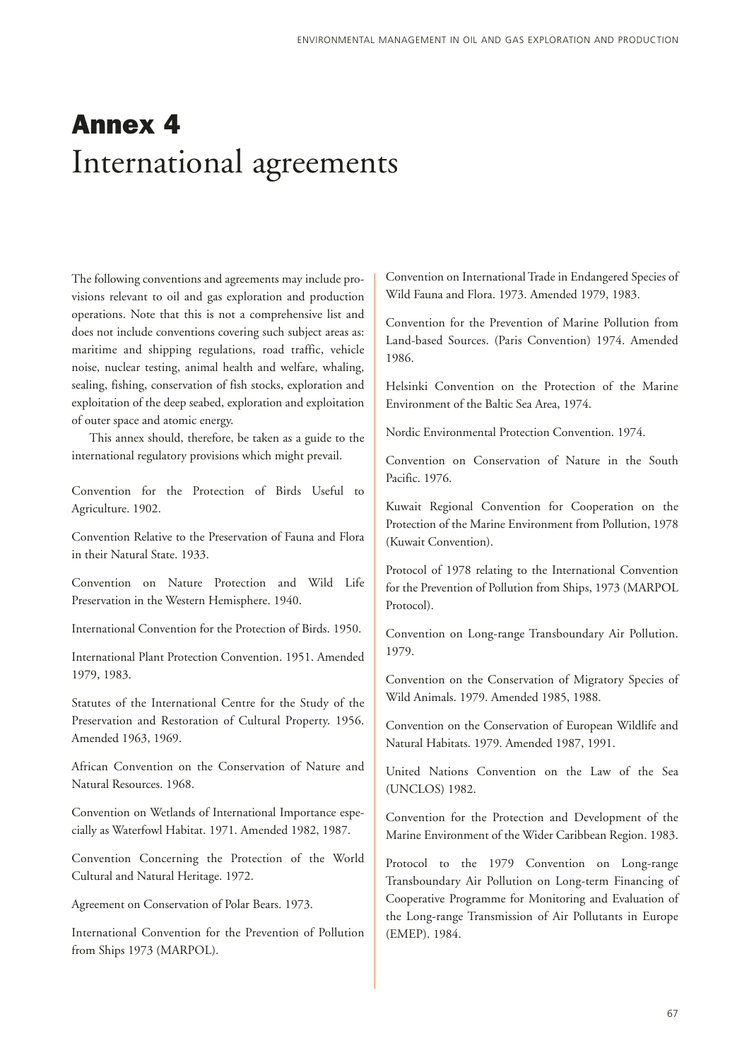# Annex 4
# International agreements

The following conventions and agreements may include provisions relevant to oil and gas exploration and production operations. Note that this is not a comprehensive list and does not include conventions covering such subject areas as: maritime and shipping regulations, road traffic, vehicle noise, nuclear testing, animal health and welfare, whaling, sealing, fishing, conservation of fish stocks, exploration and exploitation of the deep seabed, exploration and exploitation of outer space and atomic energy.

This annex should, therefore, be taken as a guide to the international regulatory provisions which might prevail.

Convention for the Protection of Birds Useful to Agriculture. 1902.

Convention Relative to the Preservation of Fauna and Flora in their Natural State. 1933.

Convention on Nature Protection and Wild Life Preservation in the Western Hemisphere. 1940.

International Convention for the Protection of Birds. 1950.

International Plant Protection Convention. 1951. Amended 1979, 1983.

Statutes of the International Centre for the Study of the Preservation and Restoration of Cultural Property. 1956. Amended 1963, 1969.

African Convention on the Conservation of Nature and Natural Resources. 1968.

Convention on Wetlands of International Importance especially as Waterfowl Habitat. 1971. Amended 1982, 1987.

Convention Concerning the Protection of the World Cultural and Natural Heritage. 1972.

Agreement on Conservation of Polar Bears. 1973.

International Convention for the Prevention of Pollution from Ships 1973 (MARPOL).

Convention on International Trade in Endangered Species of Wild Fauna and Flora. 1973. Amended 1979, 1983.

Convention for the Prevention of Marine Pollution from Land-based Sources. (Paris Convention) 1974. Amended 1986.

Helsinki Convention on the Protection of the Marine Environment of the Baltic Sea Area, 1974.

Nordic Environmental Protection Convention. 1974.

Convention on Conservation of Nature in the South Pacific. 1976.

Kuwait Regional Convention for Cooperation on the Protection of the Marine Environment from Pollution, 1978 (Kuwait Convention).

Protocol of 1978 relating to the International Convention for the Prevention of Pollution from Ships, 1973 (MARPOL Protocol).

Convention on Long-range Transboundary Air Pollution. 1979.

Convention on the Conservation of Migratory Species of Wild Animals. 1979. Amended 1985, 1988.

Convention on the Conservation of European Wildlife and Natural Habitats. 1979. Amended 1987, 1991.

United Nations Convention on the Law of the Sea (UNCLOS) 1982.

Convention for the Protection and Development of the Marine Environment of the Wider Caribbean Region. 1983.

Protocol to the 1979 Convention on Long-range Transboundary Air Pollution on Long-term Financing of Cooperative Programme for Monitoring and Evaluation of the Long-range Transmission of Air Pollutants in Europe (EMEP). 1984.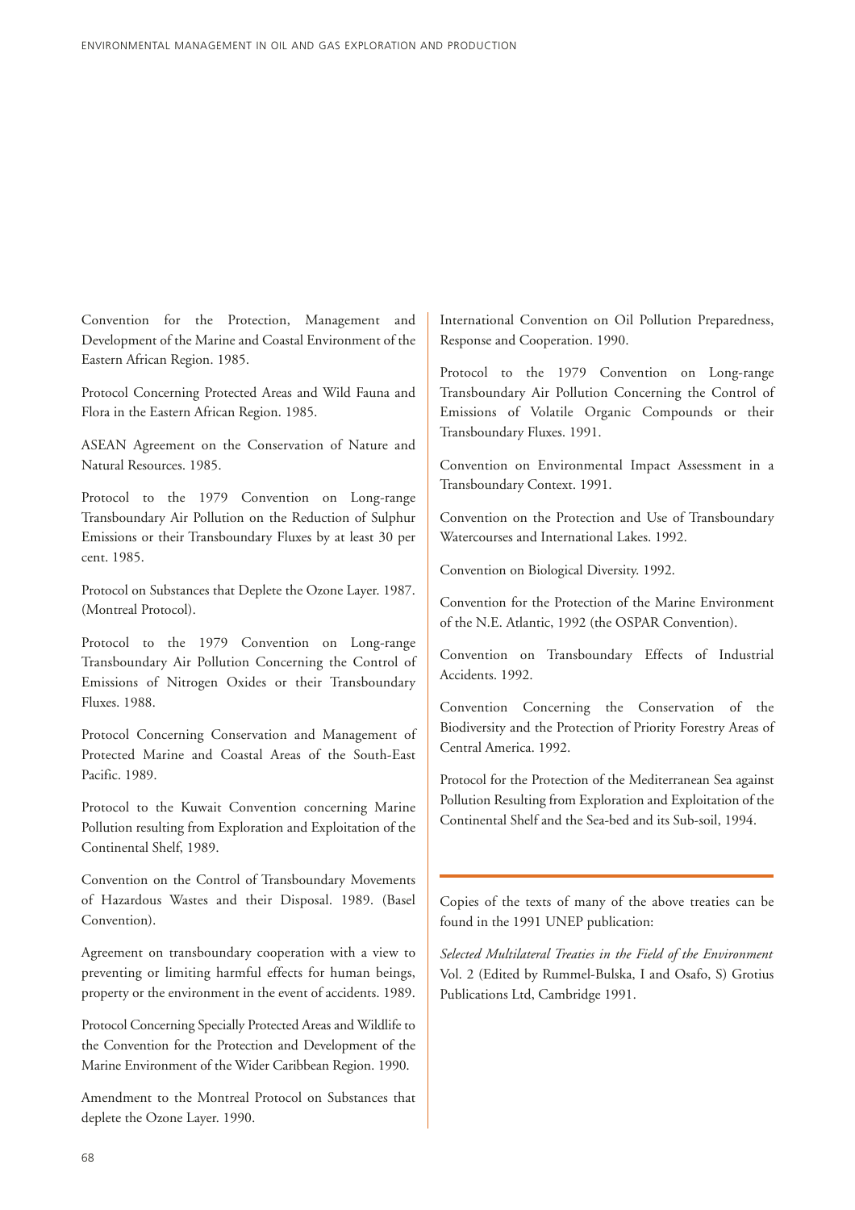Convention for the Protection, Management and Development of the Marine and Coastal Environment of the Eastern African Region. 1985.

Protocol Concerning Protected Areas and Wild Fauna and Flora in the Eastern African Region. 1985.

ASEAN Agreement on the Conservation of Nature and Natural Resources. 1985.

Protocol to the 1979 Convention on Long-range Transboundary Air Pollution on the Reduction of Sulphur Emissions or their Transboundary Fluxes by at least 30 per cent. 1985.

Protocol on Substances that Deplete the Ozone Layer. 1987. (Montreal Protocol).

Protocol to the 1979 Convention on Long-range Transboundary Air Pollution Concerning the Control of Emissions of Nitrogen Oxides or their Transboundary Fluxes. 1988.

Protocol Concerning Conservation and Management of Protected Marine and Coastal Areas of the South-East Pacific. 1989.

Protocol to the Kuwait Convention concerning Marine Pollution resulting from Exploration and Exploitation of the Continental Shelf, 1989.

Convention on the Control of Transboundary Movements of Hazardous Wastes and their Disposal. 1989. (Basel Convention).

Agreement on transboundary cooperation with a view to preventing or limiting harmful effects for human beings, property or the environment in the event of accidents. 1989.

Protocol Concerning Specially Protected Areas and Wildlife to the Convention for the Protection and Development of the Marine Environment of the Wider Caribbean Region. 1990.

Amendment to the Montreal Protocol on Substances that deplete the Ozone Layer. 1990.

International Convention on Oil Pollution Preparedness, Response and Cooperation. 1990.

Protocol to the 1979 Convention on Long-range Transboundary Air Pollution Concerning the Control of Emissions of Volatile Organic Compounds or their Transboundary Fluxes. 1991.

Convention on Environmental Impact Assessment in a Transboundary Context. 1991.

Convention on the Protection and Use of Transboundary Watercourses and International Lakes. 1992.

Convention on Biological Diversity. 1992.

Convention for the Protection of the Marine Environment of the N.E. Atlantic, 1992 (the OSPAR Convention).

Convention on Transboundary Effects of Industrial Accidents. 1992.

Convention Concerning the Conservation of the Biodiversity and the Protection of Priority Forestry Areas of Central America. 1992.

Protocol for the Protection of the Mediterranean Sea against Pollution Resulting from Exploration and Exploitation of the Continental Shelf and the Sea-bed and its Sub-soil, 1994.

---

Copies of the texts of many of the above treaties can be found in the 1991 UNEP publication:

*Selected Multilateral Treaties in the Field of the Environment* Vol. 2 (Edited by Rummel-Bulska, I and Osafo, S) Grotius Publications Ltd, Cambridge 1991.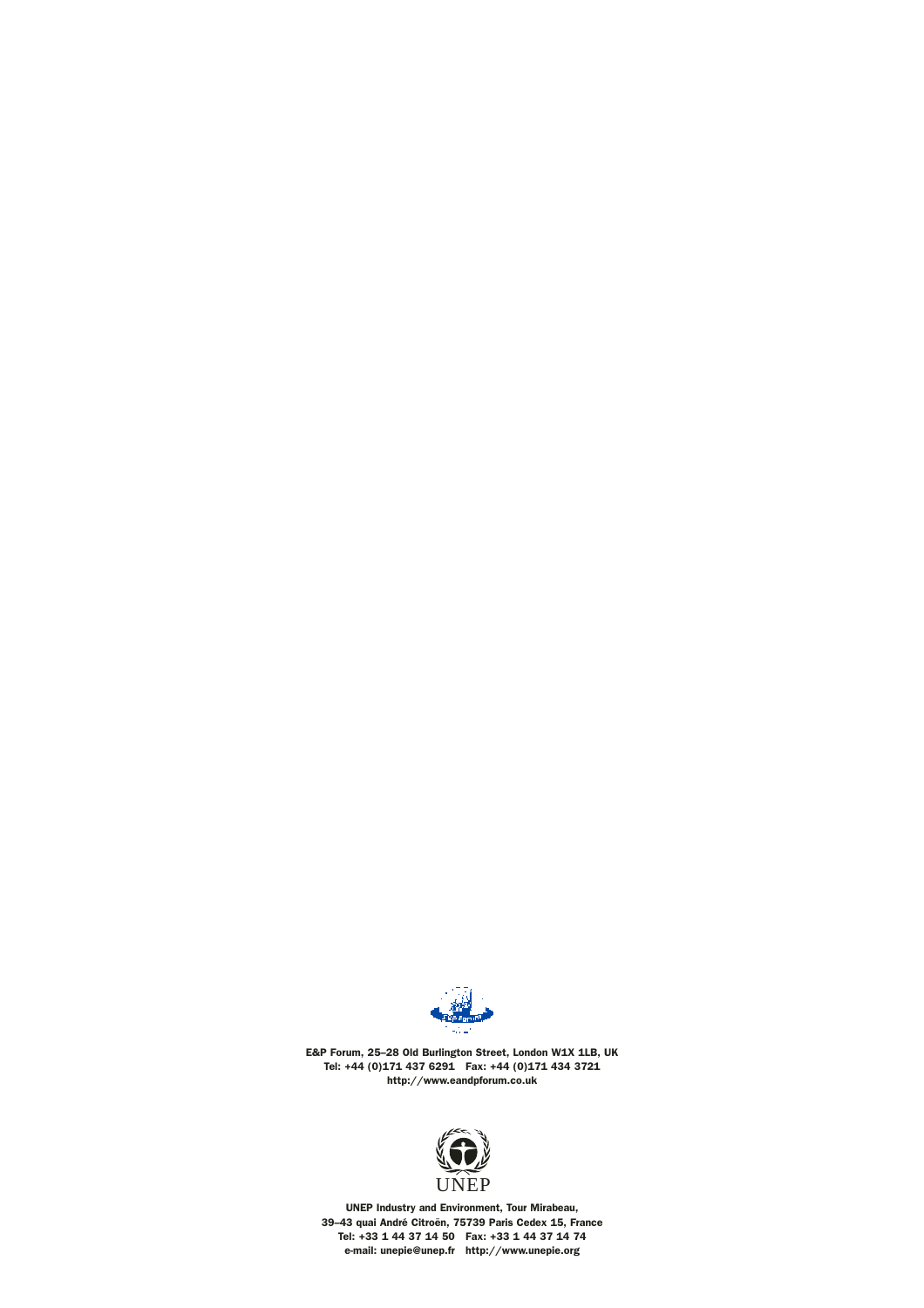E&P Forum, 25–28 Old Burlington Street, London W1X 1LB, UK
Tel: +44 (0)171 437 6291 Fax: +44 (0)171 434 3721
http://www.eandpforum.co.uk

UNEP

UNEP Industry and Environment, Tour Mirabeau,
39–43 quai André Citroën, 75739 Paris Cedex 15, France
Tel: +33 1 44 37 14 50 Fax: +33 1 44 37 14 74
e-mail: unepie@unep.fr http://www.unepie.org